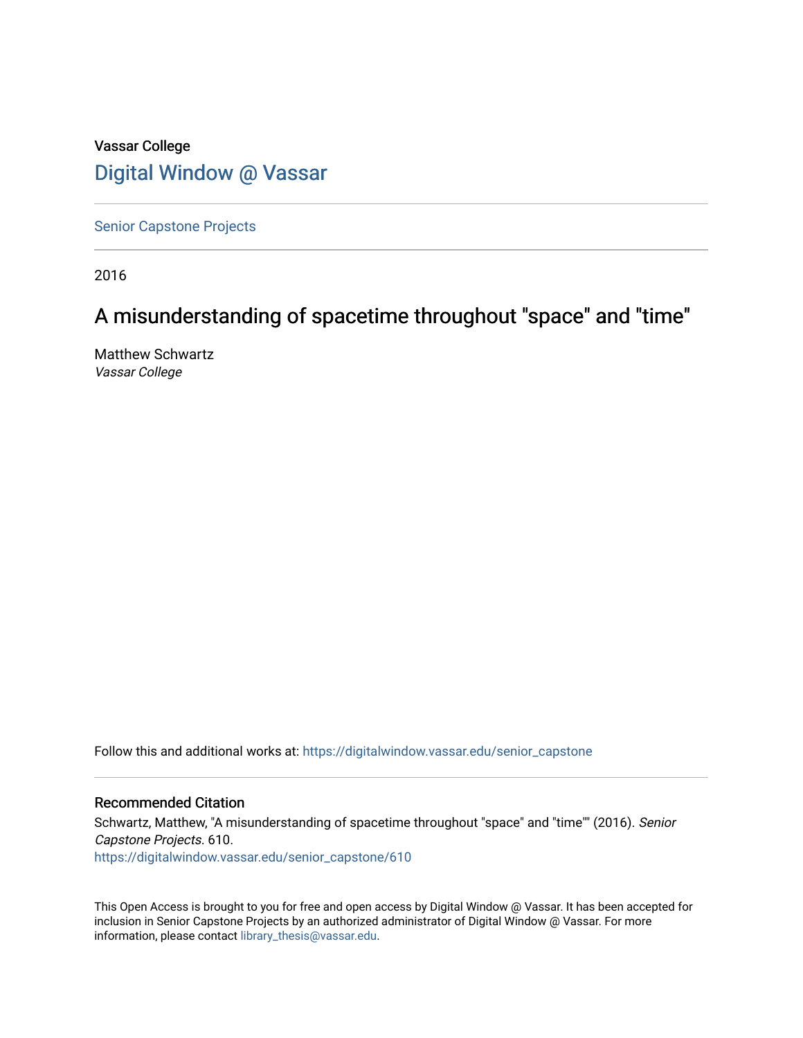Vassar College

## Digital Window @ Vassar

Senior Capstone Projects

2016

# A misunderstanding of spacetime throughout "space" and "time"

Matthew Schwartz
*Vassar College*

Follow this and additional works at: https://digitalwindow.vassar.edu/senior_capstone

### Recommended Citation

Schwartz, Matthew, "A misunderstanding of spacetime throughout "space" and "time"" (2016). *Senior Capstone Projects*. 610.
https://digitalwindow.vassar.edu/senior_capstone/610

This Open Access is brought to you for free and open access by Digital Window @ Vassar. It has been accepted for inclusion in Senior Capstone Projects by an authorized administrator of Digital Window @ Vassar. For more information, please contact library_thesis@vassar.edu.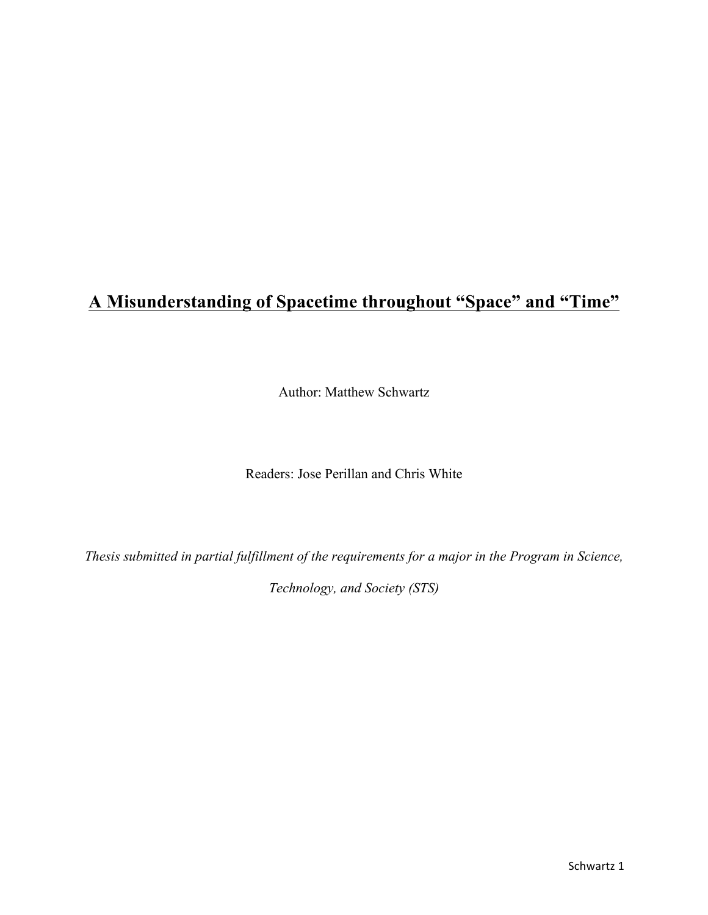# <u>A Misunderstanding of Spacetime throughout "Space" and "Time"</u>

Author: Matthew Schwartz

Readers: Jose Perillan and Chris White

*Thesis submitted in partial fulfillment of the requirements for a major in the Program in Science, Technology, and Society (STS)*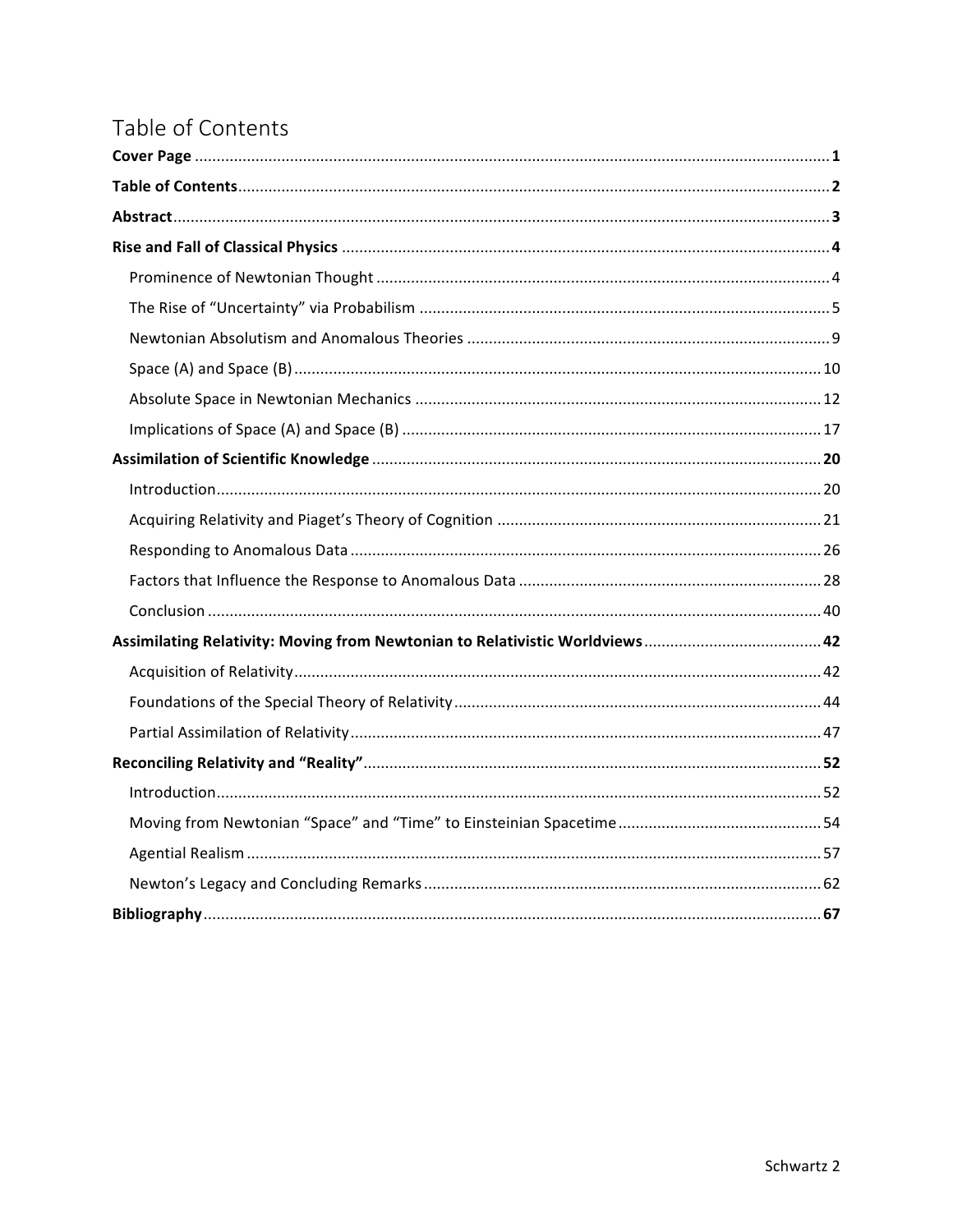# Table of Contents

**Cover Page** .......... **1**

**Table of Contents** .......... **2**

**Abstract** .......... **3**

**Rise and Fall of Classical Physics** .......... **4**

- Prominence of Newtonian Thought .......... 4
- The Rise of "Uncertainty" via Probabilism .......... 5
- Newtonian Absolutism and Anomalous Theories .......... 9
- Space (A) and Space (B) .......... 10
- Absolute Space in Newtonian Mechanics .......... 12
- Implications of Space (A) and Space (B) .......... 17

**Assimilation of Scientific Knowledge** .......... **20**

- Introduction .......... 20
- Acquiring Relativity and Piaget's Theory of Cognition .......... 21
- Responding to Anomalous Data .......... 26
- Factors that Influence the Response to Anomalous Data .......... 28
- Conclusion .......... 40

**Assimilating Relativity: Moving from Newtonian to Relativistic Worldviews** .......... **42**

- Acquisition of Relativity .......... 42
- Foundations of the Special Theory of Relativity .......... 44
- Partial Assimilation of Relativity .......... 47

**Reconciling Relativity and "Reality"** .......... **52**

- Introduction .......... 52
- Moving from Newtonian "Space" and "Time" to Einsteinian Spacetime .......... 54
- Agential Realism .......... 57
- Newton's Legacy and Concluding Remarks .......... 62

**Bibliography** .......... **67**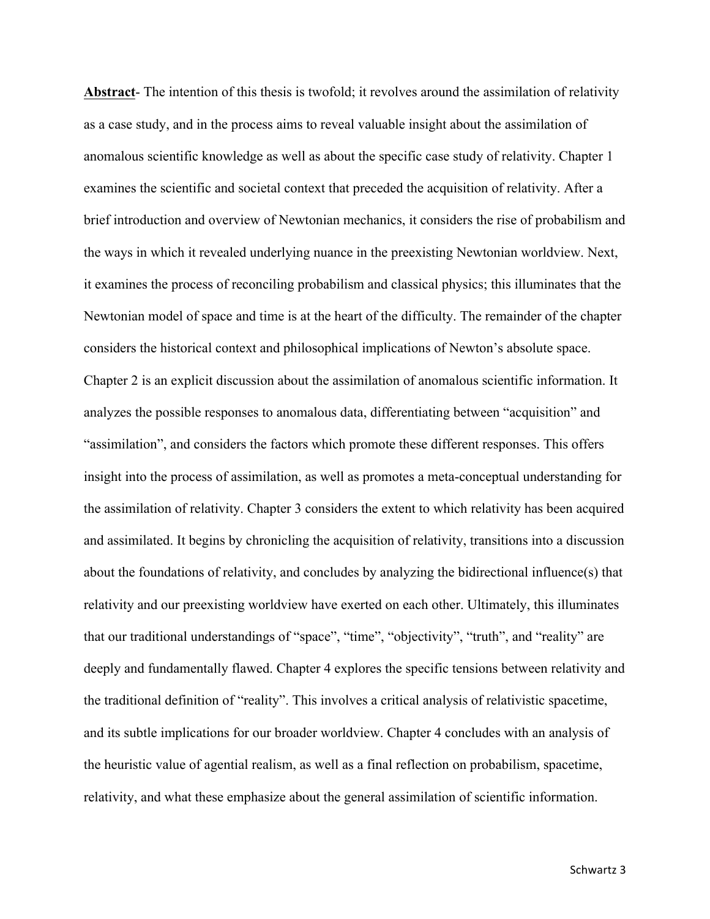**Abstract**- The intention of this thesis is twofold; it revolves around the assimilation of relativity as a case study, and in the process aims to reveal valuable insight about the assimilation of anomalous scientific knowledge as well as about the specific case study of relativity. Chapter 1 examines the scientific and societal context that preceded the acquisition of relativity. After a brief introduction and overview of Newtonian mechanics, it considers the rise of probabilism and the ways in which it revealed underlying nuance in the preexisting Newtonian worldview. Next, it examines the process of reconciling probabilism and classical physics; this illuminates that the Newtonian model of space and time is at the heart of the difficulty. The remainder of the chapter considers the historical context and philosophical implications of Newton's absolute space. Chapter 2 is an explicit discussion about the assimilation of anomalous scientific information. It analyzes the possible responses to anomalous data, differentiating between "acquisition" and "assimilation", and considers the factors which promote these different responses. This offers insight into the process of assimilation, as well as promotes a meta-conceptual understanding for the assimilation of relativity. Chapter 3 considers the extent to which relativity has been acquired and assimilated. It begins by chronicling the acquisition of relativity, transitions into a discussion about the foundations of relativity, and concludes by analyzing the bidirectional influence(s) that relativity and our preexisting worldview have exerted on each other. Ultimately, this illuminates that our traditional understandings of "space", "time", "objectivity", "truth", and "reality" are deeply and fundamentally flawed. Chapter 4 explores the specific tensions between relativity and the traditional definition of "reality". This involves a critical analysis of relativistic spacetime, and its subtle implications for our broader worldview. Chapter 4 concludes with an analysis of the heuristic value of agential realism, as well as a final reflection on probabilism, spacetime, relativity, and what these emphasize about the general assimilation of scientific information.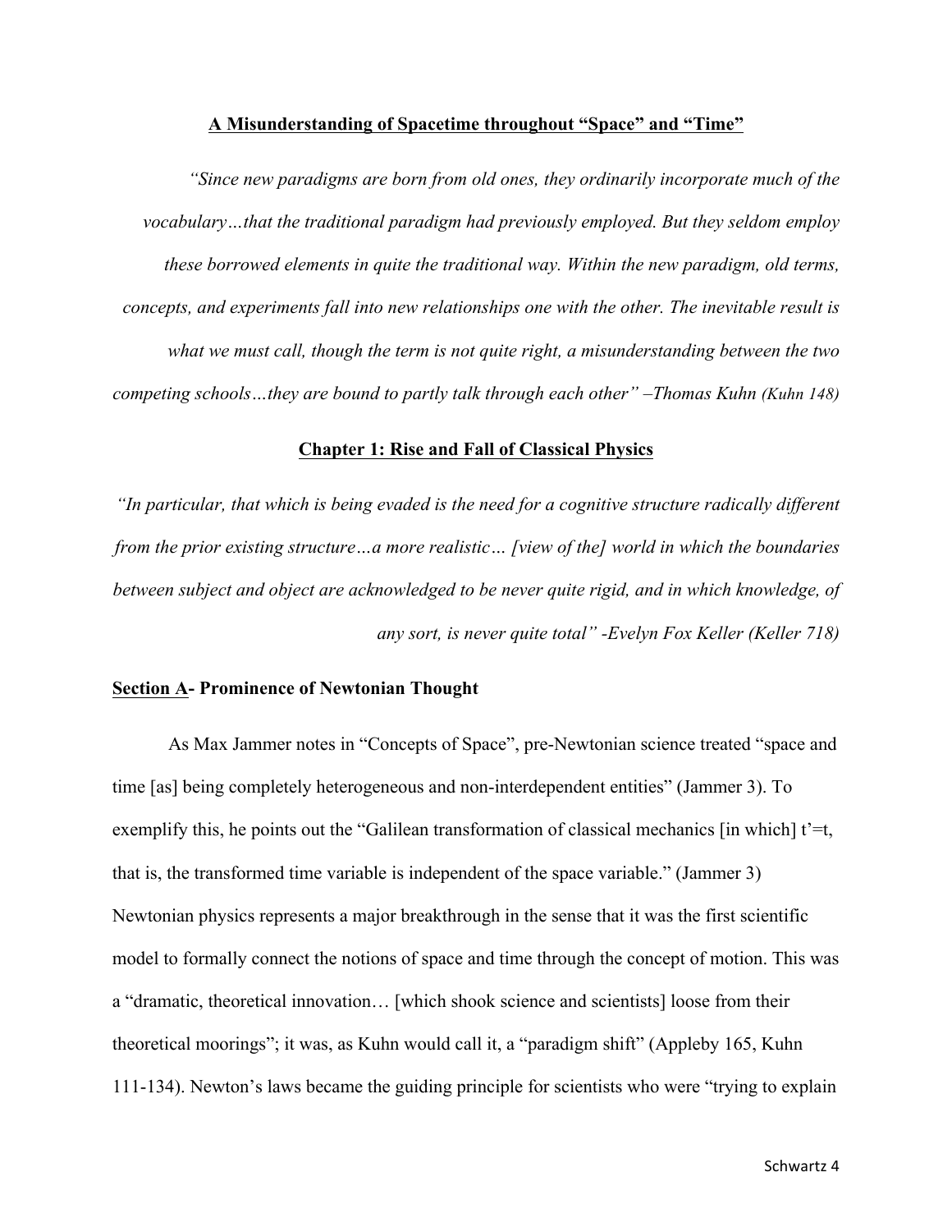**<u>A Misunderstanding of Spacetime throughout "Space" and "Time"</u>**

*"Since new paradigms are born from old ones, they ordinarily incorporate much of the vocabulary…that the traditional paradigm had previously employed. But they seldom employ these borrowed elements in quite the traditional way. Within the new paradigm, old terms, concepts, and experiments fall into new relationships one with the other. The inevitable result is what we must call, though the term is not quite right, a misunderstanding between the two competing schools…they are bound to partly talk through each other" –Thomas Kuhn (Kuhn 148)*

## <u>Chapter 1: Rise and Fall of Classical Physics</u>

*"In particular, that which is being evaded is the need for a cognitive structure radically different from the prior existing structure…a more realistic… [view of the] world in which the boundaries between subject and object are acknowledged to be never quite rigid, and in which knowledge, of any sort, is never quite total" -Evelyn Fox Keller (Keller 718)*

### <u>Section A</u>- Prominence of Newtonian Thought

As Max Jammer notes in "Concepts of Space", pre-Newtonian science treated "space and time [as] being completely heterogeneous and non-interdependent entities" (Jammer 3). To exemplify this, he points out the "Galilean transformation of classical mechanics [in which] $t'=t$, that is, the transformed time variable is independent of the space variable." (Jammer 3) Newtonian physics represents a major breakthrough in the sense that it was the first scientific model to formally connect the notions of space and time through the concept of motion. This was a "dramatic, theoretical innovation… [which shook science and scientists] loose from their theoretical moorings"; it was, as Kuhn would call it, a "paradigm shift" (Appleby 165, Kuhn 111-134). Newton's laws became the guiding principle for scientists who were "trying to explain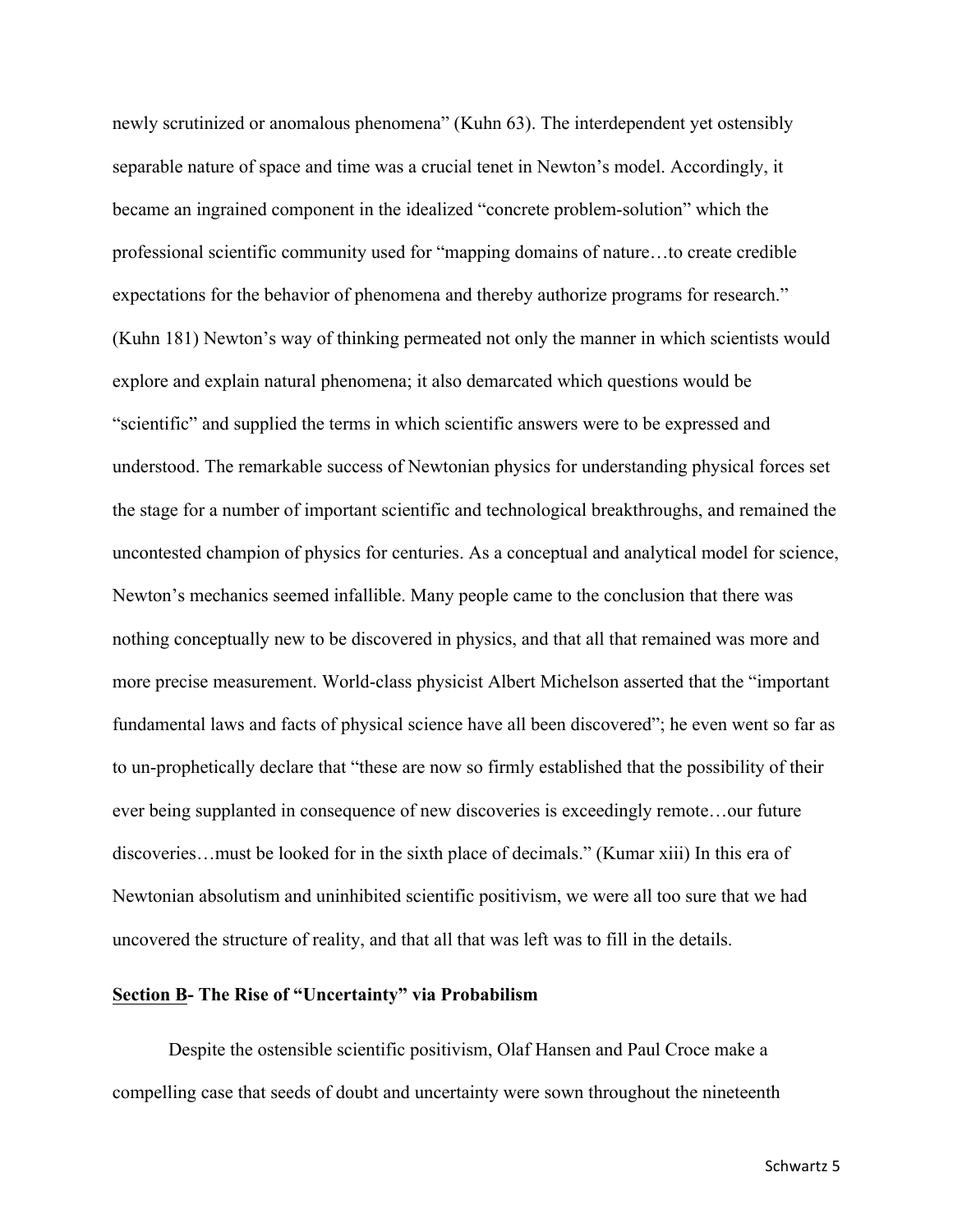newly scrutinized or anomalous phenomena" (Kuhn 63). The interdependent yet ostensibly separable nature of space and time was a crucial tenet in Newton's model. Accordingly, it became an ingrained component in the idealized "concrete problem-solution" which the professional scientific community used for "mapping domains of nature…to create credible expectations for the behavior of phenomena and thereby authorize programs for research." (Kuhn 181) Newton's way of thinking permeated not only the manner in which scientists would explore and explain natural phenomena; it also demarcated which questions would be "scientific" and supplied the terms in which scientific answers were to be expressed and understood. The remarkable success of Newtonian physics for understanding physical forces set the stage for a number of important scientific and technological breakthroughs, and remained the uncontested champion of physics for centuries. As a conceptual and analytical model for science, Newton's mechanics seemed infallible. Many people came to the conclusion that there was nothing conceptually new to be discovered in physics, and that all that remained was more and more precise measurement. World-class physicist Albert Michelson asserted that the "important fundamental laws and facts of physical science have all been discovered"; he even went so far as to un-prophetically declare that "these are now so firmly established that the possibility of their ever being supplanted in consequence of new discoveries is exceedingly remote…our future discoveries…must be looked for in the sixth place of decimals." (Kumar xiii) In this era of Newtonian absolutism and uninhibited scientific positivism, we were all too sure that we had uncovered the structure of reality, and that all that was left was to fill in the details.

**Section B- The Rise of "Uncertainty" via Probabilism**

Despite the ostensible scientific positivism, Olaf Hansen and Paul Croce make a compelling case that seeds of doubt and uncertainty were sown throughout the nineteenth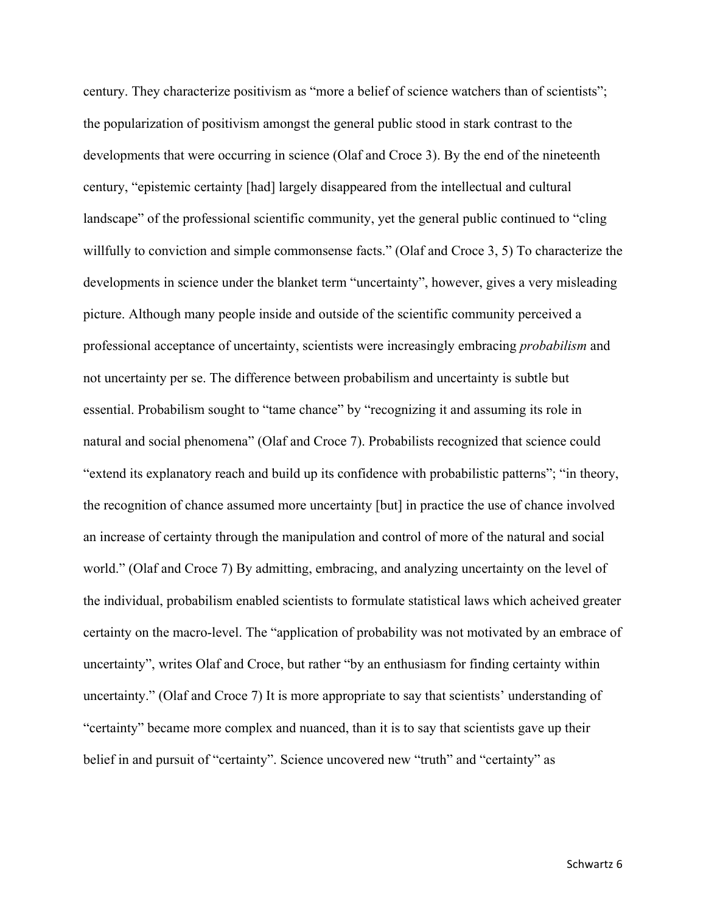century. They characterize positivism as "more a belief of science watchers than of scientists"; the popularization of positivism amongst the general public stood in stark contrast to the developments that were occurring in science (Olaf and Croce 3). By the end of the nineteenth century, "epistemic certainty [had] largely disappeared from the intellectual and cultural landscape" of the professional scientific community, yet the general public continued to "cling willfully to conviction and simple commonsense facts." (Olaf and Croce 3, 5) To characterize the developments in science under the blanket term "uncertainty", however, gives a very misleading picture. Although many people inside and outside of the scientific community perceived a professional acceptance of uncertainty, scientists were increasingly embracing *probabilism* and not uncertainty per se. The difference between probabilism and uncertainty is subtle but essential. Probabilism sought to "tame chance" by "recognizing it and assuming its role in natural and social phenomena" (Olaf and Croce 7). Probabilists recognized that science could "extend its explanatory reach and build up its confidence with probabilistic patterns"; "in theory, the recognition of chance assumed more uncertainty [but] in practice the use of chance involved an increase of certainty through the manipulation and control of more of the natural and social world." (Olaf and Croce 7) By admitting, embracing, and analyzing uncertainty on the level of the individual, probabilism enabled scientists to formulate statistical laws which acheived greater certainty on the macro-level. The "application of probability was not motivated by an embrace of uncertainty", writes Olaf and Croce, but rather "by an enthusiasm for finding certainty within uncertainty." (Olaf and Croce 7) It is more appropriate to say that scientists' understanding of "certainty" became more complex and nuanced, than it is to say that scientists gave up their belief in and pursuit of "certainty". Science uncovered new "truth" and "certainty" as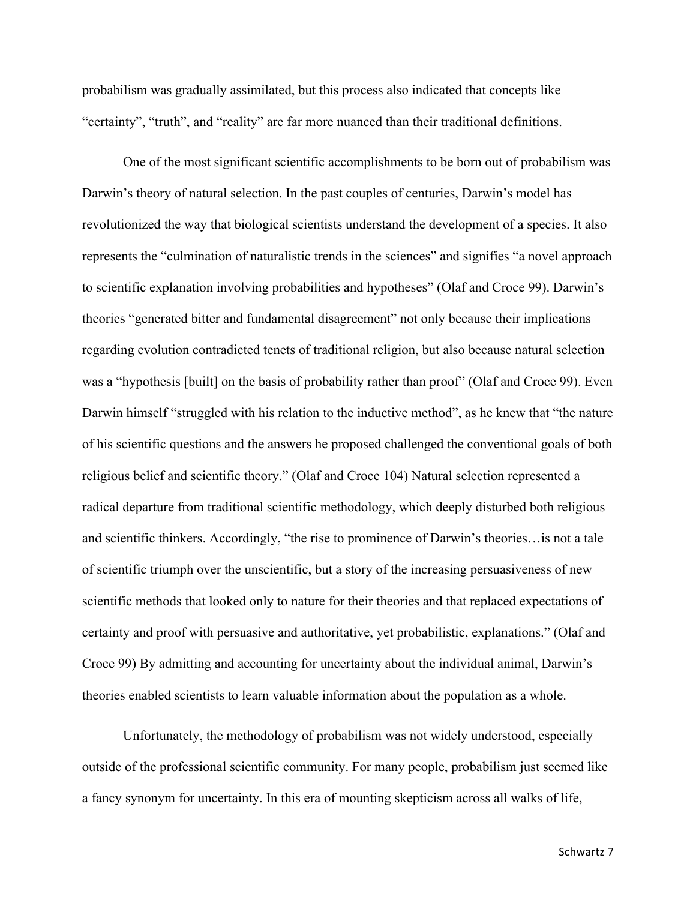probabilism was gradually assimilated, but this process also indicated that concepts like "certainty", "truth", and "reality" are far more nuanced than their traditional definitions.

One of the most significant scientific accomplishments to be born out of probabilism was Darwin's theory of natural selection. In the past couples of centuries, Darwin's model has revolutionized the way that biological scientists understand the development of a species. It also represents the "culmination of naturalistic trends in the sciences" and signifies "a novel approach to scientific explanation involving probabilities and hypotheses" (Olaf and Croce 99). Darwin's theories "generated bitter and fundamental disagreement" not only because their implications regarding evolution contradicted tenets of traditional religion, but also because natural selection was a "hypothesis [built] on the basis of probability rather than proof" (Olaf and Croce 99). Even Darwin himself "struggled with his relation to the inductive method", as he knew that "the nature of his scientific questions and the answers he proposed challenged the conventional goals of both religious belief and scientific theory." (Olaf and Croce 104) Natural selection represented a radical departure from traditional scientific methodology, which deeply disturbed both religious and scientific thinkers. Accordingly, "the rise to prominence of Darwin's theories…is not a tale of scientific triumph over the unscientific, but a story of the increasing persuasiveness of new scientific methods that looked only to nature for their theories and that replaced expectations of certainty and proof with persuasive and authoritative, yet probabilistic, explanations." (Olaf and Croce 99) By admitting and accounting for uncertainty about the individual animal, Darwin's theories enabled scientists to learn valuable information about the population as a whole.

Unfortunately, the methodology of probabilism was not widely understood, especially outside of the professional scientific community. For many people, probabilism just seemed like a fancy synonym for uncertainty. In this era of mounting skepticism across all walks of life,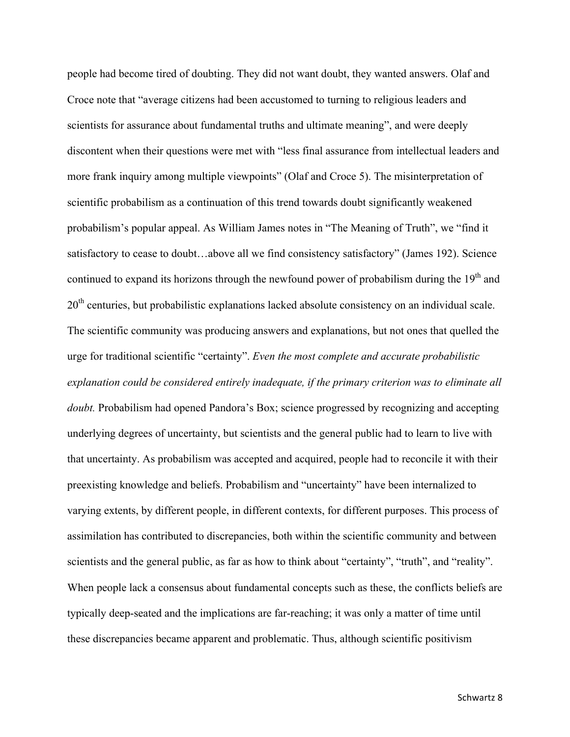people had become tired of doubting. They did not want doubt, they wanted answers. Olaf and Croce note that "average citizens had been accustomed to turning to religious leaders and scientists for assurance about fundamental truths and ultimate meaning", and were deeply discontent when their questions were met with "less final assurance from intellectual leaders and more frank inquiry among multiple viewpoints" (Olaf and Croce 5). The misinterpretation of scientific probabilism as a continuation of this trend towards doubt significantly weakened probabilism's popular appeal. As William James notes in "The Meaning of Truth", we "find it satisfactory to cease to doubt…above all we find consistency satisfactory" (James 192). Science continued to expand its horizons through the newfound power of probabilism during the 19th and 20th centuries, but probabilistic explanations lacked absolute consistency on an individual scale. The scientific community was producing answers and explanations, but not ones that quelled the urge for traditional scientific "certainty". *Even the most complete and accurate probabilistic explanation could be considered entirely inadequate, if the primary criterion was to eliminate all doubt.* Probabilism had opened Pandora's Box; science progressed by recognizing and accepting underlying degrees of uncertainty, but scientists and the general public had to learn to live with that uncertainty. As probabilism was accepted and acquired, people had to reconcile it with their preexisting knowledge and beliefs. Probabilism and "uncertainty" have been internalized to varying extents, by different people, in different contexts, for different purposes. This process of assimilation has contributed to discrepancies, both within the scientific community and between scientists and the general public, as far as how to think about "certainty", "truth", and "reality". When people lack a consensus about fundamental concepts such as these, the conflicts beliefs are typically deep-seated and the implications are far-reaching; it was only a matter of time until these discrepancies became apparent and problematic. Thus, although scientific positivism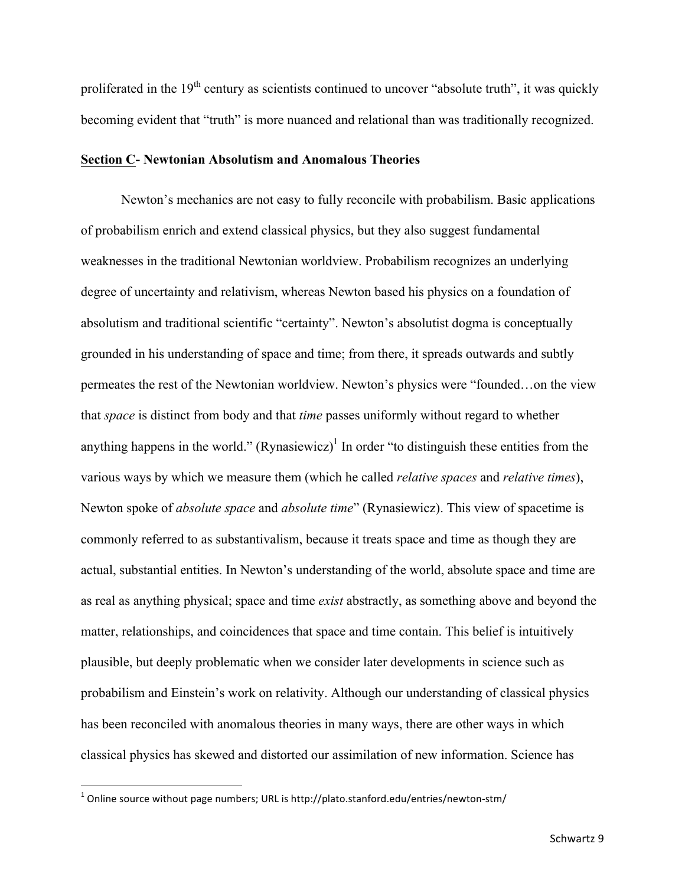proliferated in the 19th century as scientists continued to uncover "absolute truth", it was quickly becoming evident that "truth" is more nuanced and relational than was traditionally recognized.

**<u>Section C</u>- Newtonian Absolutism and Anomalous Theories**

Newton's mechanics are not easy to fully reconcile with probabilism. Basic applications of probabilism enrich and extend classical physics, but they also suggest fundamental weaknesses in the traditional Newtonian worldview. Probabilism recognizes an underlying degree of uncertainty and relativism, whereas Newton based his physics on a foundation of absolutism and traditional scientific "certainty". Newton's absolutist dogma is conceptually grounded in his understanding of space and time; from there, it spreads outwards and subtly permeates the rest of the Newtonian worldview. Newton's physics were "founded…on the view that *space* is distinct from body and that *time* passes uniformly without regard to whether anything happens in the world." (Rynasiewicz)[1] In order "to distinguish these entities from the various ways by which we measure them (which he called *relative spaces* and *relative times*), Newton spoke of *absolute space* and *absolute time*" (Rynasiewicz). This view of spacetime is commonly referred to as substantivalism, because it treats space and time as though they are actual, substantial entities. In Newton's understanding of the world, absolute space and time are as real as anything physical; space and time *exist* abstractly, as something above and beyond the matter, relationships, and coincidences that space and time contain. This belief is intuitively plausible, but deeply problematic when we consider later developments in science such as probabilism and Einstein's work on relativity. Although our understanding of classical physics has been reconciled with anomalous theories in many ways, there are other ways in which classical physics has skewed and distorted our assimilation of new information. Science has

[1] Online source without page numbers; URL is http://plato.stanford.edu/entries/newton-stm/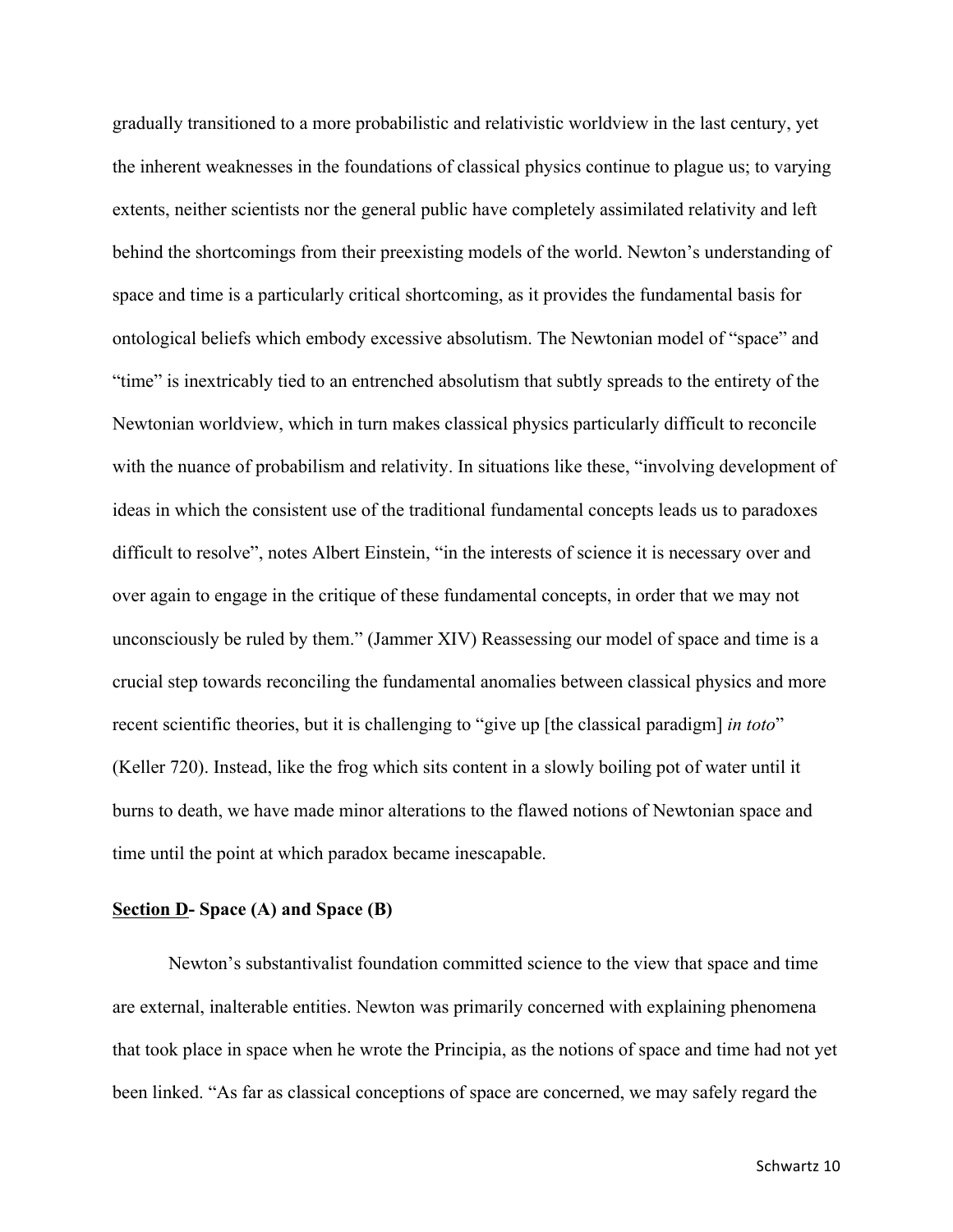gradually transitioned to a more probabilistic and relativistic worldview in the last century, yet the inherent weaknesses in the foundations of classical physics continue to plague us; to varying extents, neither scientists nor the general public have completely assimilated relativity and left behind the shortcomings from their preexisting models of the world. Newton's understanding of space and time is a particularly critical shortcoming, as it provides the fundamental basis for ontological beliefs which embody excessive absolutism. The Newtonian model of "space" and "time" is inextricably tied to an entrenched absolutism that subtly spreads to the entirety of the Newtonian worldview, which in turn makes classical physics particularly difficult to reconcile with the nuance of probabilism and relativity. In situations like these, "involving development of ideas in which the consistent use of the traditional fundamental concepts leads us to paradoxes difficult to resolve", notes Albert Einstein, "in the interests of science it is necessary over and over again to engage in the critique of these fundamental concepts, in order that we may not unconsciously be ruled by them." (Jammer XIV) Reassessing our model of space and time is a crucial step towards reconciling the fundamental anomalies between classical physics and more recent scientific theories, but it is challenging to "give up [the classical paradigm] *in toto*" (Keller 720). Instead, like the frog which sits content in a slowly boiling pot of water until it burns to death, we have made minor alterations to the flawed notions of Newtonian space and time until the point at which paradox became inescapable.

### **Section D- Space (A) and Space (B)**

Newton's substantivalist foundation committed science to the view that space and time are external, inalterable entities. Newton was primarily concerned with explaining phenomena that took place in space when he wrote the Principia, as the notions of space and time had not yet been linked. "As far as classical conceptions of space are concerned, we may safely regard the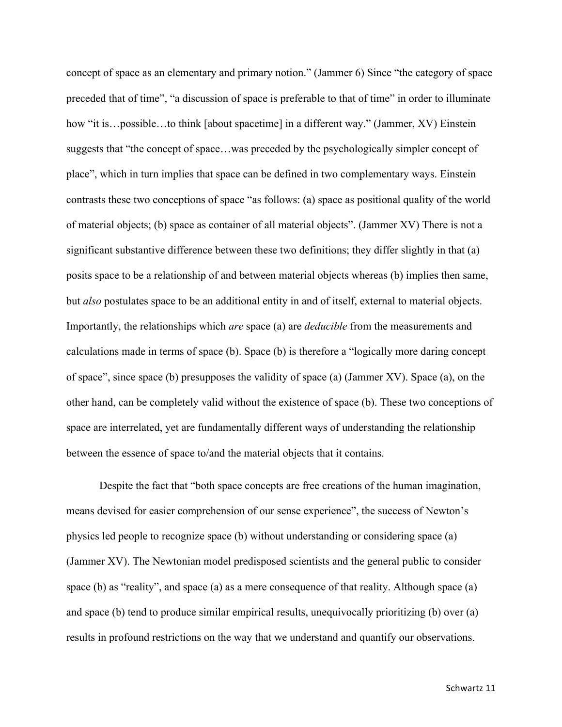concept of space as an elementary and primary notion." (Jammer 6) Since "the category of space preceded that of time", "a discussion of space is preferable to that of time" in order to illuminate how "it is…possible…to think [about spacetime] in a different way." (Jammer, XV) Einstein suggests that "the concept of space…was preceded by the psychologically simpler concept of place", which in turn implies that space can be defined in two complementary ways. Einstein contrasts these two conceptions of space "as follows: (a) space as positional quality of the world of material objects; (b) space as container of all material objects". (Jammer XV) There is not a significant substantive difference between these two definitions; they differ slightly in that (a) posits space to be a relationship of and between material objects whereas (b) implies then same, but *also* postulates space to be an additional entity in and of itself, external to material objects. Importantly, the relationships which *are* space (a) are *deducible* from the measurements and calculations made in terms of space (b). Space (b) is therefore a "logically more daring concept of space", since space (b) presupposes the validity of space (a) (Jammer XV). Space (a), on the other hand, can be completely valid without the existence of space (b). These two conceptions of space are interrelated, yet are fundamentally different ways of understanding the relationship between the essence of space to/and the material objects that it contains.

Despite the fact that "both space concepts are free creations of the human imagination, means devised for easier comprehension of our sense experience", the success of Newton's physics led people to recognize space (b) without understanding or considering space (a) (Jammer XV). The Newtonian model predisposed scientists and the general public to consider space (b) as "reality", and space (a) as a mere consequence of that reality. Although space (a) and space (b) tend to produce similar empirical results, unequivocally prioritizing (b) over (a) results in profound restrictions on the way that we understand and quantify our observations.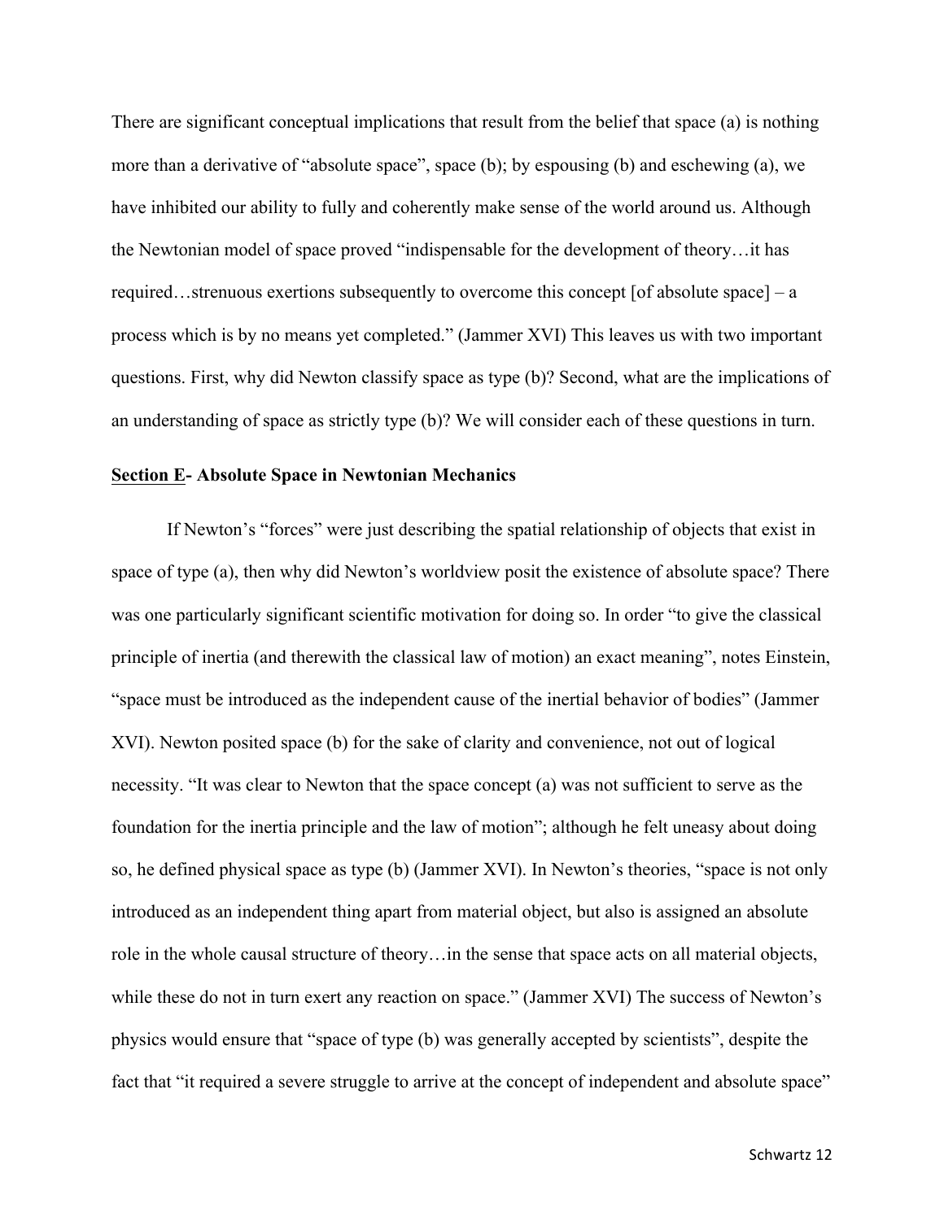There are significant conceptual implications that result from the belief that space (a) is nothing more than a derivative of "absolute space", space (b); by espousing (b) and eschewing (a), we have inhibited our ability to fully and coherently make sense of the world around us. Although the Newtonian model of space proved "indispensable for the development of theory…it has required…strenuous exertions subsequently to overcome this concept [of absolute space] – a process which is by no means yet completed." (Jammer XVI) This leaves us with two important questions. First, why did Newton classify space as type (b)? Second, what are the implications of an understanding of space as strictly type (b)? We will consider each of these questions in turn.

**<u>Section E</u>- Absolute Space in Newtonian Mechanics**

If Newton's "forces" were just describing the spatial relationship of objects that exist in space of type (a), then why did Newton's worldview posit the existence of absolute space? There was one particularly significant scientific motivation for doing so. In order "to give the classical principle of inertia (and therewith the classical law of motion) an exact meaning", notes Einstein, "space must be introduced as the independent cause of the inertial behavior of bodies" (Jammer XVI). Newton posited space (b) for the sake of clarity and convenience, not out of logical necessity. "It was clear to Newton that the space concept (a) was not sufficient to serve as the foundation for the inertia principle and the law of motion"; although he felt uneasy about doing so, he defined physical space as type (b) (Jammer XVI). In Newton's theories, "space is not only introduced as an independent thing apart from material object, but also is assigned an absolute role in the whole causal structure of theory…in the sense that space acts on all material objects, while these do not in turn exert any reaction on space." (Jammer XVI) The success of Newton's physics would ensure that "space of type (b) was generally accepted by scientists", despite the fact that "it required a severe struggle to arrive at the concept of independent and absolute space"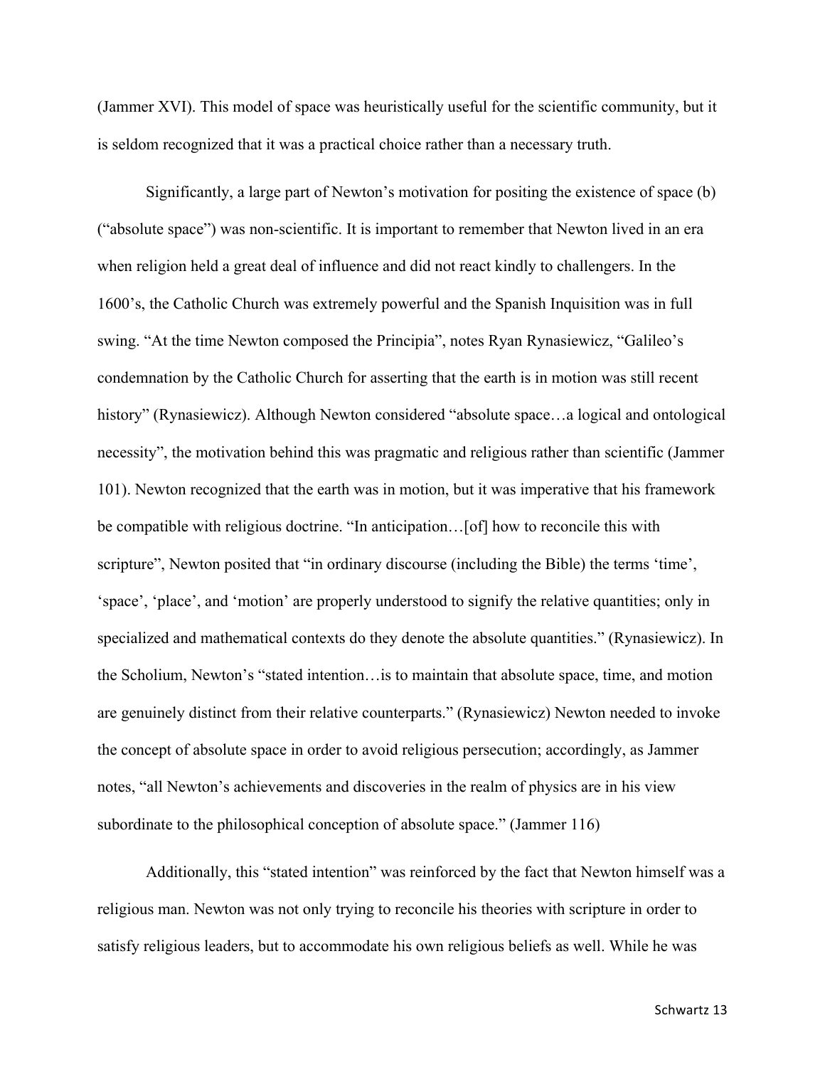(Jammer XVI). This model of space was heuristically useful for the scientific community, but it is seldom recognized that it was a practical choice rather than a necessary truth.

Significantly, a large part of Newton's motivation for positing the existence of space (b) ("absolute space") was non-scientific. It is important to remember that Newton lived in an era when religion held a great deal of influence and did not react kindly to challengers. In the 1600's, the Catholic Church was extremely powerful and the Spanish Inquisition was in full swing. "At the time Newton composed the Principia", notes Ryan Rynasiewicz, "Galileo's condemnation by the Catholic Church for asserting that the earth is in motion was still recent history" (Rynasiewicz). Although Newton considered "absolute space…a logical and ontological necessity", the motivation behind this was pragmatic and religious rather than scientific (Jammer 101). Newton recognized that the earth was in motion, but it was imperative that his framework be compatible with religious doctrine. "In anticipation…[of] how to reconcile this with scripture", Newton posited that "in ordinary discourse (including the Bible) the terms 'time', 'space', 'place', and 'motion' are properly understood to signify the relative quantities; only in specialized and mathematical contexts do they denote the absolute quantities." (Rynasiewicz). In the Scholium, Newton's "stated intention…is to maintain that absolute space, time, and motion are genuinely distinct from their relative counterparts." (Rynasiewicz) Newton needed to invoke the concept of absolute space in order to avoid religious persecution; accordingly, as Jammer notes, "all Newton's achievements and discoveries in the realm of physics are in his view subordinate to the philosophical conception of absolute space." (Jammer 116)

Additionally, this "stated intention" was reinforced by the fact that Newton himself was a religious man. Newton was not only trying to reconcile his theories with scripture in order to satisfy religious leaders, but to accommodate his own religious beliefs as well. While he was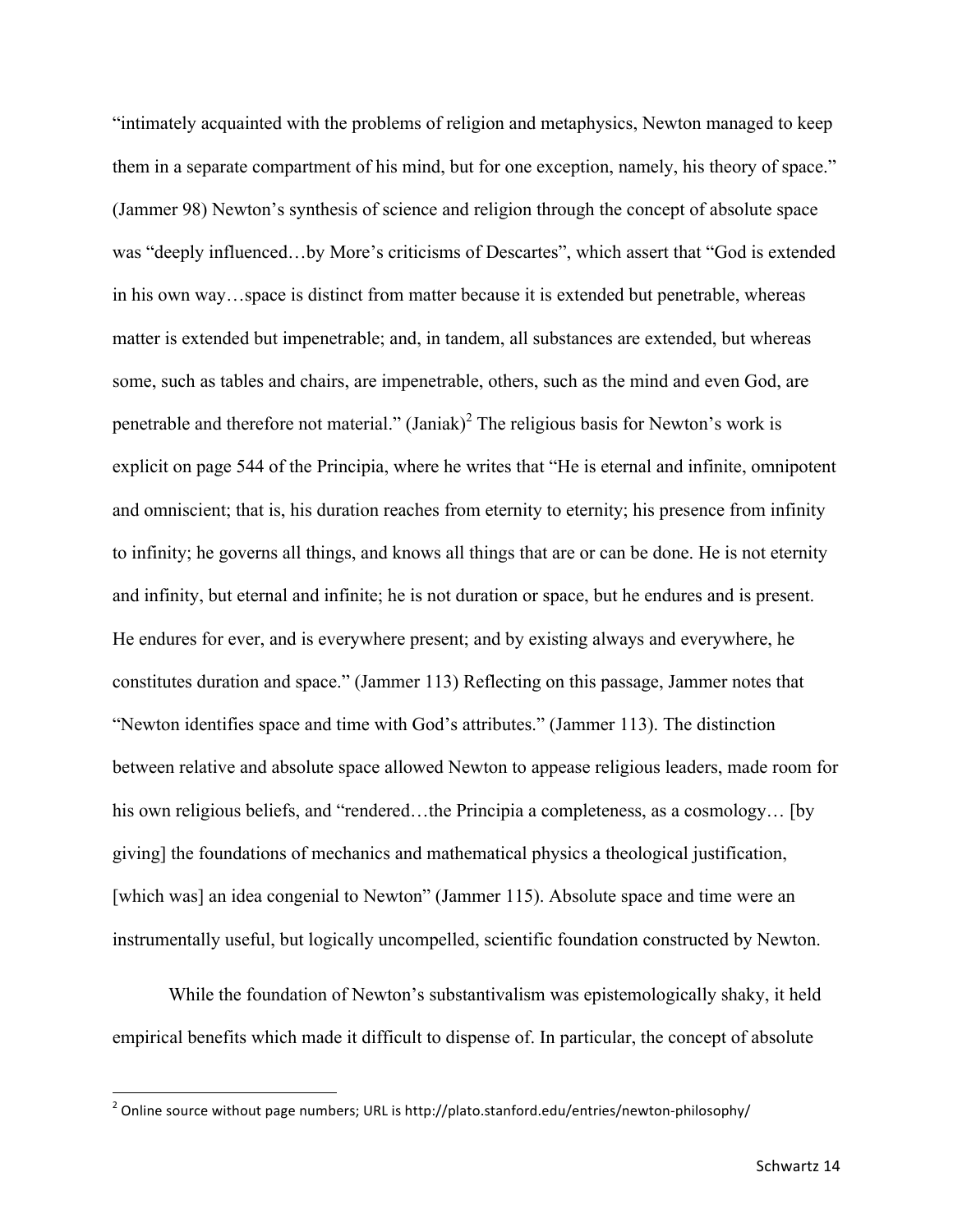"intimately acquainted with the problems of religion and metaphysics, Newton managed to keep them in a separate compartment of his mind, but for one exception, namely, his theory of space." (Jammer 98) Newton's synthesis of science and religion through the concept of absolute space was "deeply influenced…by More's criticisms of Descartes", which assert that "God is extended in his own way…space is distinct from matter because it is extended but penetrable, whereas matter is extended but impenetrable; and, in tandem, all substances are extended, but whereas some, such as tables and chairs, are impenetrable, others, such as the mind and even God, are penetrable and therefore not material." (Janiak)[2] The religious basis for Newton's work is explicit on page 544 of the Principia, where he writes that "He is eternal and infinite, omnipotent and omniscient; that is, his duration reaches from eternity to eternity; his presence from infinity to infinity; he governs all things, and knows all things that are or can be done. He is not eternity and infinity, but eternal and infinite; he is not duration or space, but he endures and is present. He endures for ever, and is everywhere present; and by existing always and everywhere, he constitutes duration and space." (Jammer 113) Reflecting on this passage, Jammer notes that "Newton identifies space and time with God's attributes." (Jammer 113). The distinction between relative and absolute space allowed Newton to appease religious leaders, made room for his own religious beliefs, and "rendered…the Principia a completeness, as a cosmology… [by giving] the foundations of mechanics and mathematical physics a theological justification, [which was] an idea congenial to Newton" (Jammer 115). Absolute space and time were an instrumentally useful, but logically uncompelled, scientific foundation constructed by Newton.

While the foundation of Newton's substantivalism was epistemologically shaky, it held empirical benefits which made it difficult to dispense of. In particular, the concept of absolute

[2] Online source without page numbers; URL is http://plato.stanford.edu/entries/newton-philosophy/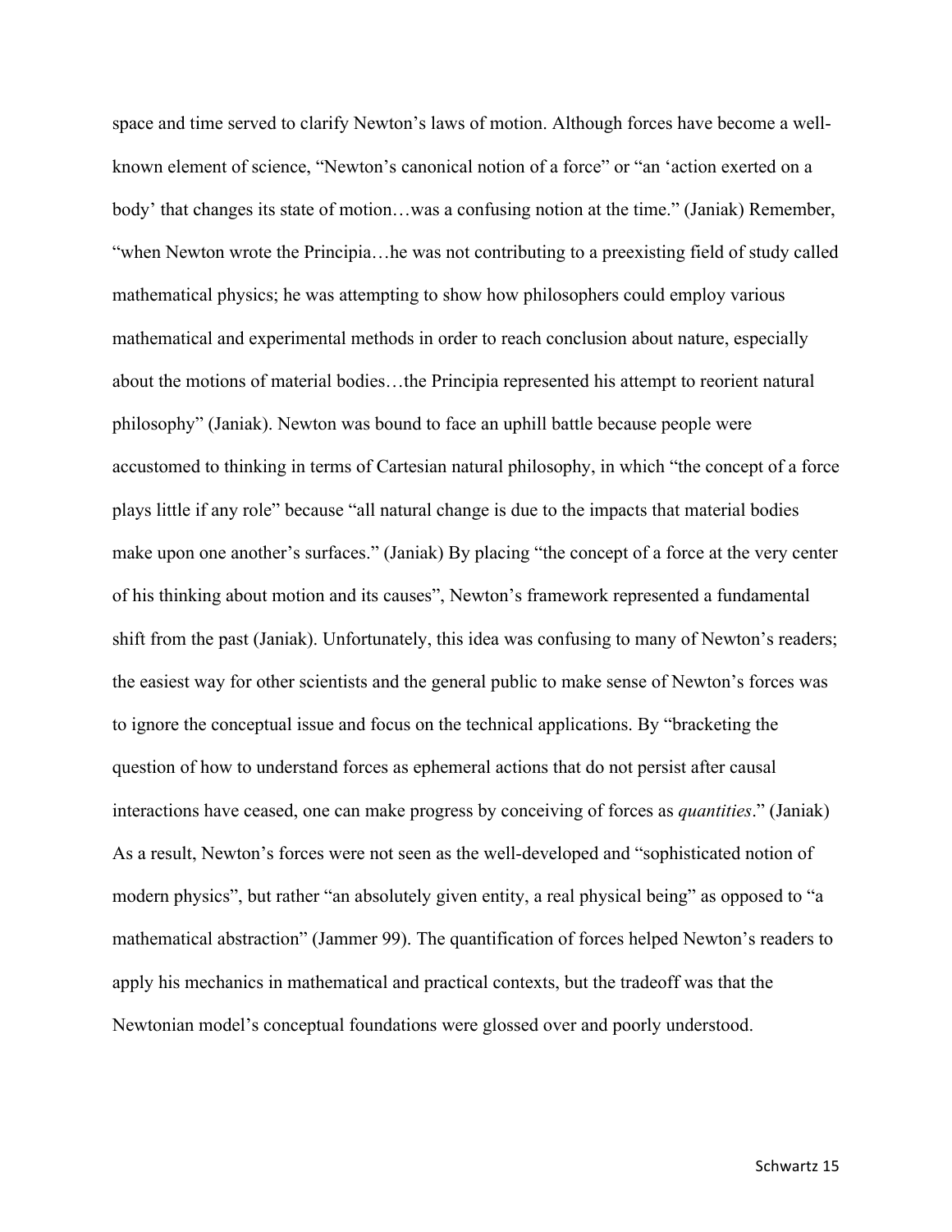space and time served to clarify Newton's laws of motion. Although forces have become a well-known element of science, "Newton's canonical notion of a force" or "an 'action exerted on a body' that changes its state of motion…was a confusing notion at the time." (Janiak) Remember, "when Newton wrote the Principia…he was not contributing to a preexisting field of study called mathematical physics; he was attempting to show how philosophers could employ various mathematical and experimental methods in order to reach conclusion about nature, especially about the motions of material bodies…the Principia represented his attempt to reorient natural philosophy" (Janiak). Newton was bound to face an uphill battle because people were accustomed to thinking in terms of Cartesian natural philosophy, in which "the concept of a force plays little if any role" because "all natural change is due to the impacts that material bodies make upon one another's surfaces." (Janiak) By placing "the concept of a force at the very center of his thinking about motion and its causes", Newton's framework represented a fundamental shift from the past (Janiak). Unfortunately, this idea was confusing to many of Newton's readers; the easiest way for other scientists and the general public to make sense of Newton's forces was to ignore the conceptual issue and focus on the technical applications. By "bracketing the question of how to understand forces as ephemeral actions that do not persist after causal interactions have ceased, one can make progress by conceiving of forces as *quantities*." (Janiak) As a result, Newton's forces were not seen as the well-developed and "sophisticated notion of modern physics", but rather "an absolutely given entity, a real physical being" as opposed to "a mathematical abstraction" (Jammer 99). The quantification of forces helped Newton's readers to apply his mechanics in mathematical and practical contexts, but the tradeoff was that the Newtonian model's conceptual foundations were glossed over and poorly understood.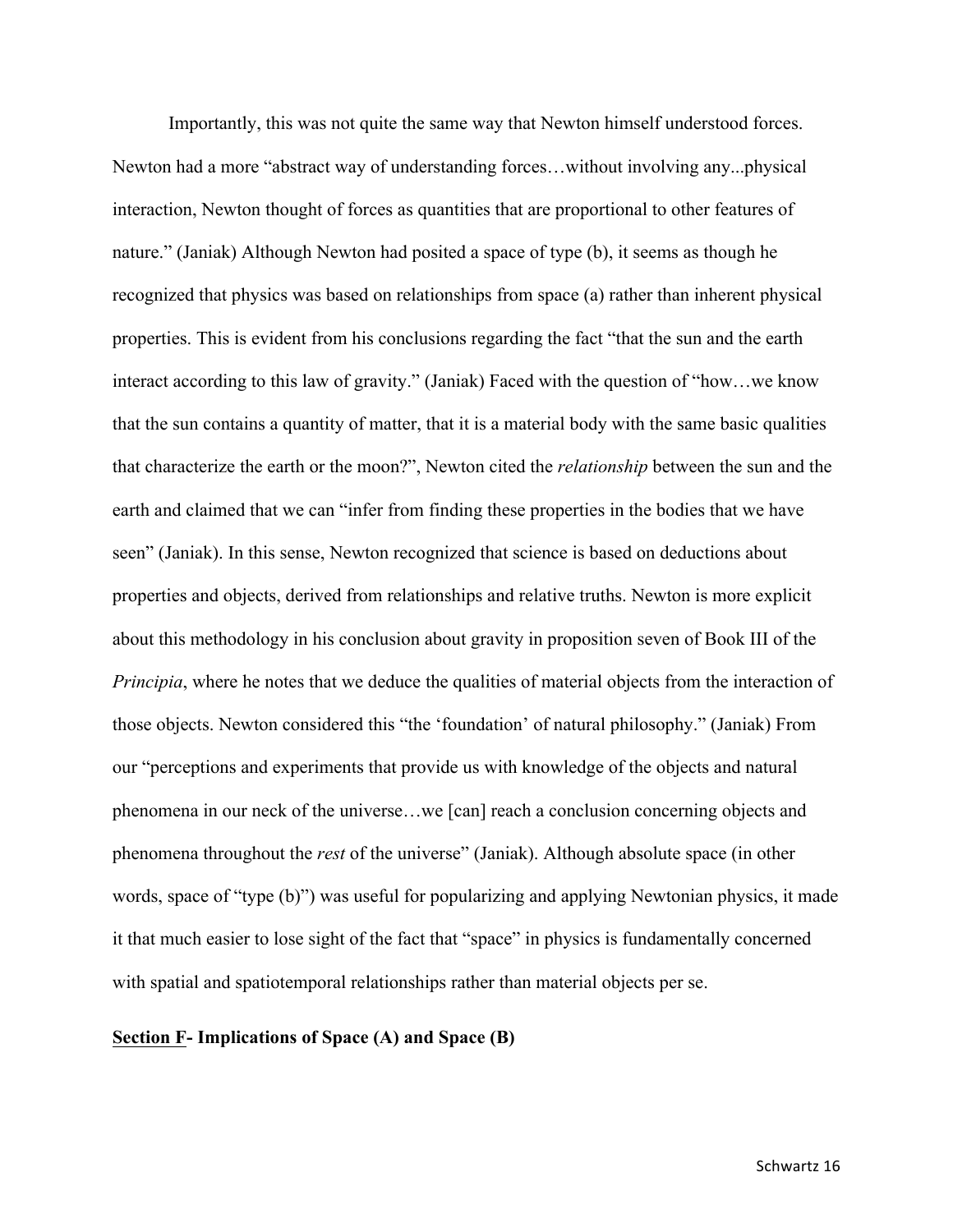Importantly, this was not quite the same way that Newton himself understood forces. Newton had a more "abstract way of understanding forces…without involving any...physical interaction, Newton thought of forces as quantities that are proportional to other features of nature." (Janiak) Although Newton had posited a space of type (b), it seems as though he recognized that physics was based on relationships from space (a) rather than inherent physical properties. This is evident from his conclusions regarding the fact "that the sun and the earth interact according to this law of gravity." (Janiak) Faced with the question of "how…we know that the sun contains a quantity of matter, that it is a material body with the same basic qualities that characterize the earth or the moon?", Newton cited the *relationship* between the sun and the earth and claimed that we can "infer from finding these properties in the bodies that we have seen" (Janiak). In this sense, Newton recognized that science is based on deductions about properties and objects, derived from relationships and relative truths. Newton is more explicit about this methodology in his conclusion about gravity in proposition seven of Book III of the *Principia*, where he notes that we deduce the qualities of material objects from the interaction of those objects. Newton considered this "the 'foundation' of natural philosophy." (Janiak) From our "perceptions and experiments that provide us with knowledge of the objects and natural phenomena in our neck of the universe…we [can] reach a conclusion concerning objects and phenomena throughout the *rest* of the universe" (Janiak). Although absolute space (in other words, space of "type (b)") was useful for popularizing and applying Newtonian physics, it made it that much easier to lose sight of the fact that "space" in physics is fundamentally concerned with spatial and spatiotemporal relationships rather than material objects per se.

## **Section F- Implications of Space (A) and Space (B)**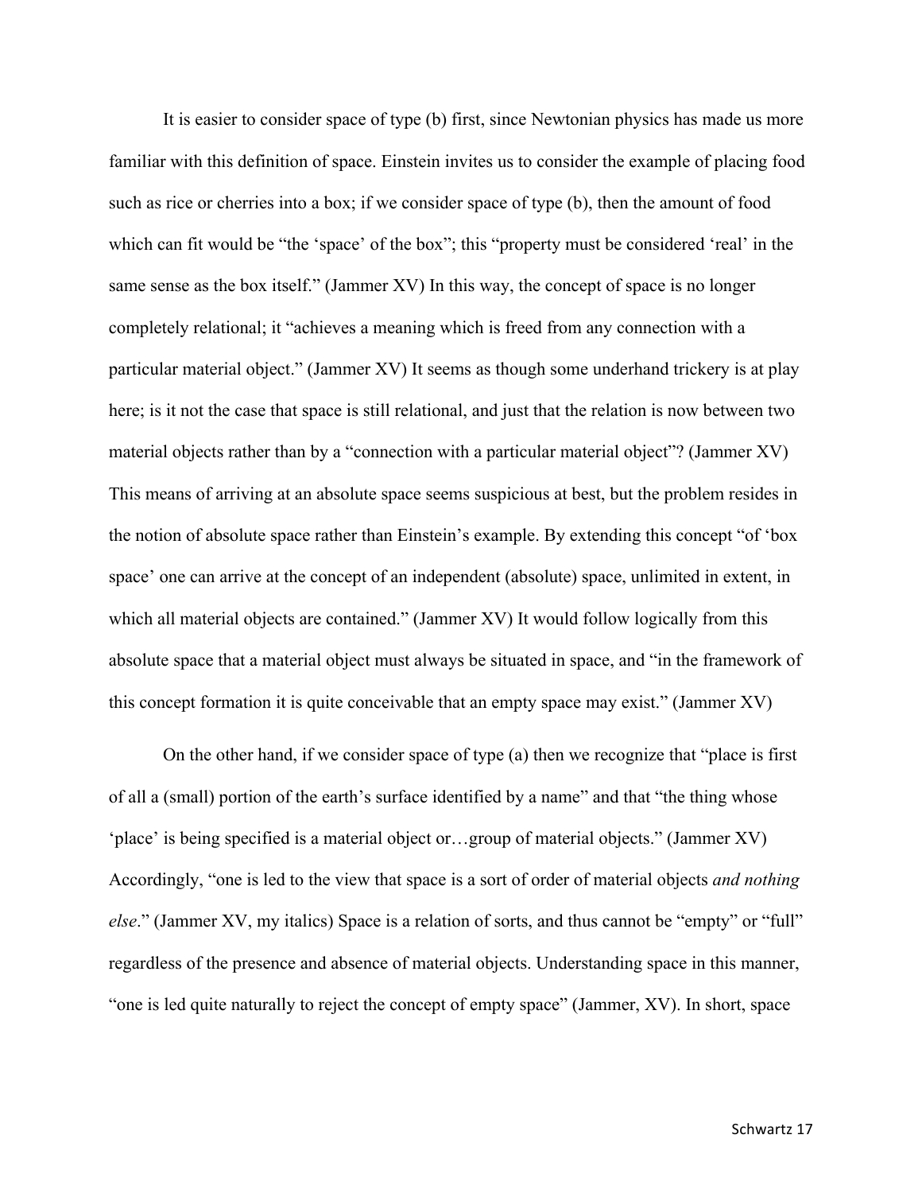It is easier to consider space of type (b) first, since Newtonian physics has made us more familiar with this definition of space. Einstein invites us to consider the example of placing food such as rice or cherries into a box; if we consider space of type (b), then the amount of food which can fit would be "the 'space' of the box"; this "property must be considered 'real' in the same sense as the box itself." (Jammer XV) In this way, the concept of space is no longer completely relational; it "achieves a meaning which is freed from any connection with a particular material object." (Jammer XV) It seems as though some underhand trickery is at play here; is it not the case that space is still relational, and just that the relation is now between two material objects rather than by a "connection with a particular material object"? (Jammer XV) This means of arriving at an absolute space seems suspicious at best, but the problem resides in the notion of absolute space rather than Einstein's example. By extending this concept "of 'box space' one can arrive at the concept of an independent (absolute) space, unlimited in extent, in which all material objects are contained." (Jammer XV) It would follow logically from this absolute space that a material object must always be situated in space, and "in the framework of this concept formation it is quite conceivable that an empty space may exist." (Jammer XV)

On the other hand, if we consider space of type (a) then we recognize that "place is first of all a (small) portion of the earth's surface identified by a name" and that "the thing whose 'place' is being specified is a material object or…group of material objects." (Jammer XV) Accordingly, "one is led to the view that space is a sort of order of material objects *and nothing else*." (Jammer XV, my italics) Space is a relation of sorts, and thus cannot be "empty" or "full" regardless of the presence and absence of material objects. Understanding space in this manner, "one is led quite naturally to reject the concept of empty space" (Jammer, XV). In short, space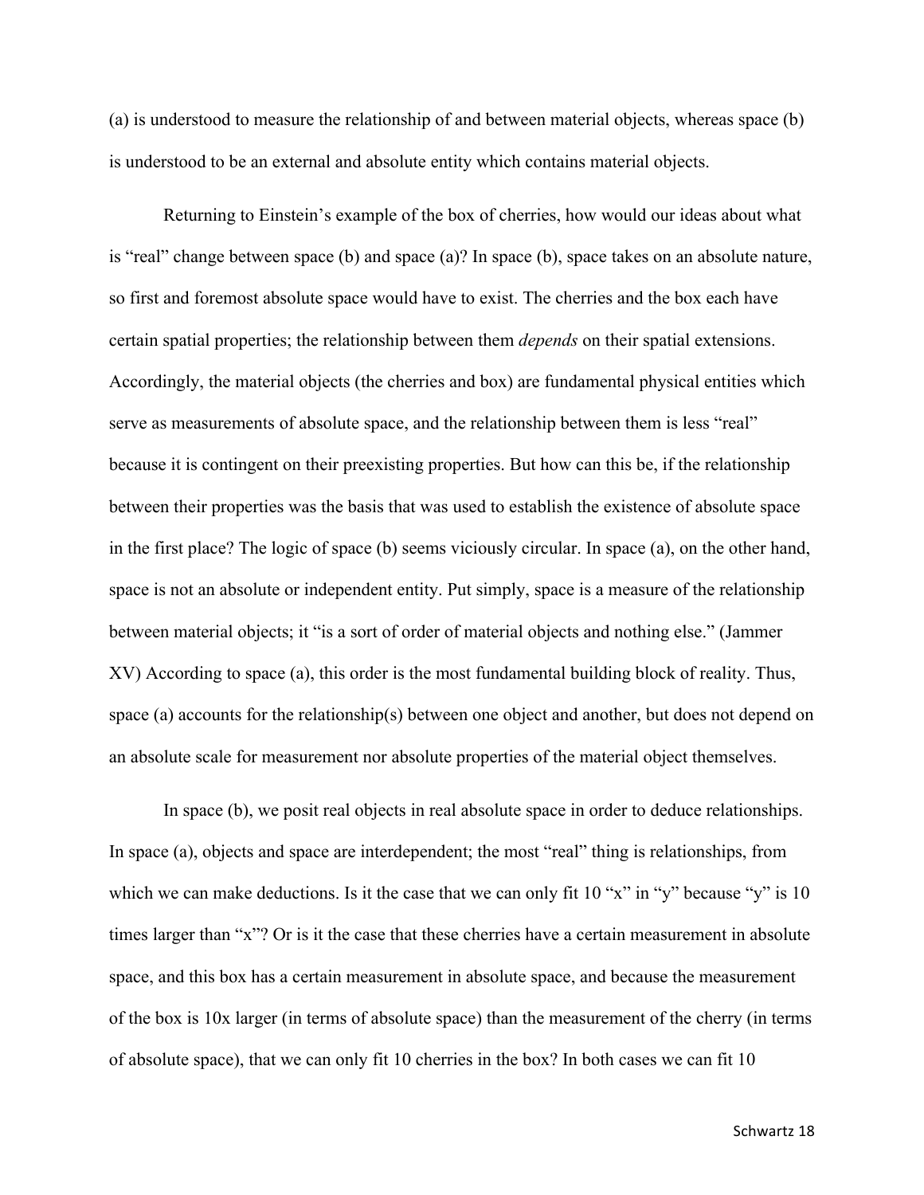(a) is understood to measure the relationship of and between material objects, whereas space (b) is understood to be an external and absolute entity which contains material objects.

Returning to Einstein's example of the box of cherries, how would our ideas about what is "real" change between space (b) and space (a)? In space (b), space takes on an absolute nature, so first and foremost absolute space would have to exist. The cherries and the box each have certain spatial properties; the relationship between them *depends* on their spatial extensions. Accordingly, the material objects (the cherries and box) are fundamental physical entities which serve as measurements of absolute space, and the relationship between them is less "real" because it is contingent on their preexisting properties. But how can this be, if the relationship between their properties was the basis that was used to establish the existence of absolute space in the first place? The logic of space (b) seems viciously circular. In space (a), on the other hand, space is not an absolute or independent entity. Put simply, space is a measure of the relationship between material objects; it "is a sort of order of material objects and nothing else." (Jammer XV) According to space (a), this order is the most fundamental building block of reality. Thus, space (a) accounts for the relationship(s) between one object and another, but does not depend on an absolute scale for measurement nor absolute properties of the material object themselves.

In space (b), we posit real objects in real absolute space in order to deduce relationships. In space (a), objects and space are interdependent; the most "real" thing is relationships, from which we can make deductions. Is it the case that we can only fit 10 "x" in "y" because "y" is 10 times larger than "x"? Or is it the case that these cherries have a certain measurement in absolute space, and this box has a certain measurement in absolute space, and because the measurement of the box is 10x larger (in terms of absolute space) than the measurement of the cherry (in terms of absolute space), that we can only fit 10 cherries in the box? In both cases we can fit 10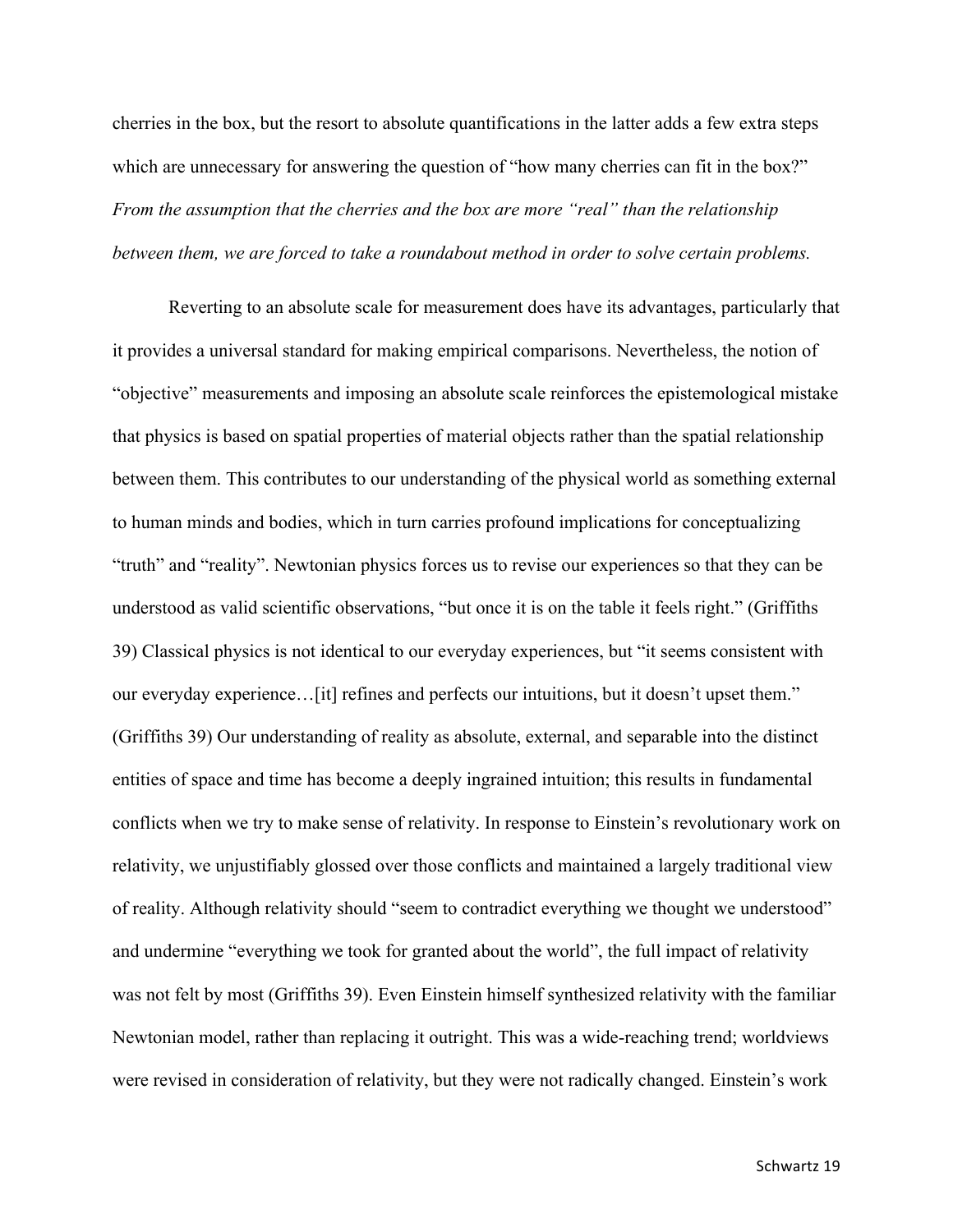cherries in the box, but the resort to absolute quantifications in the latter adds a few extra steps which are unnecessary for answering the question of "how many cherries can fit in the box?" *From the assumption that the cherries and the box are more "real" than the relationship between them, we are forced to take a roundabout method in order to solve certain problems.*

Reverting to an absolute scale for measurement does have its advantages, particularly that it provides a universal standard for making empirical comparisons. Nevertheless, the notion of "objective" measurements and imposing an absolute scale reinforces the epistemological mistake that physics is based on spatial properties of material objects rather than the spatial relationship between them. This contributes to our understanding of the physical world as something external to human minds and bodies, which in turn carries profound implications for conceptualizing "truth" and "reality". Newtonian physics forces us to revise our experiences so that they can be understood as valid scientific observations, "but once it is on the table it feels right." (Griffiths 39) Classical physics is not identical to our everyday experiences, but "it seems consistent with our everyday experience…[it] refines and perfects our intuitions, but it doesn't upset them." (Griffiths 39) Our understanding of reality as absolute, external, and separable into the distinct entities of space and time has become a deeply ingrained intuition; this results in fundamental conflicts when we try to make sense of relativity. In response to Einstein's revolutionary work on relativity, we unjustifiably glossed over those conflicts and maintained a largely traditional view of reality. Although relativity should "seem to contradict everything we thought we understood" and undermine "everything we took for granted about the world", the full impact of relativity was not felt by most (Griffiths 39). Even Einstein himself synthesized relativity with the familiar Newtonian model, rather than replacing it outright. This was a wide-reaching trend; worldviews were revised in consideration of relativity, but they were not radically changed. Einstein's work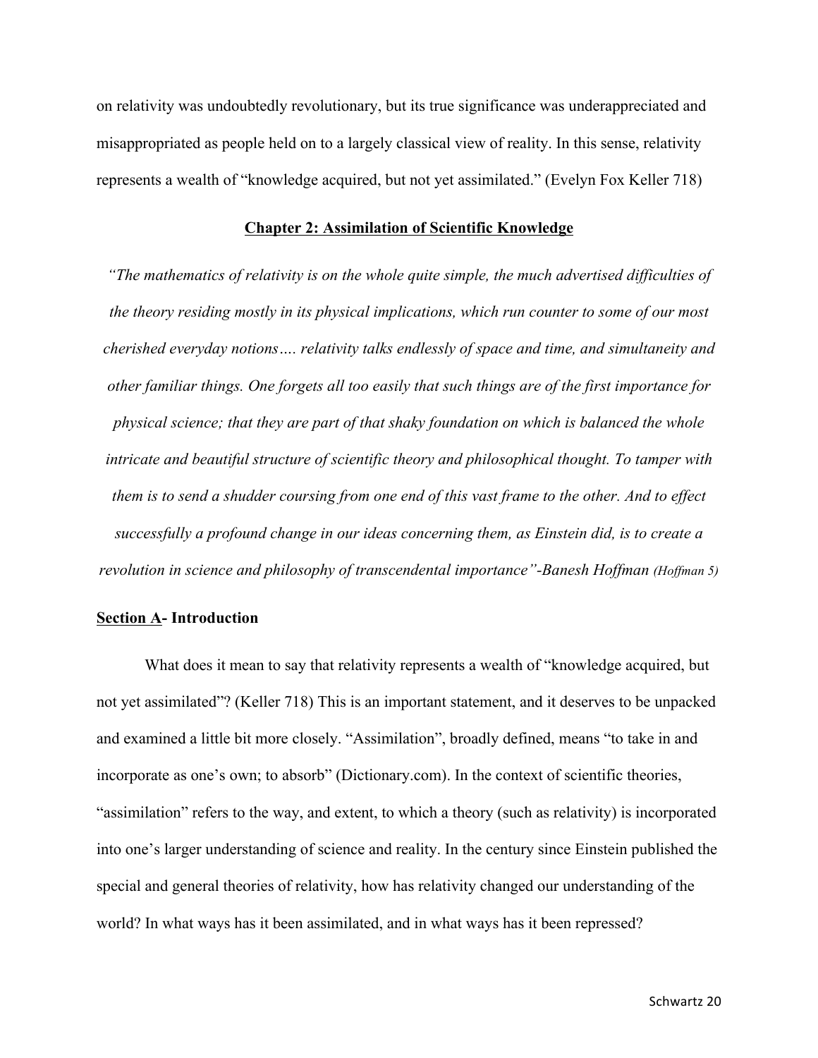on relativity was undoubtedly revolutionary, but its true significance was underappreciated and misappropriated as people held on to a largely classical view of reality. In this sense, relativity represents a wealth of "knowledge acquired, but not yet assimilated." (Evelyn Fox Keller 718)

## Chapter 2: Assimilation of Scientific Knowledge

*"The mathematics of relativity is on the whole quite simple, the much advertised difficulties of the theory residing mostly in its physical implications, which run counter to some of our most cherished everyday notions…. relativity talks endlessly of space and time, and simultaneity and other familiar things. One forgets all too easily that such things are of the first importance for physical science; that they are part of that shaky foundation on which is balanced the whole intricate and beautiful structure of scientific theory and philosophical thought. To tamper with them is to send a shudder coursing from one end of this vast frame to the other. And to effect successfully a profound change in our ideas concerning them, as Einstein did, is to create a revolution in science and philosophy of transcendental importance"-Banesh Hoffman (Hoffman 5)*

### Section A- Introduction

What does it mean to say that relativity represents a wealth of "knowledge acquired, but not yet assimilated"? (Keller 718) This is an important statement, and it deserves to be unpacked and examined a little bit more closely. "Assimilation", broadly defined, means "to take in and incorporate as one's own; to absorb" (Dictionary.com). In the context of scientific theories, "assimilation" refers to the way, and extent, to which a theory (such as relativity) is incorporated into one's larger understanding of science and reality. In the century since Einstein published the special and general theories of relativity, how has relativity changed our understanding of the world? In what ways has it been assimilated, and in what ways has it been repressed?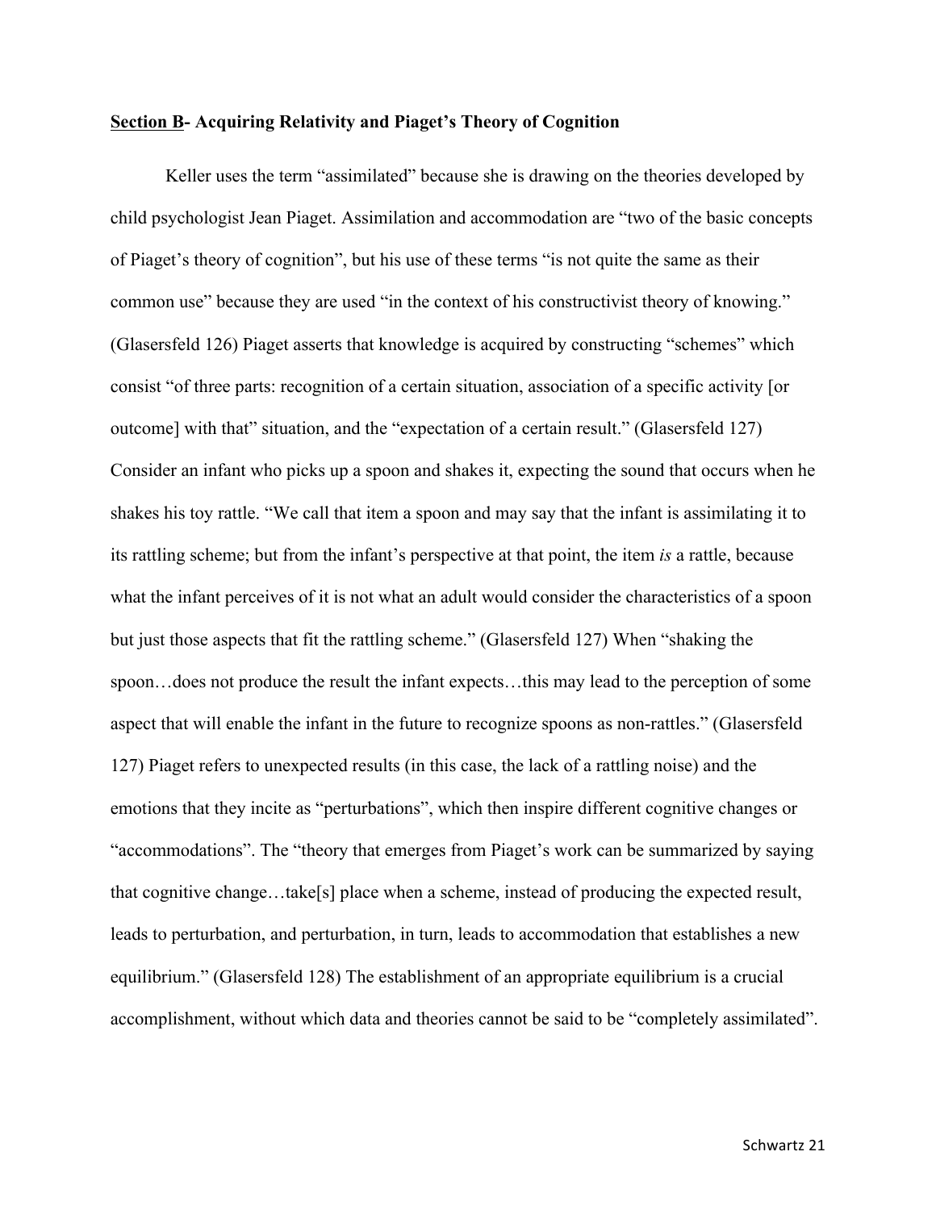**<u>Section B</u>- Acquiring Relativity and Piaget's Theory of Cognition**

Keller uses the term "assimilated" because she is drawing on the theories developed by child psychologist Jean Piaget. Assimilation and accommodation are "two of the basic concepts of Piaget's theory of cognition", but his use of these terms "is not quite the same as their common use" because they are used "in the context of his constructivist theory of knowing." (Glasersfeld 126) Piaget asserts that knowledge is acquired by constructing "schemes" which consist "of three parts: recognition of a certain situation, association of a specific activity [or outcome] with that" situation, and the "expectation of a certain result." (Glasersfeld 127) Consider an infant who picks up a spoon and shakes it, expecting the sound that occurs when he shakes his toy rattle. "We call that item a spoon and may say that the infant is assimilating it to its rattling scheme; but from the infant's perspective at that point, the item *is* a rattle, because what the infant perceives of it is not what an adult would consider the characteristics of a spoon but just those aspects that fit the rattling scheme." (Glasersfeld 127) When "shaking the spoon…does not produce the result the infant expects…this may lead to the perception of some aspect that will enable the infant in the future to recognize spoons as non-rattles." (Glasersfeld 127) Piaget refers to unexpected results (in this case, the lack of a rattling noise) and the emotions that they incite as "perturbations", which then inspire different cognitive changes or "accommodations". The "theory that emerges from Piaget's work can be summarized by saying that cognitive change…take[s] place when a scheme, instead of producing the expected result, leads to perturbation, and perturbation, in turn, leads to accommodation that establishes a new equilibrium." (Glasersfeld 128) The establishment of an appropriate equilibrium is a crucial accomplishment, without which data and theories cannot be said to be "completely assimilated".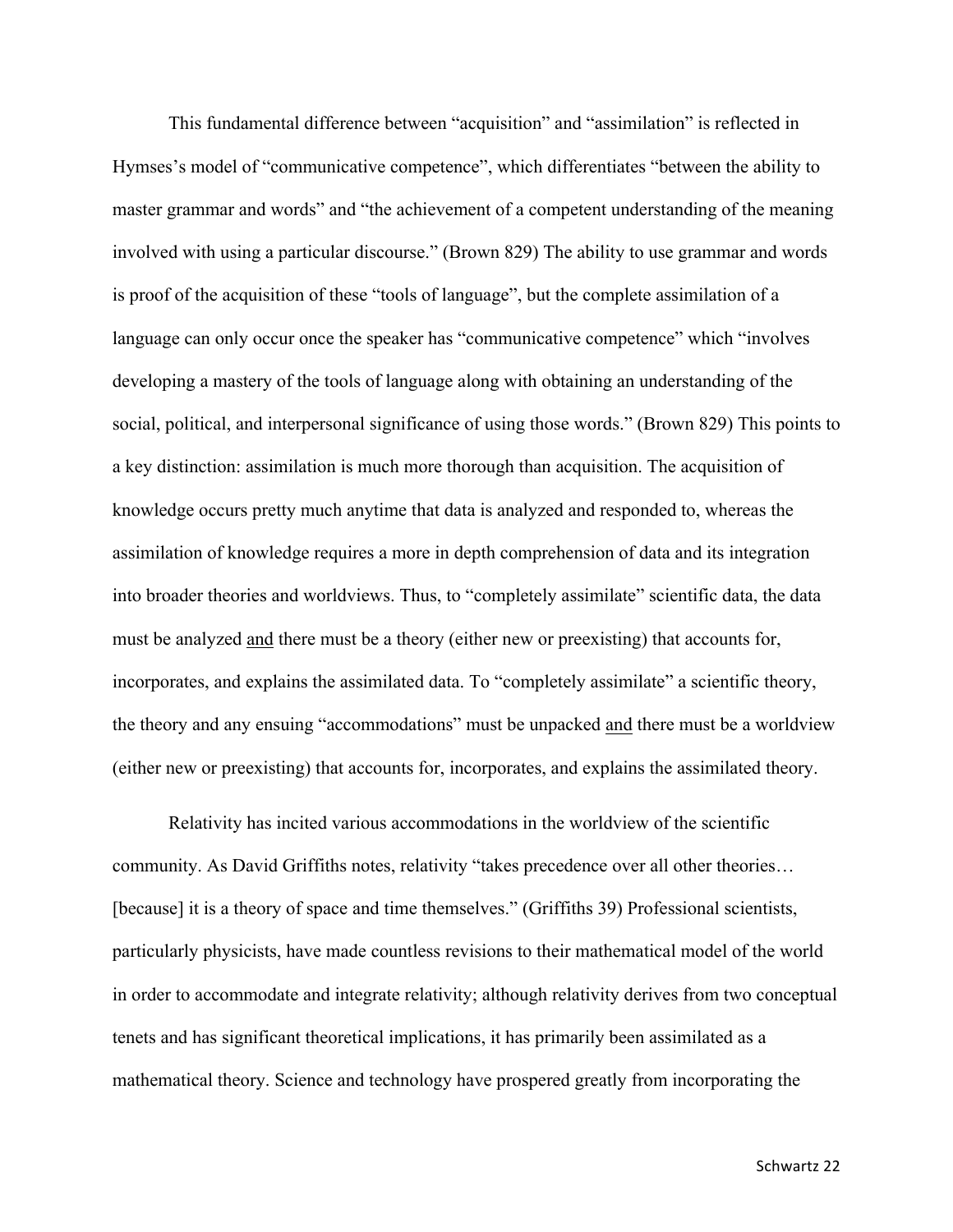This fundamental difference between "acquisition" and "assimilation" is reflected in Hymses's model of "communicative competence", which differentiates "between the ability to master grammar and words" and "the achievement of a competent understanding of the meaning involved with using a particular discourse." (Brown 829) The ability to use grammar and words is proof of the acquisition of these "tools of language", but the complete assimilation of a language can only occur once the speaker has "communicative competence" which "involves developing a mastery of the tools of language along with obtaining an understanding of the social, political, and interpersonal significance of using those words." (Brown 829) This points to a key distinction: assimilation is much more thorough than acquisition. The acquisition of knowledge occurs pretty much anytime that data is analyzed and responded to, whereas the assimilation of knowledge requires a more in depth comprehension of data and its integration into broader theories and worldviews. Thus, to "completely assimilate" scientific data, the data must be analyzed <u>and</u> there must be a theory (either new or preexisting) that accounts for, incorporates, and explains the assimilated data. To "completely assimilate" a scientific theory, the theory and any ensuing "accommodations" must be unpacked <u>and</u> there must be a worldview (either new or preexisting) that accounts for, incorporates, and explains the assimilated theory.

Relativity has incited various accommodations in the worldview of the scientific community. As David Griffiths notes, relativity "takes precedence over all other theories… [because] it is a theory of space and time themselves." (Griffiths 39) Professional scientists, particularly physicists, have made countless revisions to their mathematical model of the world in order to accommodate and integrate relativity; although relativity derives from two conceptual tenets and has significant theoretical implications, it has primarily been assimilated as a mathematical theory. Science and technology have prospered greatly from incorporating the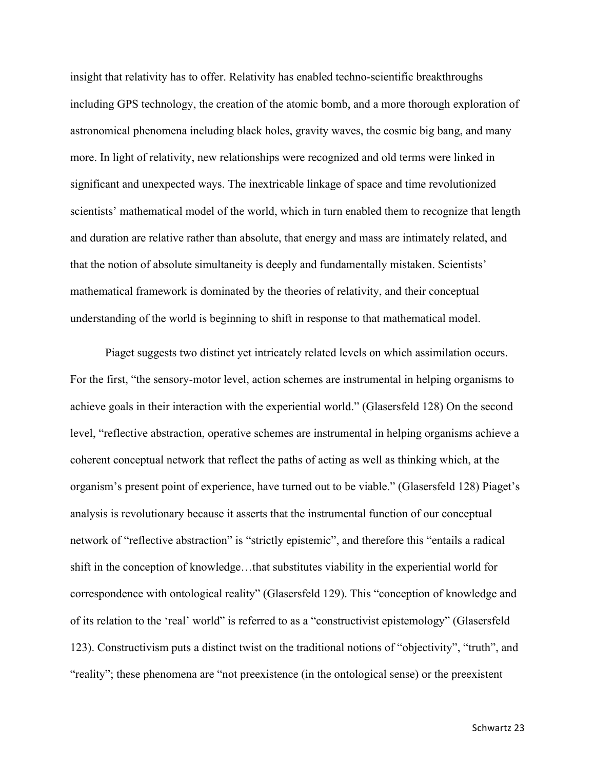insight that relativity has to offer. Relativity has enabled techno-scientific breakthroughs including GPS technology, the creation of the atomic bomb, and a more thorough exploration of astronomical phenomena including black holes, gravity waves, the cosmic big bang, and many more. In light of relativity, new relationships were recognized and old terms were linked in significant and unexpected ways. The inextricable linkage of space and time revolutionized scientists' mathematical model of the world, which in turn enabled them to recognize that length and duration are relative rather than absolute, that energy and mass are intimately related, and that the notion of absolute simultaneity is deeply and fundamentally mistaken. Scientists' mathematical framework is dominated by the theories of relativity, and their conceptual understanding of the world is beginning to shift in response to that mathematical model.

Piaget suggests two distinct yet intricately related levels on which assimilation occurs. For the first, "the sensory-motor level, action schemes are instrumental in helping organisms to achieve goals in their interaction with the experiential world." (Glasersfeld 128) On the second level, "reflective abstraction, operative schemes are instrumental in helping organisms achieve a coherent conceptual network that reflect the paths of acting as well as thinking which, at the organism's present point of experience, have turned out to be viable." (Glasersfeld 128) Piaget's analysis is revolutionary because it asserts that the instrumental function of our conceptual network of "reflective abstraction" is "strictly epistemic", and therefore this "entails a radical shift in the conception of knowledge…that substitutes viability in the experiential world for correspondence with ontological reality" (Glasersfeld 129). This "conception of knowledge and of its relation to the 'real' world" is referred to as a "constructivist epistemology" (Glasersfeld 123). Constructivism puts a distinct twist on the traditional notions of "objectivity", "truth", and "reality"; these phenomena are "not preexistence (in the ontological sense) or the preexistent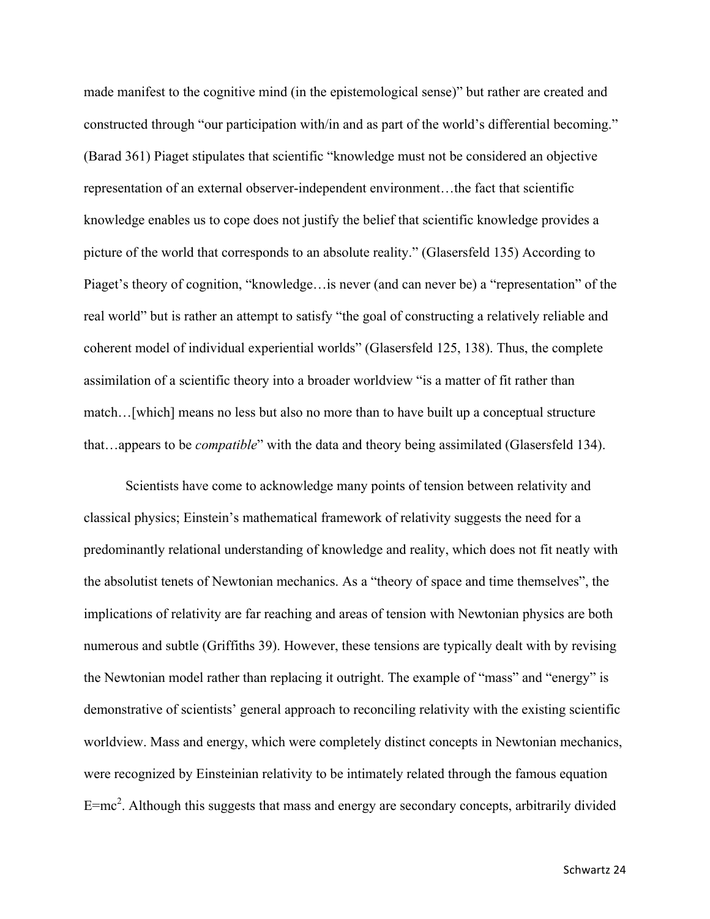made manifest to the cognitive mind (in the epistemological sense)" but rather are created and constructed through "our participation with/in and as part of the world's differential becoming." (Barad 361) Piaget stipulates that scientific "knowledge must not be considered an objective representation of an external observer-independent environment…the fact that scientific knowledge enables us to cope does not justify the belief that scientific knowledge provides a picture of the world that corresponds to an absolute reality." (Glasersfeld 135) According to Piaget's theory of cognition, "knowledge…is never (and can never be) a "representation" of the real world" but is rather an attempt to satisfy "the goal of constructing a relatively reliable and coherent model of individual experiential worlds" (Glasersfeld 125, 138). Thus, the complete assimilation of a scientific theory into a broader worldview "is a matter of fit rather than match…[which] means no less but also no more than to have built up a conceptual structure that…appears to be *compatible*" with the data and theory being assimilated (Glasersfeld 134).

Scientists have come to acknowledge many points of tension between relativity and classical physics; Einstein's mathematical framework of relativity suggests the need for a predominantly relational understanding of knowledge and reality, which does not fit neatly with the absolutist tenets of Newtonian mechanics. As a "theory of space and time themselves", the implications of relativity are far reaching and areas of tension with Newtonian physics are both numerous and subtle (Griffiths 39). However, these tensions are typically dealt with by revising the Newtonian model rather than replacing it outright. The example of "mass" and "energy" is demonstrative of scientists' general approach to reconciling relativity with the existing scientific worldview. Mass and energy, which were completely distinct concepts in Newtonian mechanics, were recognized by Einsteinian relativity to be intimately related through the famous equation $E=mc^2$. Although this suggests that mass and energy are secondary concepts, arbitrarily divided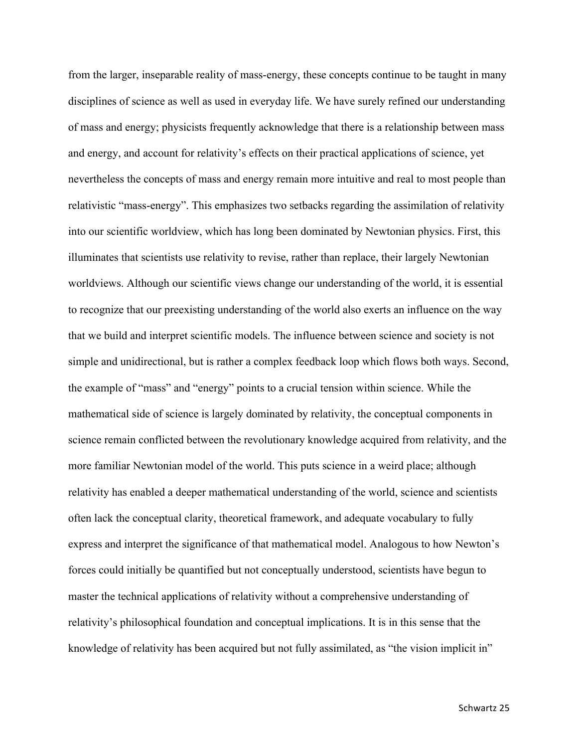from the larger, inseparable reality of mass-energy, these concepts continue to be taught in many disciplines of science as well as used in everyday life. We have surely refined our understanding of mass and energy; physicists frequently acknowledge that there is a relationship between mass and energy, and account for relativity's effects on their practical applications of science, yet nevertheless the concepts of mass and energy remain more intuitive and real to most people than relativistic "mass-energy". This emphasizes two setbacks regarding the assimilation of relativity into our scientific worldview, which has long been dominated by Newtonian physics. First, this illuminates that scientists use relativity to revise, rather than replace, their largely Newtonian worldviews. Although our scientific views change our understanding of the world, it is essential to recognize that our preexisting understanding of the world also exerts an influence on the way that we build and interpret scientific models. The influence between science and society is not simple and unidirectional, but is rather a complex feedback loop which flows both ways. Second, the example of "mass" and "energy" points to a crucial tension within science. While the mathematical side of science is largely dominated by relativity, the conceptual components in science remain conflicted between the revolutionary knowledge acquired from relativity, and the more familiar Newtonian model of the world. This puts science in a weird place; although relativity has enabled a deeper mathematical understanding of the world, science and scientists often lack the conceptual clarity, theoretical framework, and adequate vocabulary to fully express and interpret the significance of that mathematical model. Analogous to how Newton's forces could initially be quantified but not conceptually understood, scientists have begun to master the technical applications of relativity without a comprehensive understanding of relativity's philosophical foundation and conceptual implications. It is in this sense that the knowledge of relativity has been acquired but not fully assimilated, as "the vision implicit in"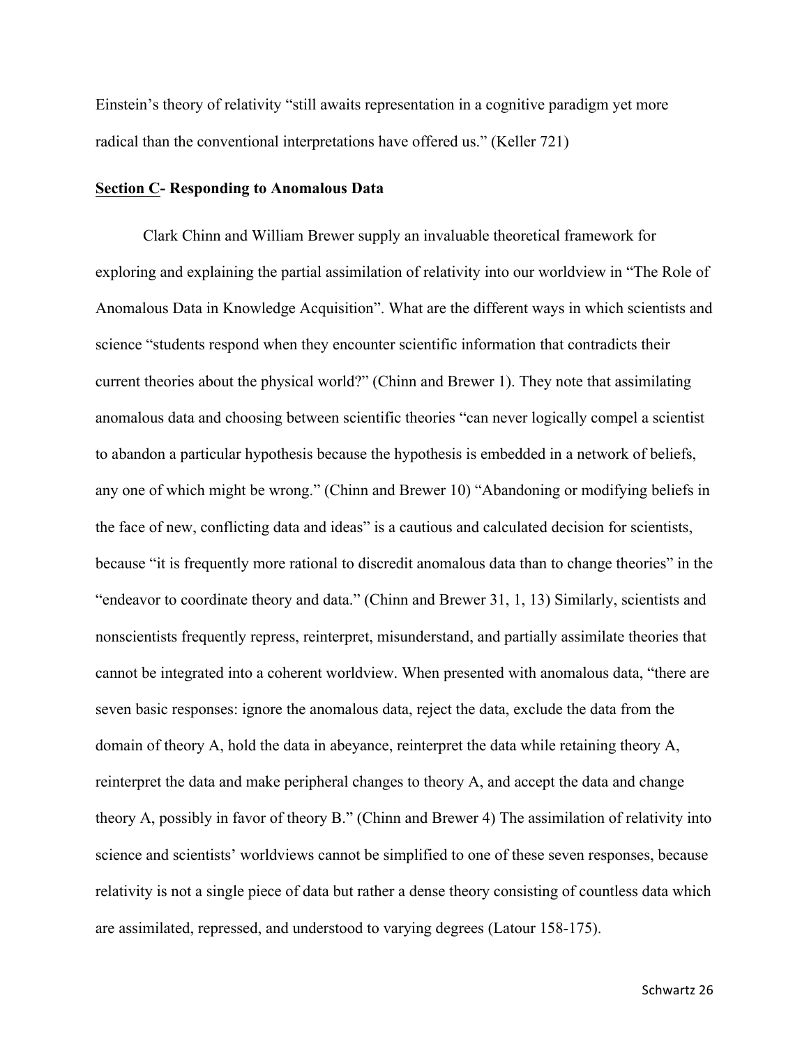Einstein's theory of relativity "still awaits representation in a cognitive paradigm yet more radical than the conventional interpretations have offered us." (Keller 721)

**<u>Section C</u>- Responding to Anomalous Data**

Clark Chinn and William Brewer supply an invaluable theoretical framework for exploring and explaining the partial assimilation of relativity into our worldview in "The Role of Anomalous Data in Knowledge Acquisition". What are the different ways in which scientists and science "students respond when they encounter scientific information that contradicts their current theories about the physical world?" (Chinn and Brewer 1). They note that assimilating anomalous data and choosing between scientific theories "can never logically compel a scientist to abandon a particular hypothesis because the hypothesis is embedded in a network of beliefs, any one of which might be wrong." (Chinn and Brewer 10) "Abandoning or modifying beliefs in the face of new, conflicting data and ideas" is a cautious and calculated decision for scientists, because "it is frequently more rational to discredit anomalous data than to change theories" in the "endeavor to coordinate theory and data." (Chinn and Brewer 31, 1, 13) Similarly, scientists and nonscientists frequently repress, reinterpret, misunderstand, and partially assimilate theories that cannot be integrated into a coherent worldview. When presented with anomalous data, "there are seven basic responses: ignore the anomalous data, reject the data, exclude the data from the domain of theory A, hold the data in abeyance, reinterpret the data while retaining theory A, reinterpret the data and make peripheral changes to theory A, and accept the data and change theory A, possibly in favor of theory B." (Chinn and Brewer 4) The assimilation of relativity into science and scientists' worldviews cannot be simplified to one of these seven responses, because relativity is not a single piece of data but rather a dense theory consisting of countless data which are assimilated, repressed, and understood to varying degrees (Latour 158-175).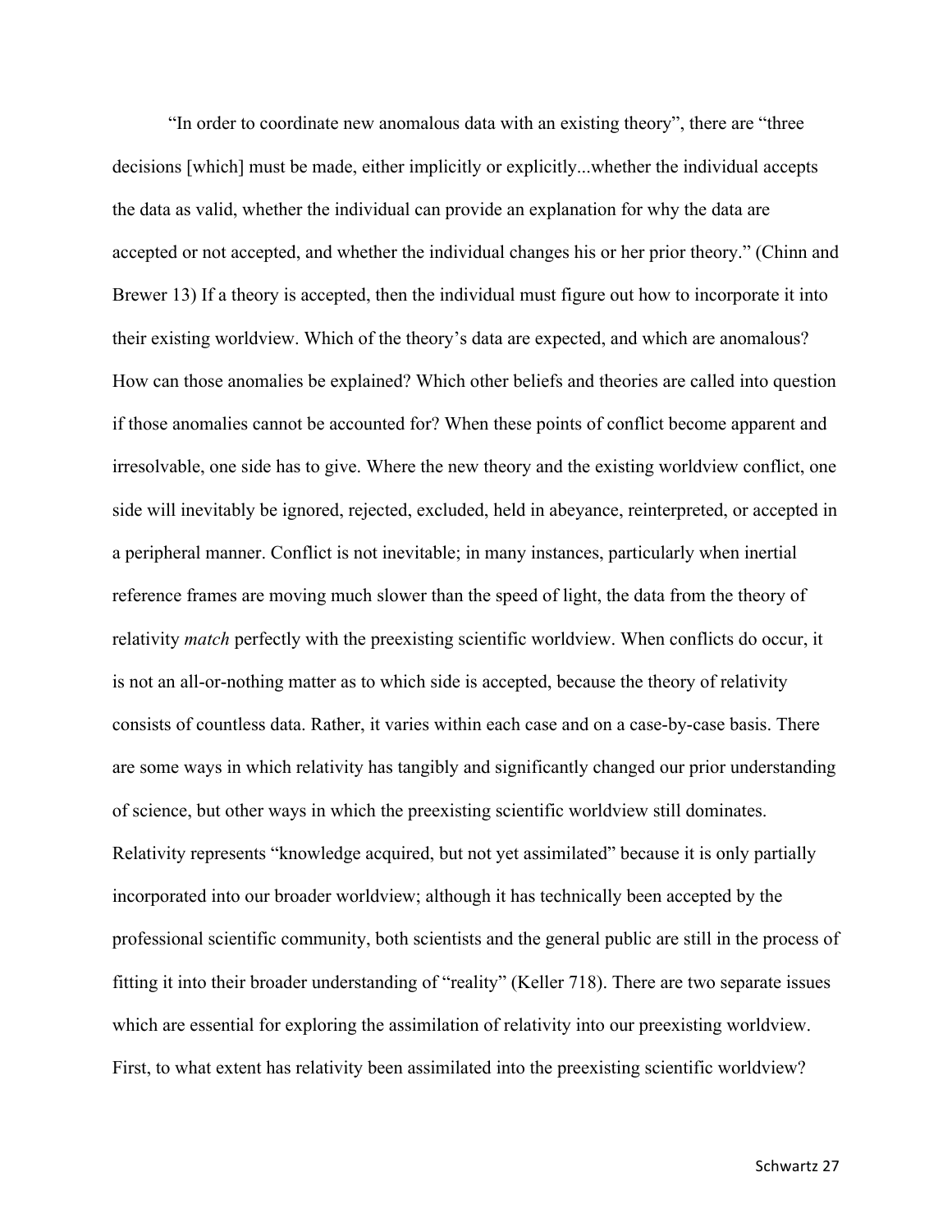"In order to coordinate new anomalous data with an existing theory", there are "three decisions [which] must be made, either implicitly or explicitly...whether the individual accepts the data as valid, whether the individual can provide an explanation for why the data are accepted or not accepted, and whether the individual changes his or her prior theory." (Chinn and Brewer 13) If a theory is accepted, then the individual must figure out how to incorporate it into their existing worldview. Which of the theory's data are expected, and which are anomalous? How can those anomalies be explained? Which other beliefs and theories are called into question if those anomalies cannot be accounted for? When these points of conflict become apparent and irresolvable, one side has to give. Where the new theory and the existing worldview conflict, one side will inevitably be ignored, rejected, excluded, held in abeyance, reinterpreted, or accepted in a peripheral manner. Conflict is not inevitable; in many instances, particularly when inertial reference frames are moving much slower than the speed of light, the data from the theory of relativity *match* perfectly with the preexisting scientific worldview. When conflicts do occur, it is not an all-or-nothing matter as to which side is accepted, because the theory of relativity consists of countless data. Rather, it varies within each case and on a case-by-case basis. There are some ways in which relativity has tangibly and significantly changed our prior understanding of science, but other ways in which the preexisting scientific worldview still dominates. Relativity represents "knowledge acquired, but not yet assimilated" because it is only partially incorporated into our broader worldview; although it has technically been accepted by the professional scientific community, both scientists and the general public are still in the process of fitting it into their broader understanding of "reality" (Keller 718). There are two separate issues which are essential for exploring the assimilation of relativity into our preexisting worldview. First, to what extent has relativity been assimilated into the preexisting scientific worldview?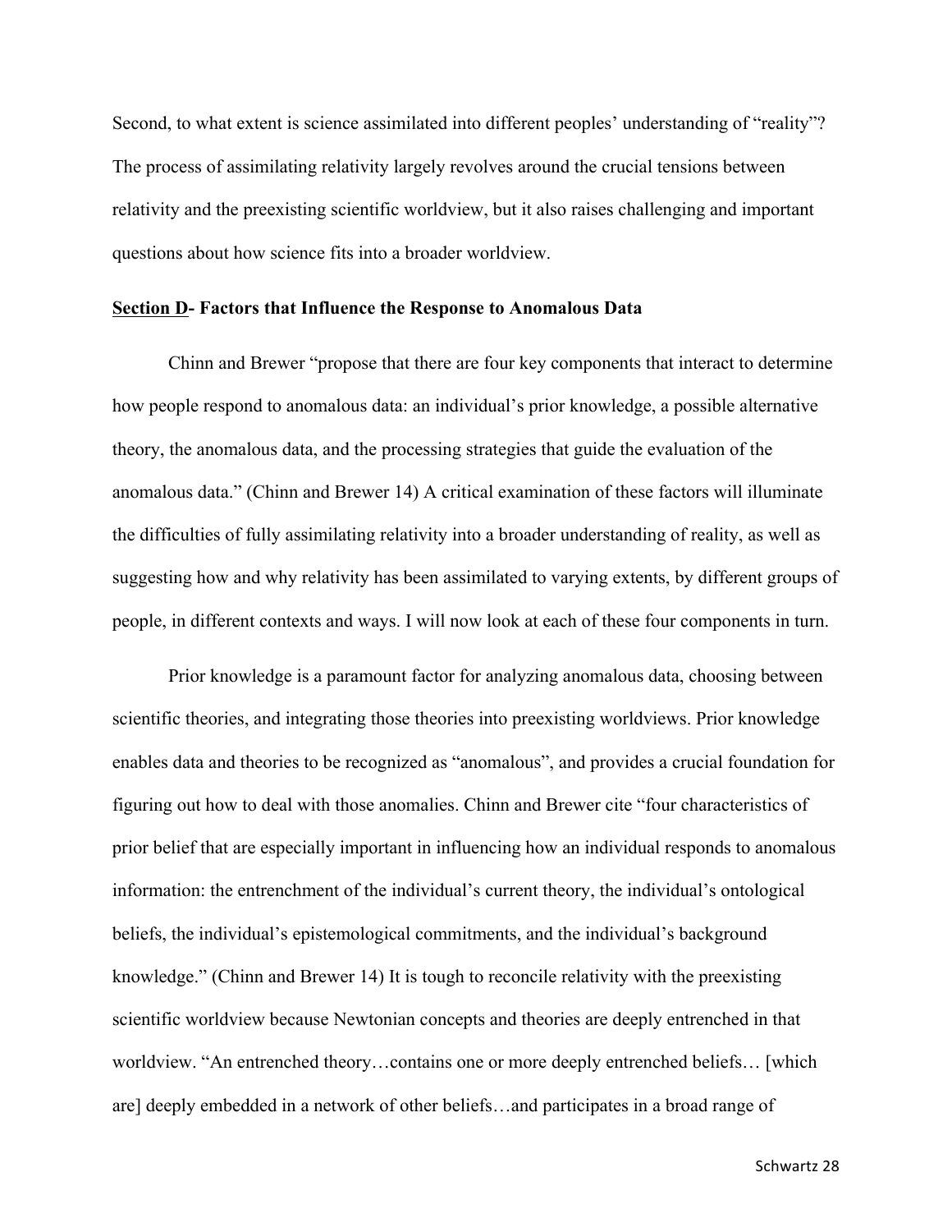Second, to what extent is science assimilated into different peoples' understanding of "reality"? The process of assimilating relativity largely revolves around the crucial tensions between relativity and the preexisting scientific worldview, but it also raises challenging and important questions about how science fits into a broader worldview.

## <u>Section D</u>- Factors that Influence the Response to Anomalous Data

Chinn and Brewer "propose that there are four key components that interact to determine how people respond to anomalous data: an individual's prior knowledge, a possible alternative theory, the anomalous data, and the processing strategies that guide the evaluation of the anomalous data." (Chinn and Brewer 14) A critical examination of these factors will illuminate the difficulties of fully assimilating relativity into a broader understanding of reality, as well as suggesting how and why relativity has been assimilated to varying extents, by different groups of people, in different contexts and ways. I will now look at each of these four components in turn.

Prior knowledge is a paramount factor for analyzing anomalous data, choosing between scientific theories, and integrating those theories into preexisting worldviews. Prior knowledge enables data and theories to be recognized as "anomalous", and provides a crucial foundation for figuring out how to deal with those anomalies. Chinn and Brewer cite "four characteristics of prior belief that are especially important in influencing how an individual responds to anomalous information: the entrenchment of the individual's current theory, the individual's ontological beliefs, the individual's epistemological commitments, and the individual's background knowledge." (Chinn and Brewer 14) It is tough to reconcile relativity with the preexisting scientific worldview because Newtonian concepts and theories are deeply entrenched in that worldview. "An entrenched theory…contains one or more deeply entrenched beliefs… [which are] deeply embedded in a network of other beliefs…and participates in a broad range of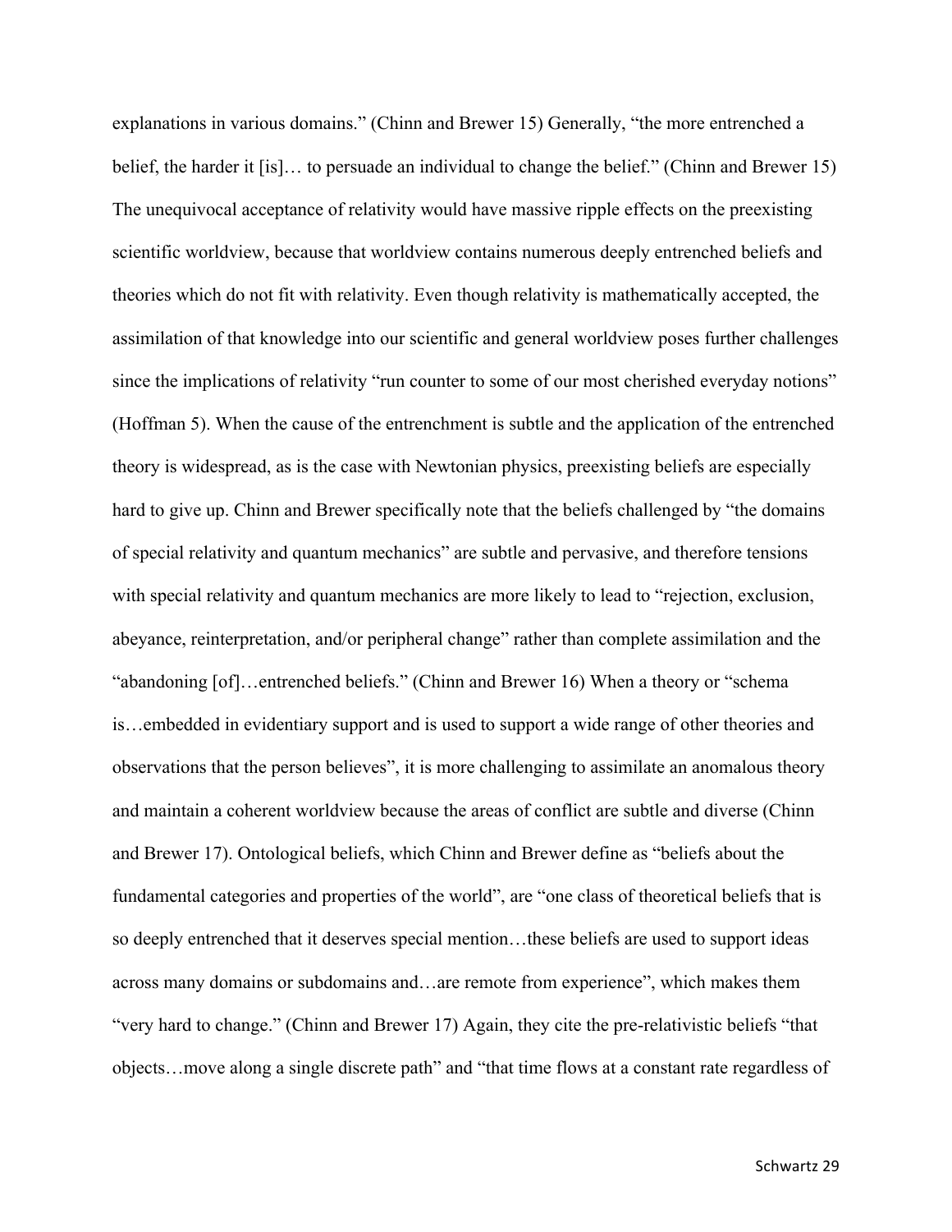explanations in various domains." (Chinn and Brewer 15) Generally, "the more entrenched a belief, the harder it [is]… to persuade an individual to change the belief." (Chinn and Brewer 15) The unequivocal acceptance of relativity would have massive ripple effects on the preexisting scientific worldview, because that worldview contains numerous deeply entrenched beliefs and theories which do not fit with relativity. Even though relativity is mathematically accepted, the assimilation of that knowledge into our scientific and general worldview poses further challenges since the implications of relativity "run counter to some of our most cherished everyday notions" (Hoffman 5). When the cause of the entrenchment is subtle and the application of the entrenched theory is widespread, as is the case with Newtonian physics, preexisting beliefs are especially hard to give up. Chinn and Brewer specifically note that the beliefs challenged by "the domains of special relativity and quantum mechanics" are subtle and pervasive, and therefore tensions with special relativity and quantum mechanics are more likely to lead to "rejection, exclusion, abeyance, reinterpretation, and/or peripheral change" rather than complete assimilation and the "abandoning [of]…entrenched beliefs." (Chinn and Brewer 16) When a theory or "schema is…embedded in evidentiary support and is used to support a wide range of other theories and observations that the person believes", it is more challenging to assimilate an anomalous theory and maintain a coherent worldview because the areas of conflict are subtle and diverse (Chinn and Brewer 17). Ontological beliefs, which Chinn and Brewer define as "beliefs about the fundamental categories and properties of the world", are "one class of theoretical beliefs that is so deeply entrenched that it deserves special mention…these beliefs are used to support ideas across many domains or subdomains and…are remote from experience", which makes them "very hard to change." (Chinn and Brewer 17) Again, they cite the pre-relativistic beliefs "that objects…move along a single discrete path" and "that time flows at a constant rate regardless of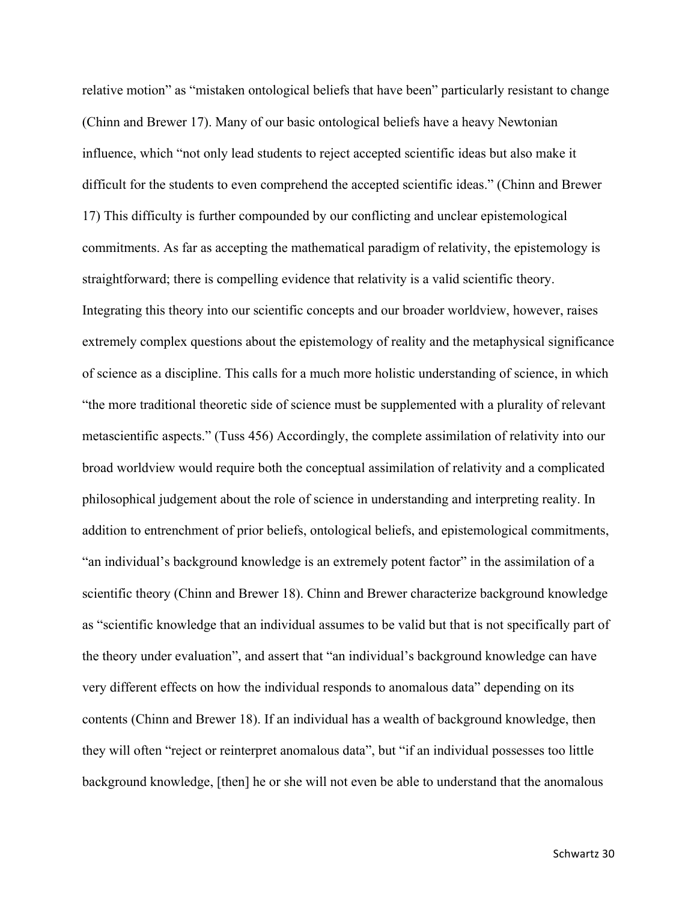relative motion" as "mistaken ontological beliefs that have been" particularly resistant to change (Chinn and Brewer 17). Many of our basic ontological beliefs have a heavy Newtonian influence, which "not only lead students to reject accepted scientific ideas but also make it difficult for the students to even comprehend the accepted scientific ideas." (Chinn and Brewer 17) This difficulty is further compounded by our conflicting and unclear epistemological commitments. As far as accepting the mathematical paradigm of relativity, the epistemology is straightforward; there is compelling evidence that relativity is a valid scientific theory. Integrating this theory into our scientific concepts and our broader worldview, however, raises extremely complex questions about the epistemology of reality and the metaphysical significance of science as a discipline. This calls for a much more holistic understanding of science, in which "the more traditional theoretic side of science must be supplemented with a plurality of relevant metascientific aspects." (Tuss 456) Accordingly, the complete assimilation of relativity into our broad worldview would require both the conceptual assimilation of relativity and a complicated philosophical judgement about the role of science in understanding and interpreting reality. In addition to entrenchment of prior beliefs, ontological beliefs, and epistemological commitments, "an individual's background knowledge is an extremely potent factor" in the assimilation of a scientific theory (Chinn and Brewer 18). Chinn and Brewer characterize background knowledge as "scientific knowledge that an individual assumes to be valid but that is not specifically part of the theory under evaluation", and assert that "an individual's background knowledge can have very different effects on how the individual responds to anomalous data" depending on its contents (Chinn and Brewer 18). If an individual has a wealth of background knowledge, then they will often "reject or reinterpret anomalous data", but "if an individual possesses too little background knowledge, [then] he or she will not even be able to understand that the anomalous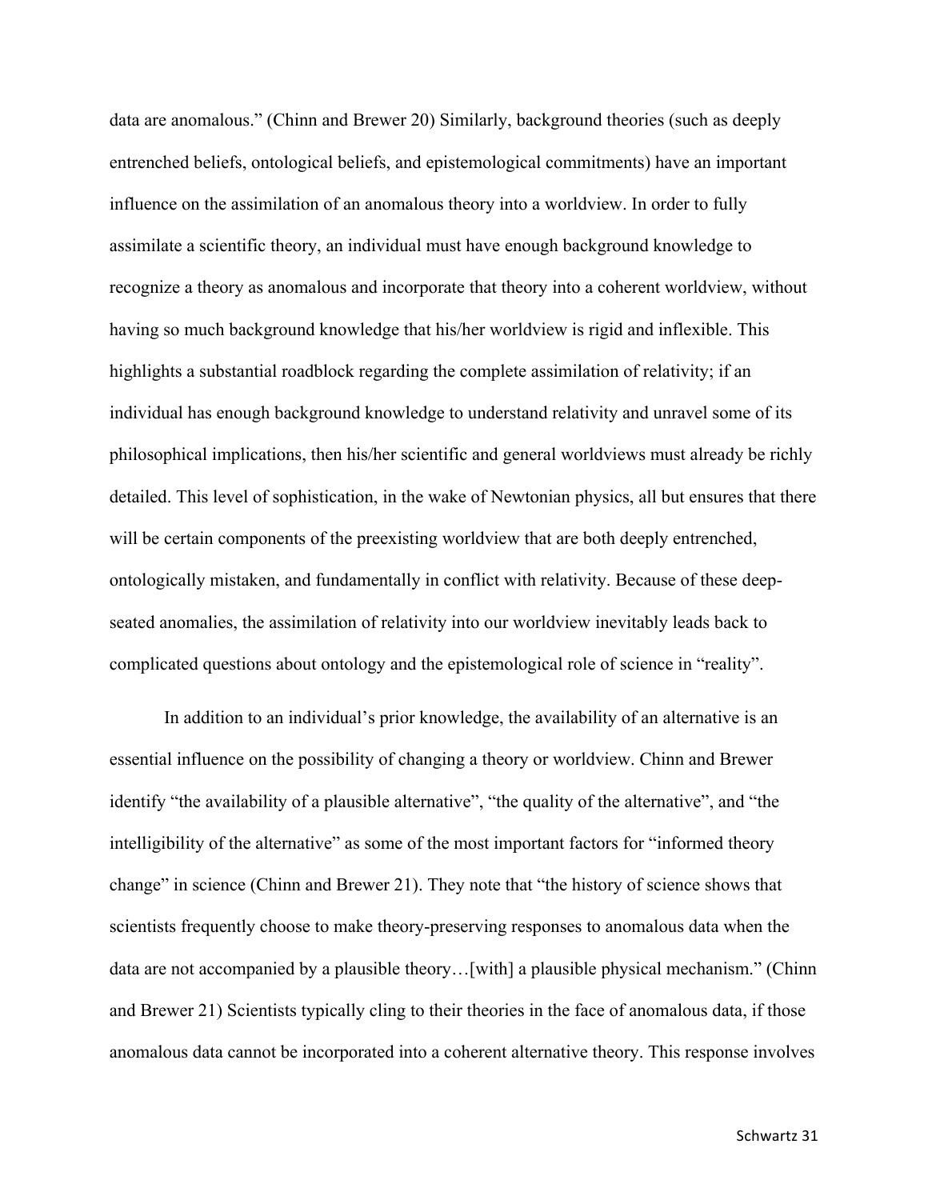data are anomalous." (Chinn and Brewer 20) Similarly, background theories (such as deeply entrenched beliefs, ontological beliefs, and epistemological commitments) have an important influence on the assimilation of an anomalous theory into a worldview. In order to fully assimilate a scientific theory, an individual must have enough background knowledge to recognize a theory as anomalous and incorporate that theory into a coherent worldview, without having so much background knowledge that his/her worldview is rigid and inflexible. This highlights a substantial roadblock regarding the complete assimilation of relativity; if an individual has enough background knowledge to understand relativity and unravel some of its philosophical implications, then his/her scientific and general worldviews must already be richly detailed. This level of sophistication, in the wake of Newtonian physics, all but ensures that there will be certain components of the preexisting worldview that are both deeply entrenched, ontologically mistaken, and fundamentally in conflict with relativity. Because of these deep-seated anomalies, the assimilation of relativity into our worldview inevitably leads back to complicated questions about ontology and the epistemological role of science in "reality".

In addition to an individual's prior knowledge, the availability of an alternative is an essential influence on the possibility of changing a theory or worldview. Chinn and Brewer identify "the availability of a plausible alternative", "the quality of the alternative", and "the intelligibility of the alternative" as some of the most important factors for "informed theory change" in science (Chinn and Brewer 21). They note that "the history of science shows that scientists frequently choose to make theory-preserving responses to anomalous data when the data are not accompanied by a plausible theory…[with] a plausible physical mechanism." (Chinn and Brewer 21) Scientists typically cling to their theories in the face of anomalous data, if those anomalous data cannot be incorporated into a coherent alternative theory. This response involves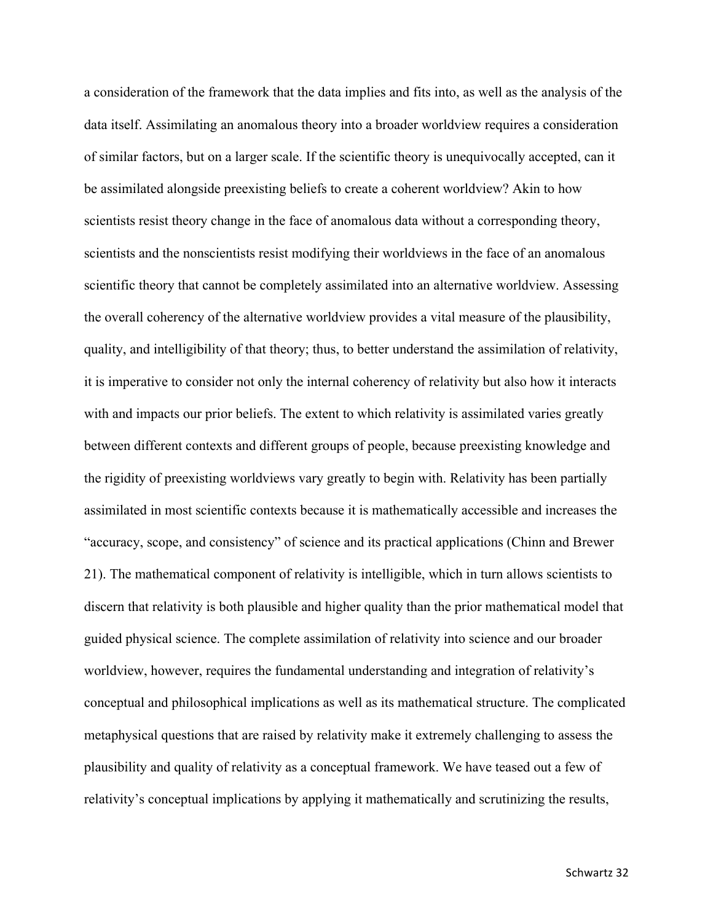a consideration of the framework that the data implies and fits into, as well as the analysis of the data itself. Assimilating an anomalous theory into a broader worldview requires a consideration of similar factors, but on a larger scale. If the scientific theory is unequivocally accepted, can it be assimilated alongside preexisting beliefs to create a coherent worldview? Akin to how scientists resist theory change in the face of anomalous data without a corresponding theory, scientists and the nonscientists resist modifying their worldviews in the face of an anomalous scientific theory that cannot be completely assimilated into an alternative worldview. Assessing the overall coherency of the alternative worldview provides a vital measure of the plausibility, quality, and intelligibility of that theory; thus, to better understand the assimilation of relativity, it is imperative to consider not only the internal coherency of relativity but also how it interacts with and impacts our prior beliefs. The extent to which relativity is assimilated varies greatly between different contexts and different groups of people, because preexisting knowledge and the rigidity of preexisting worldviews vary greatly to begin with. Relativity has been partially assimilated in most scientific contexts because it is mathematically accessible and increases the "accuracy, scope, and consistency" of science and its practical applications (Chinn and Brewer 21). The mathematical component of relativity is intelligible, which in turn allows scientists to discern that relativity is both plausible and higher quality than the prior mathematical model that guided physical science. The complete assimilation of relativity into science and our broader worldview, however, requires the fundamental understanding and integration of relativity's conceptual and philosophical implications as well as its mathematical structure. The complicated metaphysical questions that are raised by relativity make it extremely challenging to assess the plausibility and quality of relativity as a conceptual framework. We have teased out a few of relativity's conceptual implications by applying it mathematically and scrutinizing the results,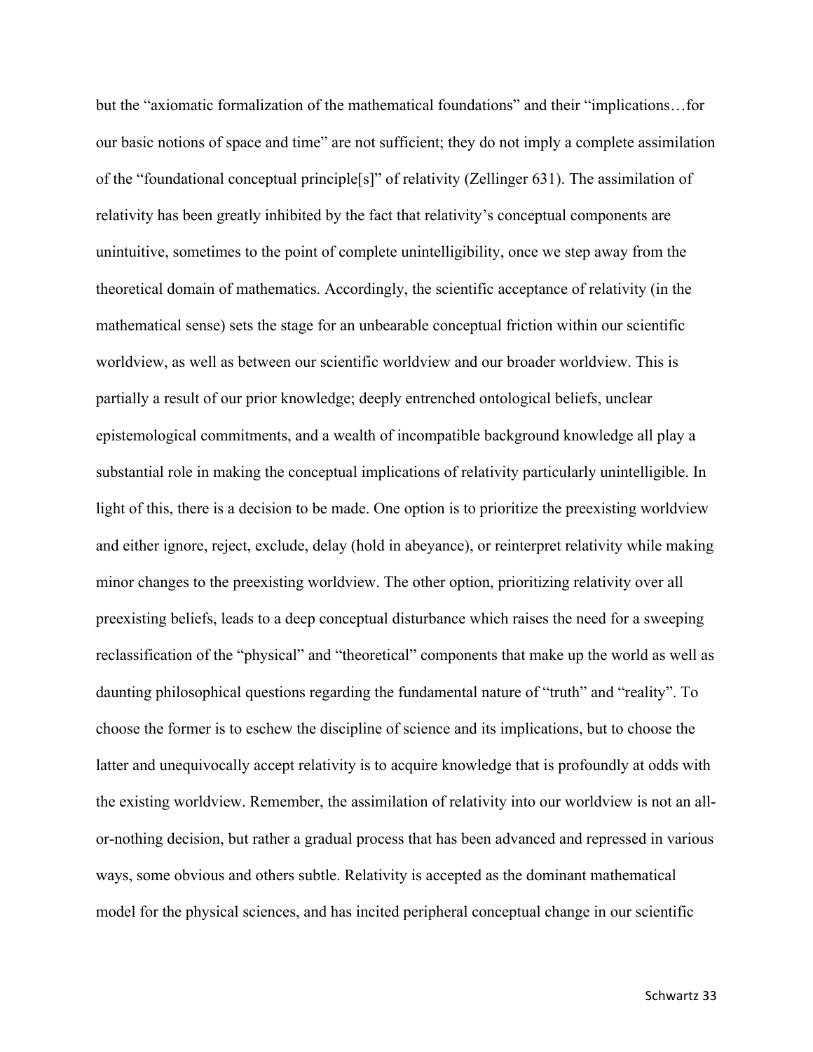but the “axiomatic formalization of the mathematical foundations” and their “implications…for our basic notions of space and time” are not sufficient; they do not imply a complete assimilation of the “foundational conceptual principle[s]” of relativity (Zellinger 631). The assimilation of relativity has been greatly inhibited by the fact that relativity’s conceptual components are unintuitive, sometimes to the point of complete unintelligibility, once we step away from the theoretical domain of mathematics. Accordingly, the scientific acceptance of relativity (in the mathematical sense) sets the stage for an unbearable conceptual friction within our scientific worldview, as well as between our scientific worldview and our broader worldview. This is partially a result of our prior knowledge; deeply entrenched ontological beliefs, unclear epistemological commitments, and a wealth of incompatible background knowledge all play a substantial role in making the conceptual implications of relativity particularly unintelligible. In light of this, there is a decision to be made. One option is to prioritize the preexisting worldview and either ignore, reject, exclude, delay (hold in abeyance), or reinterpret relativity while making minor changes to the preexisting worldview. The other option, prioritizing relativity over all preexisting beliefs, leads to a deep conceptual disturbance which raises the need for a sweeping reclassification of the “physical” and “theoretical” components that make up the world as well as daunting philosophical questions regarding the fundamental nature of “truth” and “reality”. To choose the former is to eschew the discipline of science and its implications, but to choose the latter and unequivocally accept relativity is to acquire knowledge that is profoundly at odds with the existing worldview. Remember, the assimilation of relativity into our worldview is not an all-or-nothing decision, but rather a gradual process that has been advanced and repressed in various ways, some obvious and others subtle. Relativity is accepted as the dominant mathematical model for the physical sciences, and has incited peripheral conceptual change in our scientific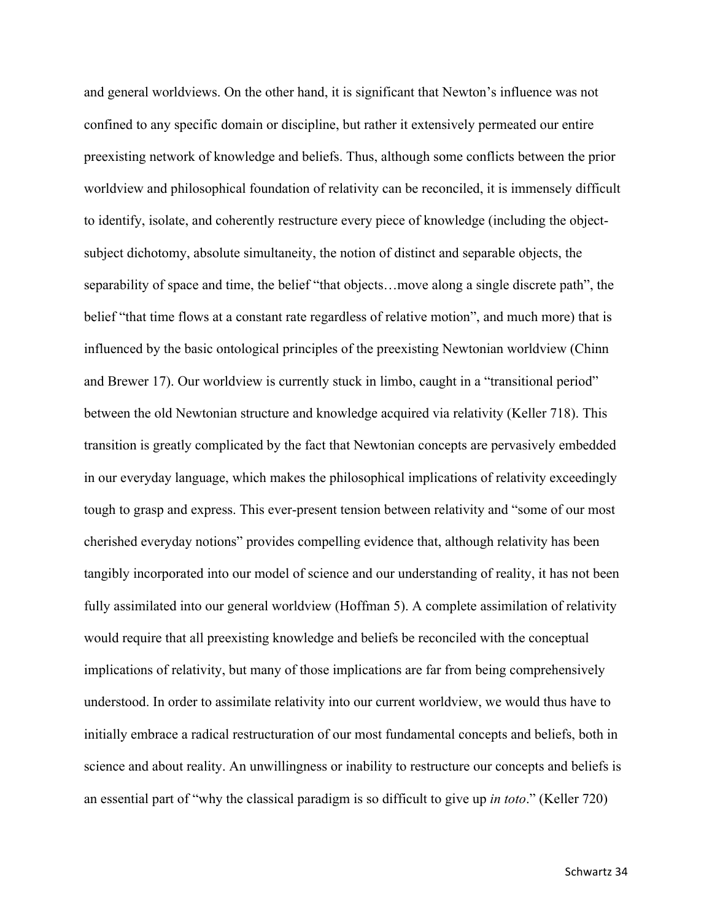and general worldviews. On the other hand, it is significant that Newton's influence was not confined to any specific domain or discipline, but rather it extensively permeated our entire preexisting network of knowledge and beliefs. Thus, although some conflicts between the prior worldview and philosophical foundation of relativity can be reconciled, it is immensely difficult to identify, isolate, and coherently restructure every piece of knowledge (including the object-subject dichotomy, absolute simultaneity, the notion of distinct and separable objects, the separability of space and time, the belief "that objects…move along a single discrete path", the belief "that time flows at a constant rate regardless of relative motion", and much more) that is influenced by the basic ontological principles of the preexisting Newtonian worldview (Chinn and Brewer 17). Our worldview is currently stuck in limbo, caught in a "transitional period" between the old Newtonian structure and knowledge acquired via relativity (Keller 718). This transition is greatly complicated by the fact that Newtonian concepts are pervasively embedded in our everyday language, which makes the philosophical implications of relativity exceedingly tough to grasp and express. This ever-present tension between relativity and "some of our most cherished everyday notions" provides compelling evidence that, although relativity has been tangibly incorporated into our model of science and our understanding of reality, it has not been fully assimilated into our general worldview (Hoffman 5). A complete assimilation of relativity would require that all preexisting knowledge and beliefs be reconciled with the conceptual implications of relativity, but many of those implications are far from being comprehensively understood. In order to assimilate relativity into our current worldview, we would thus have to initially embrace a radical restructuration of our most fundamental concepts and beliefs, both in science and about reality. An unwillingness or inability to restructure our concepts and beliefs is an essential part of "why the classical paradigm is so difficult to give up *in toto*." (Keller 720)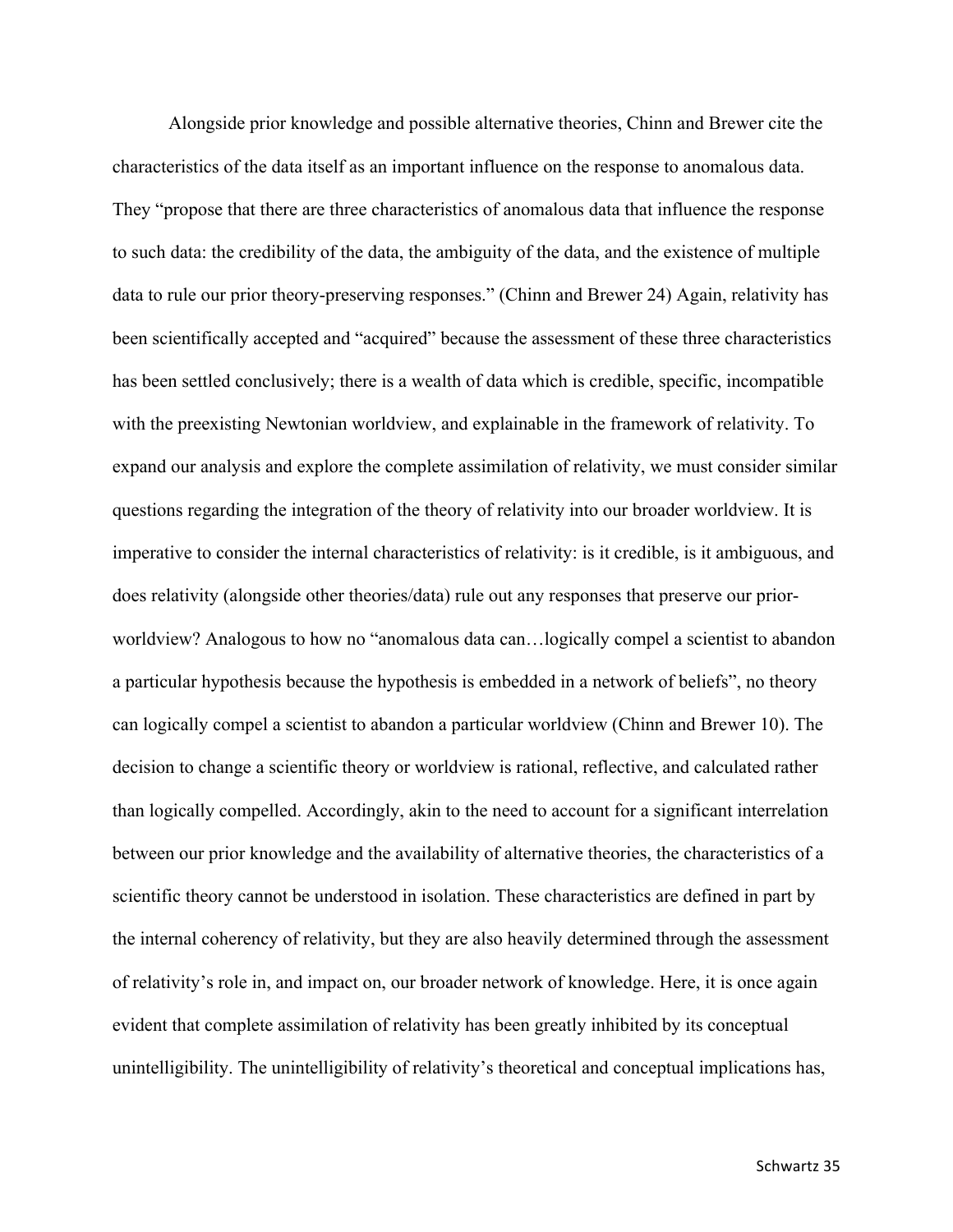Alongside prior knowledge and possible alternative theories, Chinn and Brewer cite the characteristics of the data itself as an important influence on the response to anomalous data. They "propose that there are three characteristics of anomalous data that influence the response to such data: the credibility of the data, the ambiguity of the data, and the existence of multiple data to rule our prior theory-preserving responses." (Chinn and Brewer 24) Again, relativity has been scientifically accepted and "acquired" because the assessment of these three characteristics has been settled conclusively; there is a wealth of data which is credible, specific, incompatible with the preexisting Newtonian worldview, and explainable in the framework of relativity. To expand our analysis and explore the complete assimilation of relativity, we must consider similar questions regarding the integration of the theory of relativity into our broader worldview. It is imperative to consider the internal characteristics of relativity: is it credible, is it ambiguous, and does relativity (alongside other theories/data) rule out any responses that preserve our prior-worldview? Analogous to how no "anomalous data can…logically compel a scientist to abandon a particular hypothesis because the hypothesis is embedded in a network of beliefs", no theory can logically compel a scientist to abandon a particular worldview (Chinn and Brewer 10). The decision to change a scientific theory or worldview is rational, reflective, and calculated rather than logically compelled. Accordingly, akin to the need to account for a significant interrelation between our prior knowledge and the availability of alternative theories, the characteristics of a scientific theory cannot be understood in isolation. These characteristics are defined in part by the internal coherency of relativity, but they are also heavily determined through the assessment of relativity's role in, and impact on, our broader network of knowledge. Here, it is once again evident that complete assimilation of relativity has been greatly inhibited by its conceptual unintelligibility. The unintelligibility of relativity's theoretical and conceptual implications has,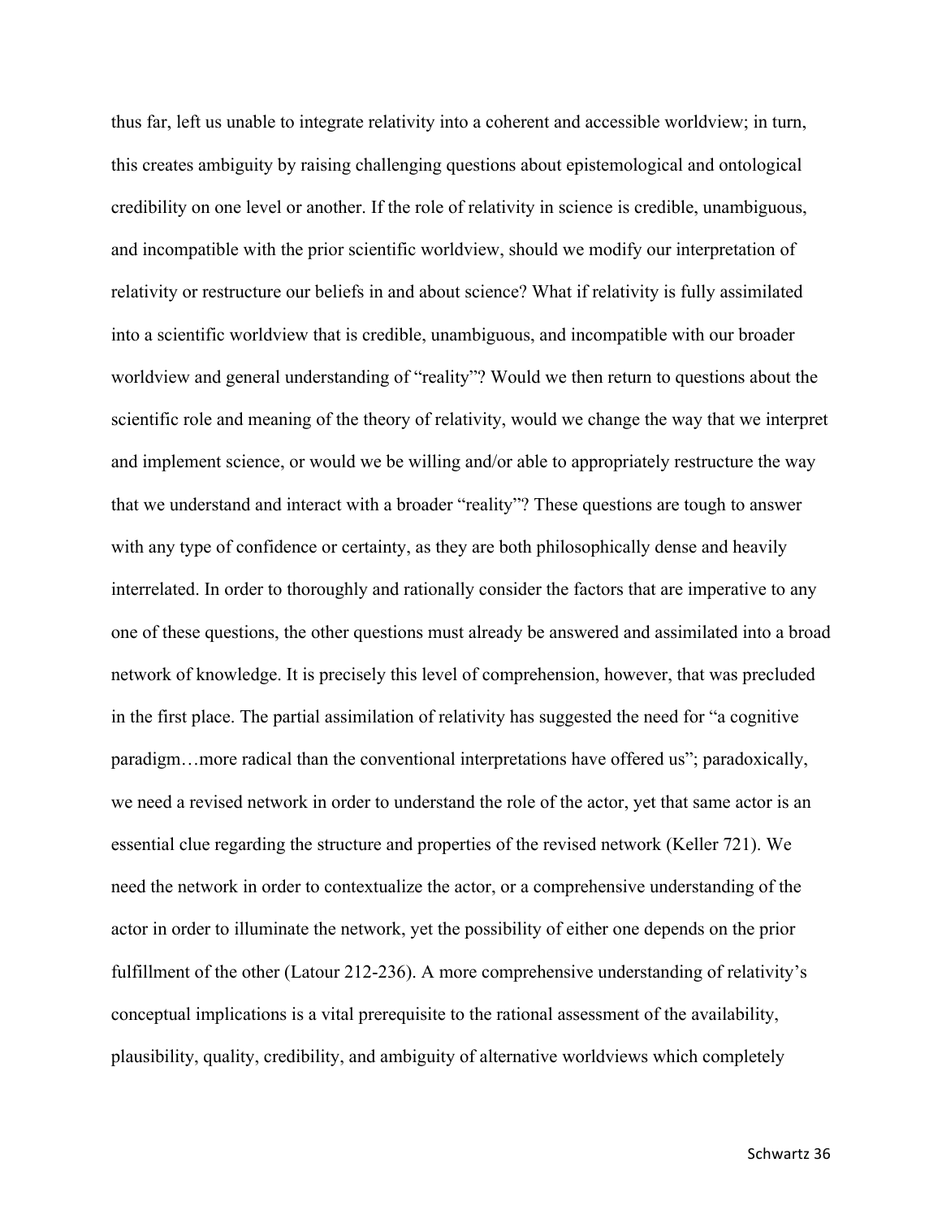thus far, left us unable to integrate relativity into a coherent and accessible worldview; in turn, this creates ambiguity by raising challenging questions about epistemological and ontological credibility on one level or another. If the role of relativity in science is credible, unambiguous, and incompatible with the prior scientific worldview, should we modify our interpretation of relativity or restructure our beliefs in and about science? What if relativity is fully assimilated into a scientific worldview that is credible, unambiguous, and incompatible with our broader worldview and general understanding of "reality"? Would we then return to questions about the scientific role and meaning of the theory of relativity, would we change the way that we interpret and implement science, or would we be willing and/or able to appropriately restructure the way that we understand and interact with a broader "reality"? These questions are tough to answer with any type of confidence or certainty, as they are both philosophically dense and heavily interrelated. In order to thoroughly and rationally consider the factors that are imperative to any one of these questions, the other questions must already be answered and assimilated into a broad network of knowledge. It is precisely this level of comprehension, however, that was precluded in the first place. The partial assimilation of relativity has suggested the need for "a cognitive paradigm…more radical than the conventional interpretations have offered us"; paradoxically, we need a revised network in order to understand the role of the actor, yet that same actor is an essential clue regarding the structure and properties of the revised network (Keller 721). We need the network in order to contextualize the actor, or a comprehensive understanding of the actor in order to illuminate the network, yet the possibility of either one depends on the prior fulfillment of the other (Latour 212-236). A more comprehensive understanding of relativity's conceptual implications is a vital prerequisite to the rational assessment of the availability, plausibility, quality, credibility, and ambiguity of alternative worldviews which completely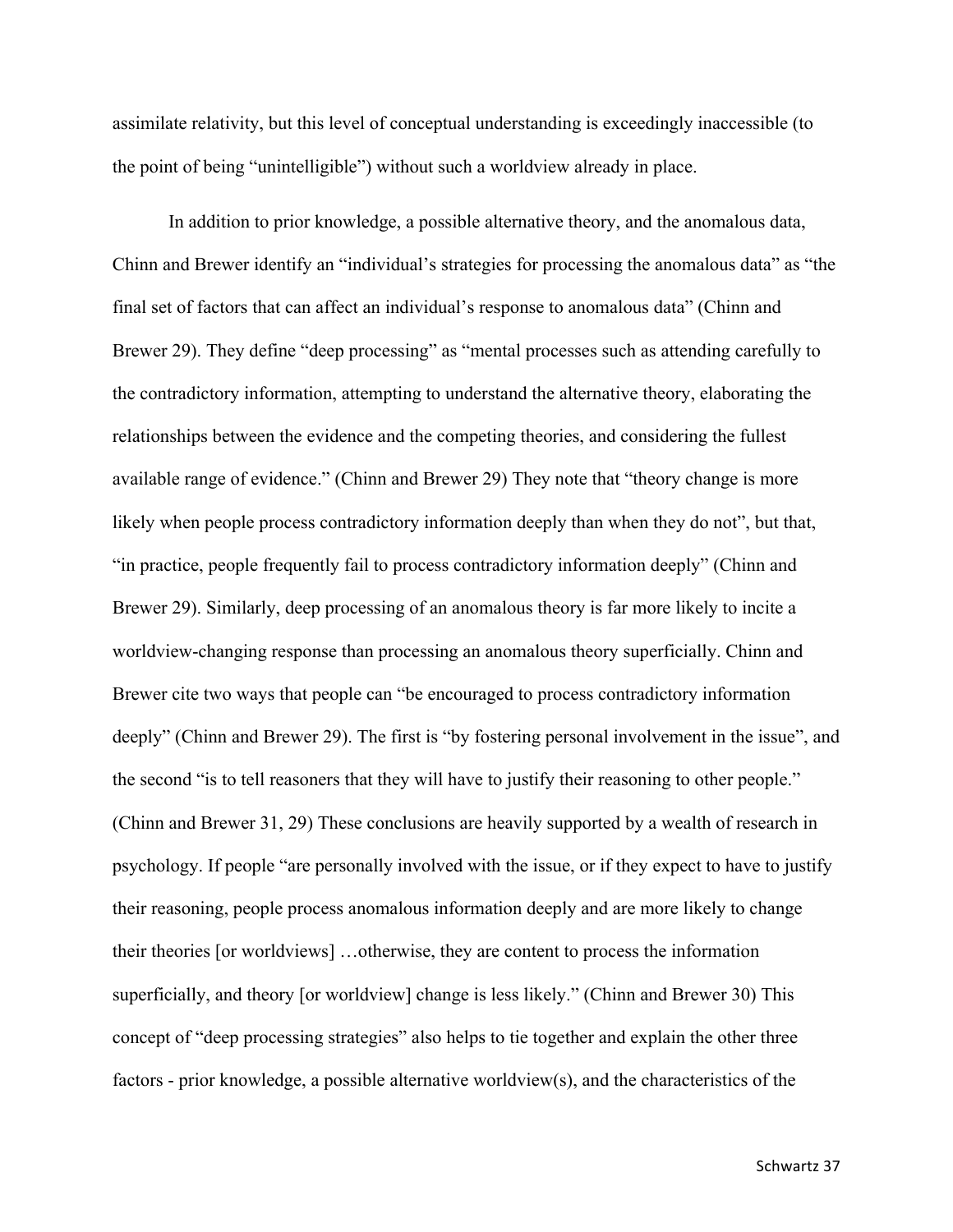assimilate relativity, but this level of conceptual understanding is exceedingly inaccessible (to the point of being "unintelligible") without such a worldview already in place.

In addition to prior knowledge, a possible alternative theory, and the anomalous data, Chinn and Brewer identify an "individual's strategies for processing the anomalous data" as "the final set of factors that can affect an individual's response to anomalous data" (Chinn and Brewer 29). They define "deep processing" as "mental processes such as attending carefully to the contradictory information, attempting to understand the alternative theory, elaborating the relationships between the evidence and the competing theories, and considering the fullest available range of evidence." (Chinn and Brewer 29) They note that "theory change is more likely when people process contradictory information deeply than when they do not", but that, "in practice, people frequently fail to process contradictory information deeply" (Chinn and Brewer 29). Similarly, deep processing of an anomalous theory is far more likely to incite a worldview-changing response than processing an anomalous theory superficially. Chinn and Brewer cite two ways that people can "be encouraged to process contradictory information deeply" (Chinn and Brewer 29). The first is "by fostering personal involvement in the issue", and the second "is to tell reasoners that they will have to justify their reasoning to other people." (Chinn and Brewer 31, 29) These conclusions are heavily supported by a wealth of research in psychology. If people "are personally involved with the issue, or if they expect to have to justify their reasoning, people process anomalous information deeply and are more likely to change their theories [or worldviews] …otherwise, they are content to process the information superficially, and theory [or worldview] change is less likely." (Chinn and Brewer 30) This concept of "deep processing strategies" also helps to tie together and explain the other three factors - prior knowledge, a possible alternative worldview(s), and the characteristics of the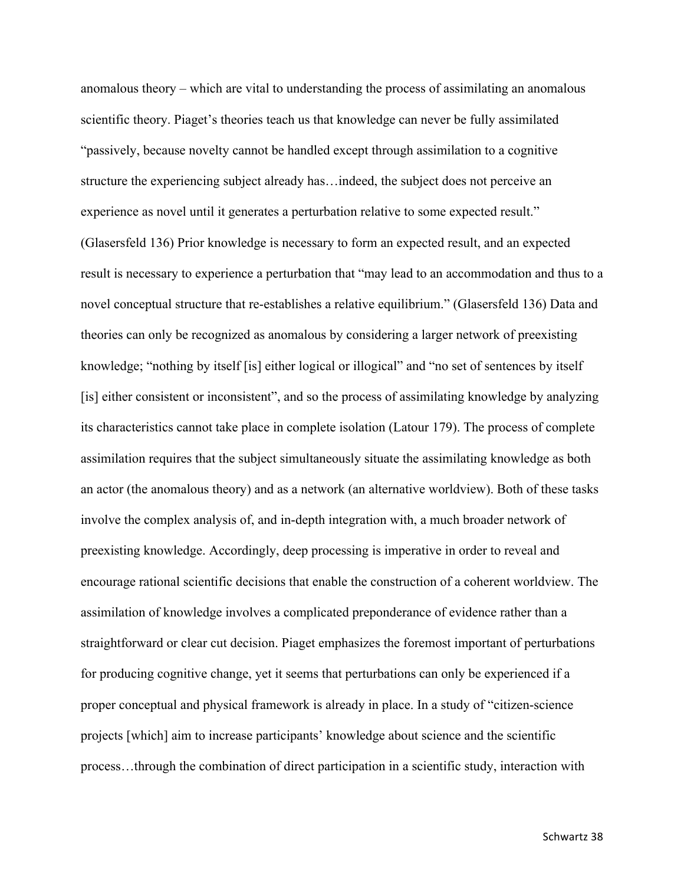anomalous theory – which are vital to understanding the process of assimilating an anomalous scientific theory. Piaget's theories teach us that knowledge can never be fully assimilated "passively, because novelty cannot be handled except through assimilation to a cognitive structure the experiencing subject already has…indeed, the subject does not perceive an experience as novel until it generates a perturbation relative to some expected result." (Glasersfeld 136) Prior knowledge is necessary to form an expected result, and an expected result is necessary to experience a perturbation that "may lead to an accommodation and thus to a novel conceptual structure that re-establishes a relative equilibrium." (Glasersfeld 136) Data and theories can only be recognized as anomalous by considering a larger network of preexisting knowledge; "nothing by itself [is] either logical or illogical" and "no set of sentences by itself [is] either consistent or inconsistent", and so the process of assimilating knowledge by analyzing its characteristics cannot take place in complete isolation (Latour 179). The process of complete assimilation requires that the subject simultaneously situate the assimilating knowledge as both an actor (the anomalous theory) and as a network (an alternative worldview). Both of these tasks involve the complex analysis of, and in-depth integration with, a much broader network of preexisting knowledge. Accordingly, deep processing is imperative in order to reveal and encourage rational scientific decisions that enable the construction of a coherent worldview. The assimilation of knowledge involves a complicated preponderance of evidence rather than a straightforward or clear cut decision. Piaget emphasizes the foremost important of perturbations for producing cognitive change, yet it seems that perturbations can only be experienced if a proper conceptual and physical framework is already in place. In a study of "citizen-science projects [which] aim to increase participants' knowledge about science and the scientific process…through the combination of direct participation in a scientific study, interaction with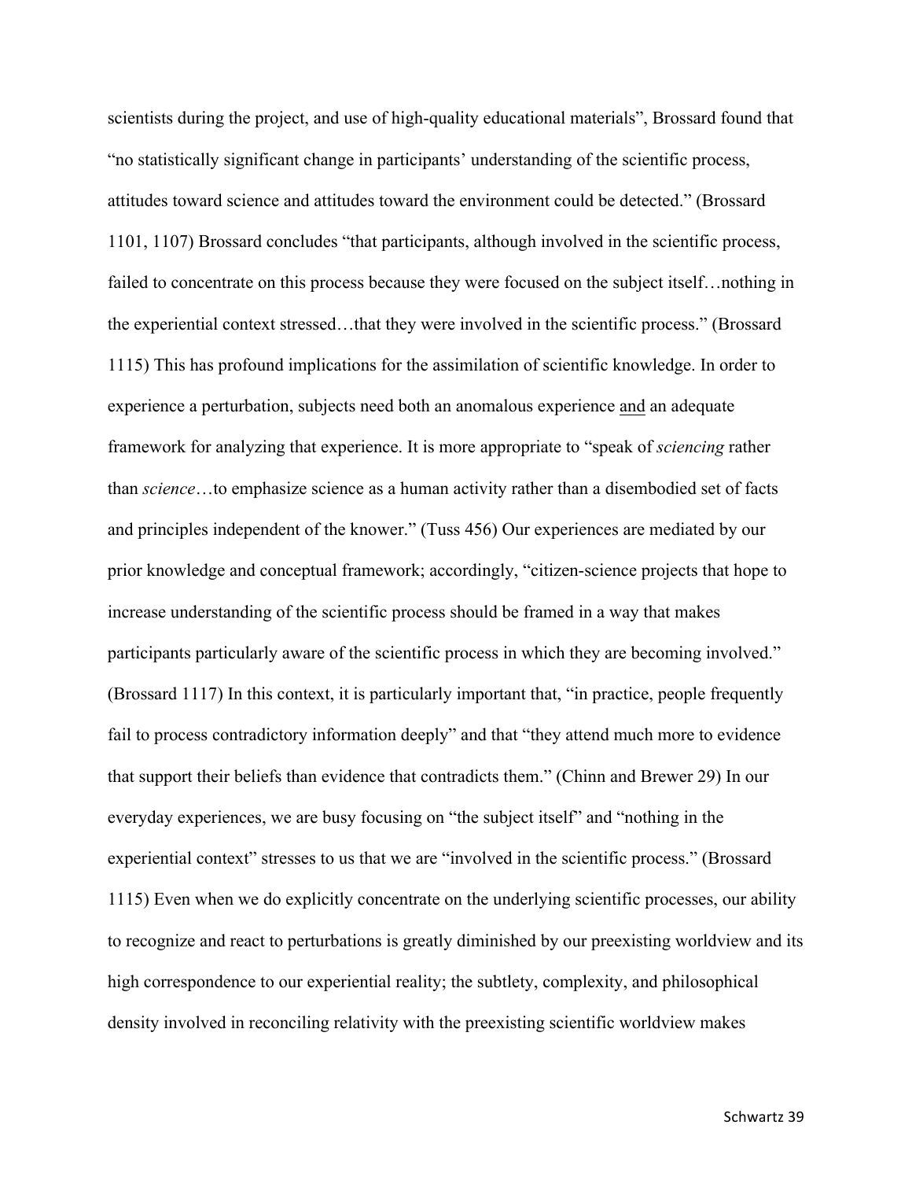scientists during the project, and use of high-quality educational materials", Brossard found that "no statistically significant change in participants' understanding of the scientific process, attitudes toward science and attitudes toward the environment could be detected." (Brossard 1101, 1107) Brossard concludes "that participants, although involved in the scientific process, failed to concentrate on this process because they were focused on the subject itself…nothing in the experiential context stressed…that they were involved in the scientific process." (Brossard 1115) This has profound implications for the assimilation of scientific knowledge. In order to experience a perturbation, subjects need both an anomalous experience <u>and</u> an adequate framework for analyzing that experience. It is more appropriate to "speak of *sciencing* rather than *science*…to emphasize science as a human activity rather than a disembodied set of facts and principles independent of the knower." (Tuss 456) Our experiences are mediated by our prior knowledge and conceptual framework; accordingly, "citizen-science projects that hope to increase understanding of the scientific process should be framed in a way that makes participants particularly aware of the scientific process in which they are becoming involved." (Brossard 1117) In this context, it is particularly important that, "in practice, people frequently fail to process contradictory information deeply" and that "they attend much more to evidence that support their beliefs than evidence that contradicts them." (Chinn and Brewer 29) In our everyday experiences, we are busy focusing on "the subject itself" and "nothing in the experiential context" stresses to us that we are "involved in the scientific process." (Brossard 1115) Even when we do explicitly concentrate on the underlying scientific processes, our ability to recognize and react to perturbations is greatly diminished by our preexisting worldview and its high correspondence to our experiential reality; the subtlety, complexity, and philosophical density involved in reconciling relativity with the preexisting scientific worldview makes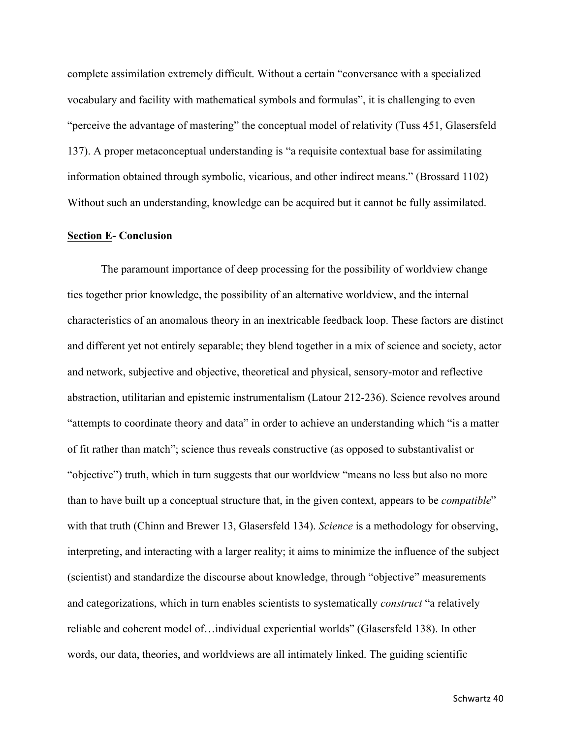complete assimilation extremely difficult. Without a certain "conversance with a specialized vocabulary and facility with mathematical symbols and formulas", it is challenging to even "perceive the advantage of mastering" the conceptual model of relativity (Tuss 451, Glasersfeld 137). A proper metaconceptual understanding is "a requisite contextual base for assimilating information obtained through symbolic, vicarious, and other indirect means." (Brossard 1102) Without such an understanding, knowledge can be acquired but it cannot be fully assimilated.

## Section E- Conclusion

The paramount importance of deep processing for the possibility of worldview change ties together prior knowledge, the possibility of an alternative worldview, and the internal characteristics of an anomalous theory in an inextricable feedback loop. These factors are distinct and different yet not entirely separable; they blend together in a mix of science and society, actor and network, subjective and objective, theoretical and physical, sensory-motor and reflective abstraction, utilitarian and epistemic instrumentalism (Latour 212-236). Science revolves around "attempts to coordinate theory and data" in order to achieve an understanding which "is a matter of fit rather than match"; science thus reveals constructive (as opposed to substantivalist or "objective") truth, which in turn suggests that our worldview "means no less but also no more than to have built up a conceptual structure that, in the given context, appears to be *compatible*" with that truth (Chinn and Brewer 13, Glasersfeld 134). *Science* is a methodology for observing, interpreting, and interacting with a larger reality; it aims to minimize the influence of the subject (scientist) and standardize the discourse about knowledge, through "objective" measurements and categorizations, which in turn enables scientists to systematically *construct* "a relatively reliable and coherent model of…individual experiential worlds" (Glasersfeld 138). In other words, our data, theories, and worldviews are all intimately linked. The guiding scientific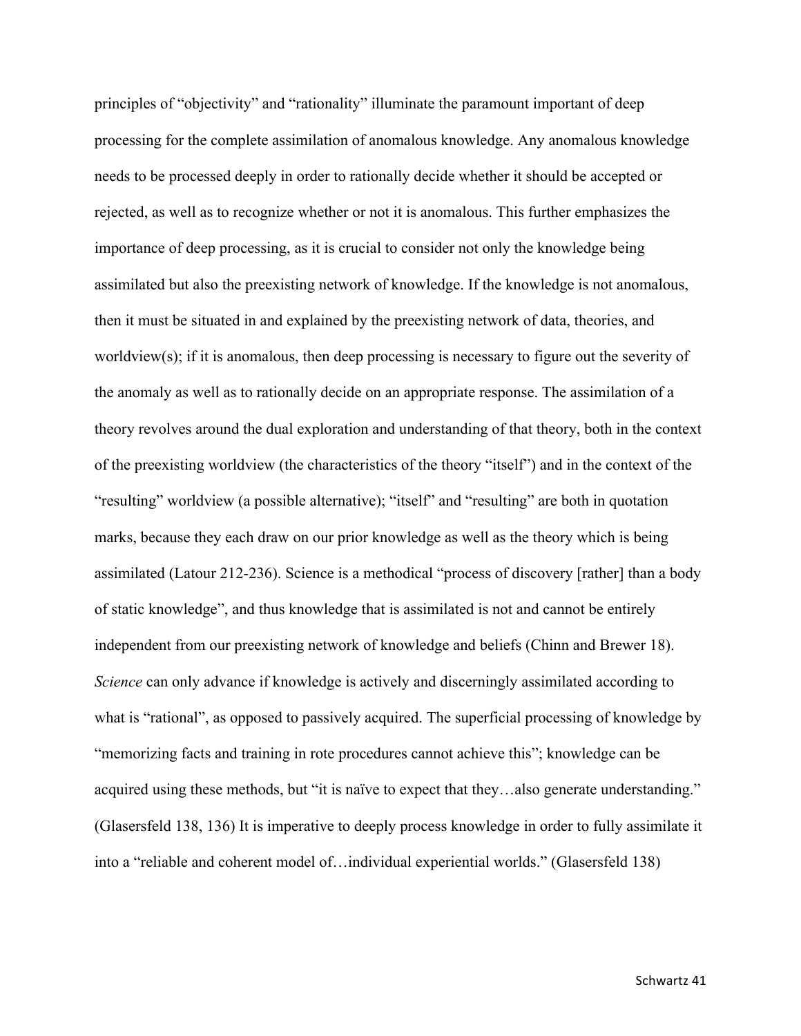principles of "objectivity" and "rationality" illuminate the paramount important of deep processing for the complete assimilation of anomalous knowledge. Any anomalous knowledge needs to be processed deeply in order to rationally decide whether it should be accepted or rejected, as well as to recognize whether or not it is anomalous. This further emphasizes the importance of deep processing, as it is crucial to consider not only the knowledge being assimilated but also the preexisting network of knowledge. If the knowledge is not anomalous, then it must be situated in and explained by the preexisting network of data, theories, and worldview(s); if it is anomalous, then deep processing is necessary to figure out the severity of the anomaly as well as to rationally decide on an appropriate response. The assimilation of a theory revolves around the dual exploration and understanding of that theory, both in the context of the preexisting worldview (the characteristics of the theory "itself") and in the context of the "resulting" worldview (a possible alternative); "itself" and "resulting" are both in quotation marks, because they each draw on our prior knowledge as well as the theory which is being assimilated (Latour 212-236). Science is a methodical "process of discovery [rather] than a body of static knowledge", and thus knowledge that is assimilated is not and cannot be entirely independent from our preexisting network of knowledge and beliefs (Chinn and Brewer 18). *Science* can only advance if knowledge is actively and discerningly assimilated according to what is "rational", as opposed to passively acquired. The superficial processing of knowledge by "memorizing facts and training in rote procedures cannot achieve this"; knowledge can be acquired using these methods, but "it is naïve to expect that they…also generate understanding." (Glasersfeld 138, 136) It is imperative to deeply process knowledge in order to fully assimilate it into a "reliable and coherent model of…individual experiential worlds." (Glasersfeld 138)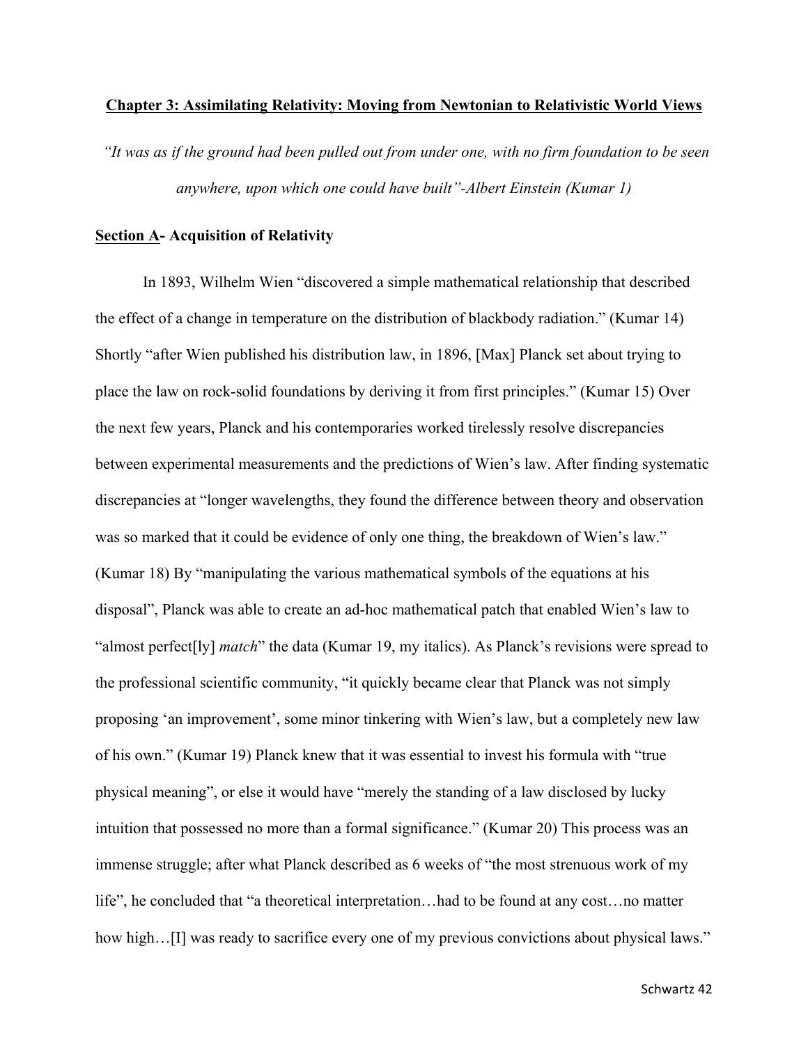## **Chapter 3: Assimilating Relativity: Moving from Newtonian to Relativistic World Views**

*"It was as if the ground had been pulled out from under one, with no firm foundation to be seen anywhere, upon which one could have built"-Albert Einstein (Kumar 1)*

### **Section A- Acquisition of Relativity**

In 1893, Wilhelm Wien "discovered a simple mathematical relationship that described the effect of a change in temperature on the distribution of blackbody radiation." (Kumar 14) Shortly "after Wien published his distribution law, in 1896, [Max] Planck set about trying to place the law on rock-solid foundations by deriving it from first principles." (Kumar 15) Over the next few years, Planck and his contemporaries worked tirelessly resolve discrepancies between experimental measurements and the predictions of Wien's law. After finding systematic discrepancies at "longer wavelengths, they found the difference between theory and observation was so marked that it could be evidence of only one thing, the breakdown of Wien's law." (Kumar 18) By "manipulating the various mathematical symbols of the equations at his disposal", Planck was able to create an ad-hoc mathematical patch that enabled Wien's law to "almost perfect[ly] *match*" the data (Kumar 19, my italics). As Planck's revisions were spread to the professional scientific community, "it quickly became clear that Planck was not simply proposing 'an improvement', some minor tinkering with Wien's law, but a completely new law of his own." (Kumar 19) Planck knew that it was essential to invest his formula with "true physical meaning", or else it would have "merely the standing of a law disclosed by lucky intuition that possessed no more than a formal significance." (Kumar 20) This process was an immense struggle; after what Planck described as 6 weeks of "the most strenuous work of my life", he concluded that "a theoretical interpretation…had to be found at any cost…no matter how high…[I] was ready to sacrifice every one of my previous convictions about physical laws."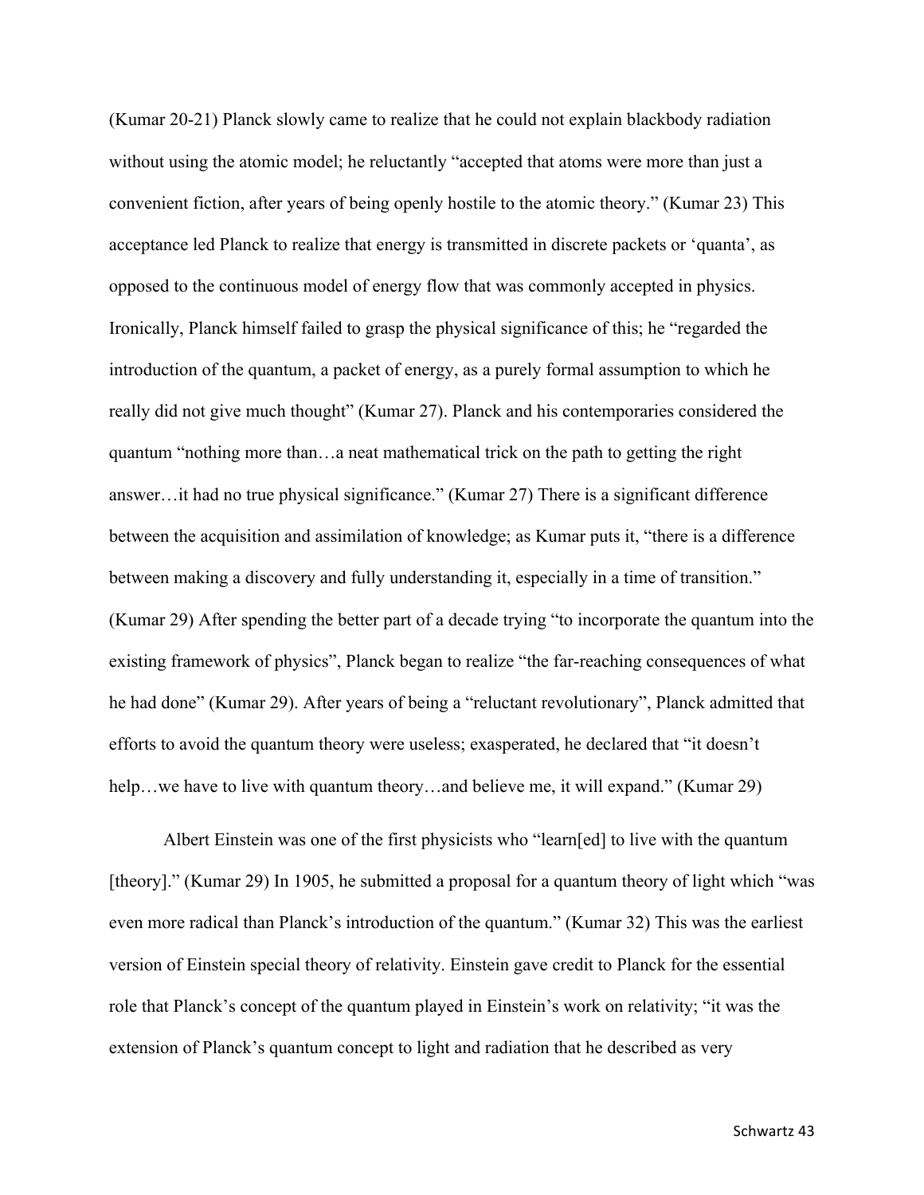(Kumar 20-21) Planck slowly came to realize that he could not explain blackbody radiation without using the atomic model; he reluctantly "accepted that atoms were more than just a convenient fiction, after years of being openly hostile to the atomic theory." (Kumar 23) This acceptance led Planck to realize that energy is transmitted in discrete packets or 'quanta', as opposed to the continuous model of energy flow that was commonly accepted in physics. Ironically, Planck himself failed to grasp the physical significance of this; he "regarded the introduction of the quantum, a packet of energy, as a purely formal assumption to which he really did not give much thought" (Kumar 27). Planck and his contemporaries considered the quantum "nothing more than…a neat mathematical trick on the path to getting the right answer…it had no true physical significance." (Kumar 27) There is a significant difference between the acquisition and assimilation of knowledge; as Kumar puts it, "there is a difference between making a discovery and fully understanding it, especially in a time of transition." (Kumar 29) After spending the better part of a decade trying "to incorporate the quantum into the existing framework of physics", Planck began to realize "the far-reaching consequences of what he had done" (Kumar 29). After years of being a "reluctant revolutionary", Planck admitted that efforts to avoid the quantum theory were useless; exasperated, he declared that "it doesn't help…we have to live with quantum theory…and believe me, it will expand." (Kumar 29)

Albert Einstein was one of the first physicists who "learn[ed] to live with the quantum [theory]." (Kumar 29) In 1905, he submitted a proposal for a quantum theory of light which "was even more radical than Planck's introduction of the quantum." (Kumar 32) This was the earliest version of Einstein special theory of relativity. Einstein gave credit to Planck for the essential role that Planck's concept of the quantum played in Einstein's work on relativity; "it was the extension of Planck's quantum concept to light and radiation that he described as very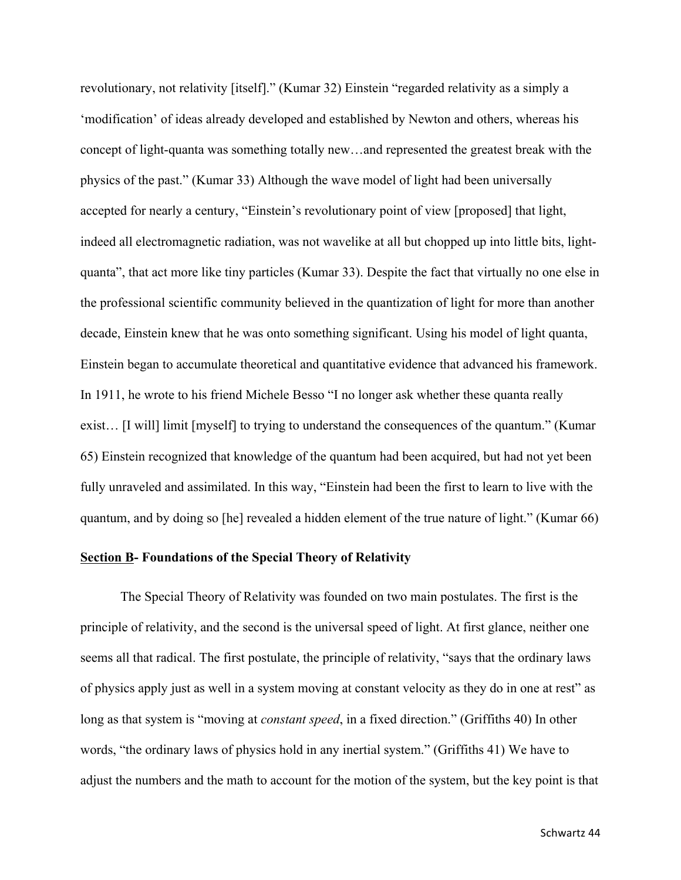revolutionary, not relativity [itself].” (Kumar 32) Einstein “regarded relativity as a simply a ‘modification’ of ideas already developed and established by Newton and others, whereas his concept of light-quanta was something totally new…and represented the greatest break with the physics of the past.” (Kumar 33) Although the wave model of light had been universally accepted for nearly a century, “Einstein’s revolutionary point of view [proposed] that light, indeed all electromagnetic radiation, was not wavelike at all but chopped up into little bits, light-quanta”, that act more like tiny particles (Kumar 33). Despite the fact that virtually no one else in the professional scientific community believed in the quantization of light for more than another decade, Einstein knew that he was onto something significant. Using his model of light quanta, Einstein began to accumulate theoretical and quantitative evidence that advanced his framework. In 1911, he wrote to his friend Michele Besso “I no longer ask whether these quanta really exist… [I will] limit [myself] to trying to understand the consequences of the quantum.” (Kumar 65) Einstein recognized that knowledge of the quantum had been acquired, but had not yet been fully unraveled and assimilated. In this way, “Einstein had been the first to learn to live with the quantum, and by doing so [he] revealed a hidden element of the true nature of light.” (Kumar 66)

**Section B- Foundations of the Special Theory of Relativity**

The Special Theory of Relativity was founded on two main postulates. The first is the principle of relativity, and the second is the universal speed of light. At first glance, neither one seems all that radical. The first postulate, the principle of relativity, “says that the ordinary laws of physics apply just as well in a system moving at constant velocity as they do in one at rest” as long as that system is “moving at *constant speed*, in a fixed direction.” (Griffiths 40) In other words, “the ordinary laws of physics hold in any inertial system.” (Griffiths 41) We have to adjust the numbers and the math to account for the motion of the system, but the key point is that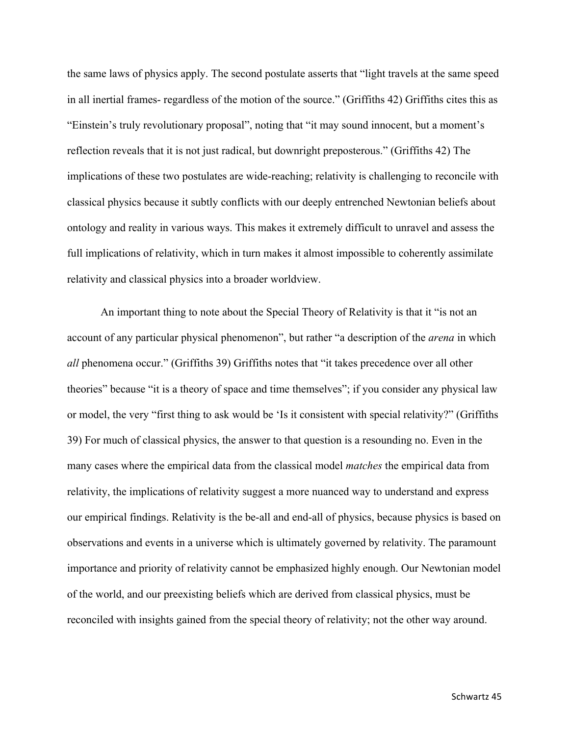the same laws of physics apply. The second postulate asserts that "light travels at the same speed in all inertial frames- regardless of the motion of the source." (Griffiths 42) Griffiths cites this as "Einstein's truly revolutionary proposal", noting that "it may sound innocent, but a moment's reflection reveals that it is not just radical, but downright preposterous." (Griffiths 42) The implications of these two postulates are wide-reaching; relativity is challenging to reconcile with classical physics because it subtly conflicts with our deeply entrenched Newtonian beliefs about ontology and reality in various ways. This makes it extremely difficult to unravel and assess the full implications of relativity, which in turn makes it almost impossible to coherently assimilate relativity and classical physics into a broader worldview.

An important thing to note about the Special Theory of Relativity is that it "is not an account of any particular physical phenomenon", but rather "a description of the *arena* in which *all* phenomena occur." (Griffiths 39) Griffiths notes that "it takes precedence over all other theories" because "it is a theory of space and time themselves"; if you consider any physical law or model, the very "first thing to ask would be 'Is it consistent with special relativity?" (Griffiths 39) For much of classical physics, the answer to that question is a resounding no. Even in the many cases where the empirical data from the classical model *matches* the empirical data from relativity, the implications of relativity suggest a more nuanced way to understand and express our empirical findings. Relativity is the be-all and end-all of physics, because physics is based on observations and events in a universe which is ultimately governed by relativity. The paramount importance and priority of relativity cannot be emphasized highly enough. Our Newtonian model of the world, and our preexisting beliefs which are derived from classical physics, must be reconciled with insights gained from the special theory of relativity; not the other way around.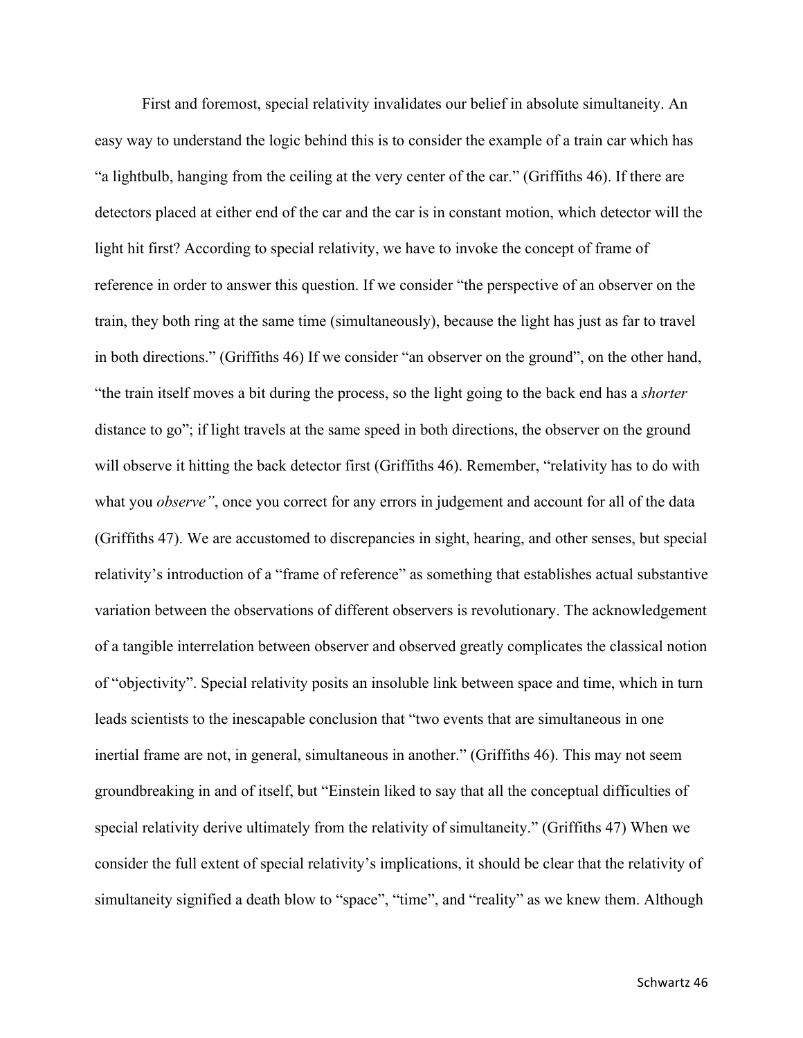First and foremost, special relativity invalidates our belief in absolute simultaneity. An easy way to understand the logic behind this is to consider the example of a train car which has "a lightbulb, hanging from the ceiling at the very center of the car." (Griffiths 46). If there are detectors placed at either end of the car and the car is in constant motion, which detector will the light hit first? According to special relativity, we have to invoke the concept of frame of reference in order to answer this question. If we consider "the perspective of an observer on the train, they both ring at the same time (simultaneously), because the light has just as far to travel in both directions." (Griffiths 46) If we consider "an observer on the ground", on the other hand, "the train itself moves a bit during the process, so the light going to the back end has a *shorter* distance to go"; if light travels at the same speed in both directions, the observer on the ground will observe it hitting the back detector first (Griffiths 46). Remember, "relativity has to do with what you *observe"*, once you correct for any errors in judgement and account for all of the data (Griffiths 47). We are accustomed to discrepancies in sight, hearing, and other senses, but special relativity's introduction of a "frame of reference" as something that establishes actual substantive variation between the observations of different observers is revolutionary. The acknowledgement of a tangible interrelation between observer and observed greatly complicates the classical notion of "objectivity". Special relativity posits an insoluble link between space and time, which in turn leads scientists to the inescapable conclusion that "two events that are simultaneous in one inertial frame are not, in general, simultaneous in another." (Griffiths 46). This may not seem groundbreaking in and of itself, but "Einstein liked to say that all the conceptual difficulties of special relativity derive ultimately from the relativity of simultaneity." (Griffiths 47) When we consider the full extent of special relativity's implications, it should be clear that the relativity of simultaneity signified a death blow to "space", "time", and "reality" as we knew them. Although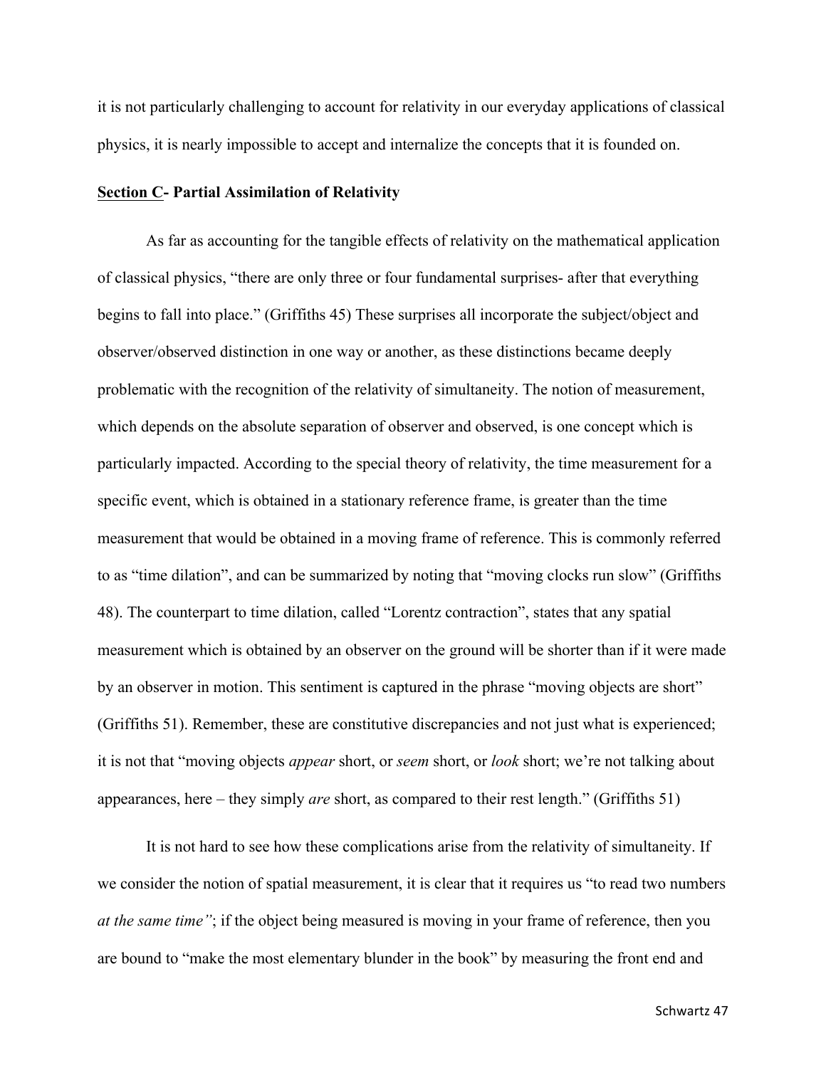it is not particularly challenging to account for relativity in our everyday applications of classical physics, it is nearly impossible to accept and internalize the concepts that it is founded on.

**<u>Section C</u>- Partial Assimilation of Relativity**

As far as accounting for the tangible effects of relativity on the mathematical application of classical physics, "there are only three or four fundamental surprises- after that everything begins to fall into place." (Griffiths 45) These surprises all incorporate the subject/object and observer/observed distinction in one way or another, as these distinctions became deeply problematic with the recognition of the relativity of simultaneity. The notion of measurement, which depends on the absolute separation of observer and observed, is one concept which is particularly impacted. According to the special theory of relativity, the time measurement for a specific event, which is obtained in a stationary reference frame, is greater than the time measurement that would be obtained in a moving frame of reference. This is commonly referred to as "time dilation", and can be summarized by noting that "moving clocks run slow" (Griffiths 48). The counterpart to time dilation, called "Lorentz contraction", states that any spatial measurement which is obtained by an observer on the ground will be shorter than if it were made by an observer in motion. This sentiment is captured in the phrase "moving objects are short" (Griffiths 51). Remember, these are constitutive discrepancies and not just what is experienced; it is not that "moving objects *appear* short, or *seem* short, or *look* short; we're not talking about appearances, here – they simply *are* short, as compared to their rest length." (Griffiths 51)

It is not hard to see how these complications arise from the relativity of simultaneity. If we consider the notion of spatial measurement, it is clear that it requires us "to read two numbers *at the same time"*; if the object being measured is moving in your frame of reference, then you are bound to "make the most elementary blunder in the book" by measuring the front end and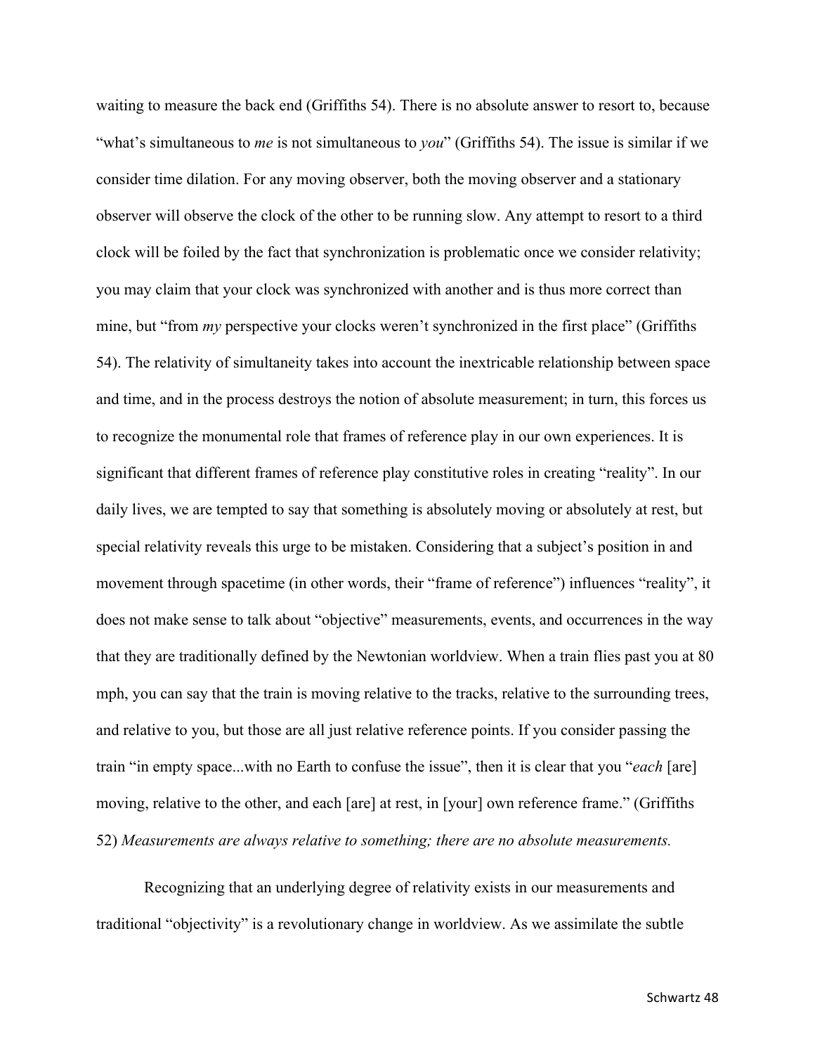waiting to measure the back end (Griffiths 54). There is no absolute answer to resort to, because "what's simultaneous to *me* is not simultaneous to *you*" (Griffiths 54). The issue is similar if we consider time dilation. For any moving observer, both the moving observer and a stationary observer will observe the clock of the other to be running slow. Any attempt to resort to a third clock will be foiled by the fact that synchronization is problematic once we consider relativity; you may claim that your clock was synchronized with another and is thus more correct than mine, but "from *my* perspective your clocks weren't synchronized in the first place" (Griffiths 54). The relativity of simultaneity takes into account the inextricable relationship between space and time, and in the process destroys the notion of absolute measurement; in turn, this forces us to recognize the monumental role that frames of reference play in our own experiences. It is significant that different frames of reference play constitutive roles in creating "reality". In our daily lives, we are tempted to say that something is absolutely moving or absolutely at rest, but special relativity reveals this urge to be mistaken. Considering that a subject's position in and movement through spacetime (in other words, their "frame of reference") influences "reality", it does not make sense to talk about "objective" measurements, events, and occurrences in the way that they are traditionally defined by the Newtonian worldview. When a train flies past you at 80 mph, you can say that the train is moving relative to the tracks, relative to the surrounding trees, and relative to you, but those are all just relative reference points. If you consider passing the train "in empty space...with no Earth to confuse the issue", then it is clear that you "*each* [are] moving, relative to the other, and each [are] at rest, in [your] own reference frame." (Griffiths 52) *Measurements are always relative to something; there are no absolute measurements.*

Recognizing that an underlying degree of relativity exists in our measurements and traditional "objectivity" is a revolutionary change in worldview. As we assimilate the subtle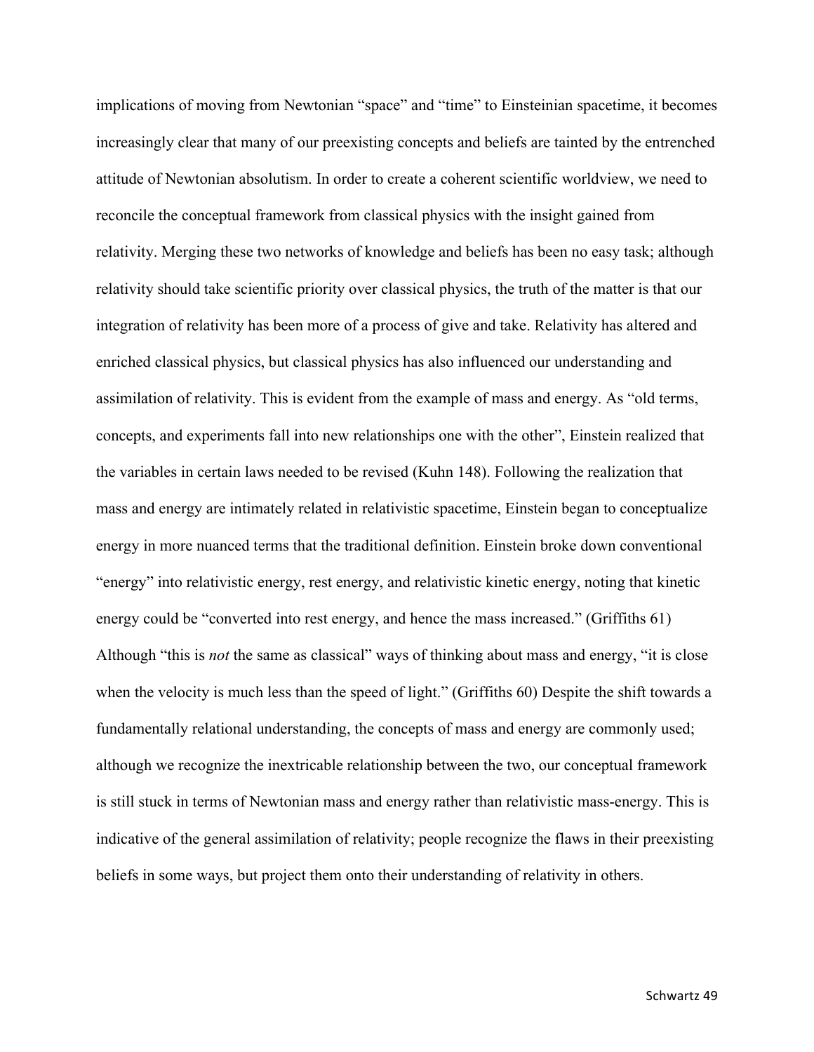implications of moving from Newtonian "space" and "time" to Einsteinian spacetime, it becomes increasingly clear that many of our preexisting concepts and beliefs are tainted by the entrenched attitude of Newtonian absolutism. In order to create a coherent scientific worldview, we need to reconcile the conceptual framework from classical physics with the insight gained from relativity. Merging these two networks of knowledge and beliefs has been no easy task; although relativity should take scientific priority over classical physics, the truth of the matter is that our integration of relativity has been more of a process of give and take. Relativity has altered and enriched classical physics, but classical physics has also influenced our understanding and assimilation of relativity. This is evident from the example of mass and energy. As "old terms, concepts, and experiments fall into new relationships one with the other", Einstein realized that the variables in certain laws needed to be revised (Kuhn 148). Following the realization that mass and energy are intimately related in relativistic spacetime, Einstein began to conceptualize energy in more nuanced terms that the traditional definition. Einstein broke down conventional "energy" into relativistic energy, rest energy, and relativistic kinetic energy, noting that kinetic energy could be "converted into rest energy, and hence the mass increased." (Griffiths 61) Although "this is *not* the same as classical" ways of thinking about mass and energy, "it is close when the velocity is much less than the speed of light." (Griffiths 60) Despite the shift towards a fundamentally relational understanding, the concepts of mass and energy are commonly used; although we recognize the inextricable relationship between the two, our conceptual framework is still stuck in terms of Newtonian mass and energy rather than relativistic mass-energy. This is indicative of the general assimilation of relativity; people recognize the flaws in their preexisting beliefs in some ways, but project them onto their understanding of relativity in others.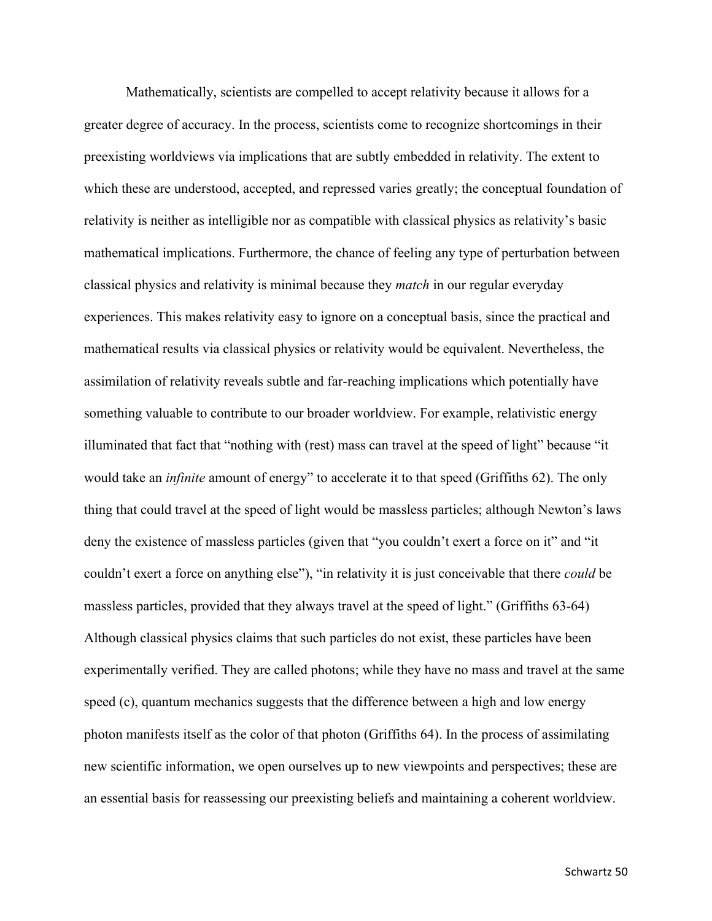Mathematically, scientists are compelled to accept relativity because it allows for a greater degree of accuracy. In the process, scientists come to recognize shortcomings in their preexisting worldviews via implications that are subtly embedded in relativity. The extent to which these are understood, accepted, and repressed varies greatly; the conceptual foundation of relativity is neither as intelligible nor as compatible with classical physics as relativity's basic mathematical implications. Furthermore, the chance of feeling any type of perturbation between classical physics and relativity is minimal because they *match* in our regular everyday experiences. This makes relativity easy to ignore on a conceptual basis, since the practical and mathematical results via classical physics or relativity would be equivalent. Nevertheless, the assimilation of relativity reveals subtle and far-reaching implications which potentially have something valuable to contribute to our broader worldview. For example, relativistic energy illuminated that fact that "nothing with (rest) mass can travel at the speed of light" because "it would take an *infinite* amount of energy" to accelerate it to that speed (Griffiths 62). The only thing that could travel at the speed of light would be massless particles; although Newton's laws deny the existence of massless particles (given that "you couldn't exert a force on it" and "it couldn't exert a force on anything else"), "in relativity it is just conceivable that there *could* be massless particles, provided that they always travel at the speed of light." (Griffiths 63-64) Although classical physics claims that such particles do not exist, these particles have been experimentally verified. They are called photons; while they have no mass and travel at the same speed (c), quantum mechanics suggests that the difference between a high and low energy photon manifests itself as the color of that photon (Griffiths 64). In the process of assimilating new scientific information, we open ourselves up to new viewpoints and perspectives; these are an essential basis for reassessing our preexisting beliefs and maintaining a coherent worldview.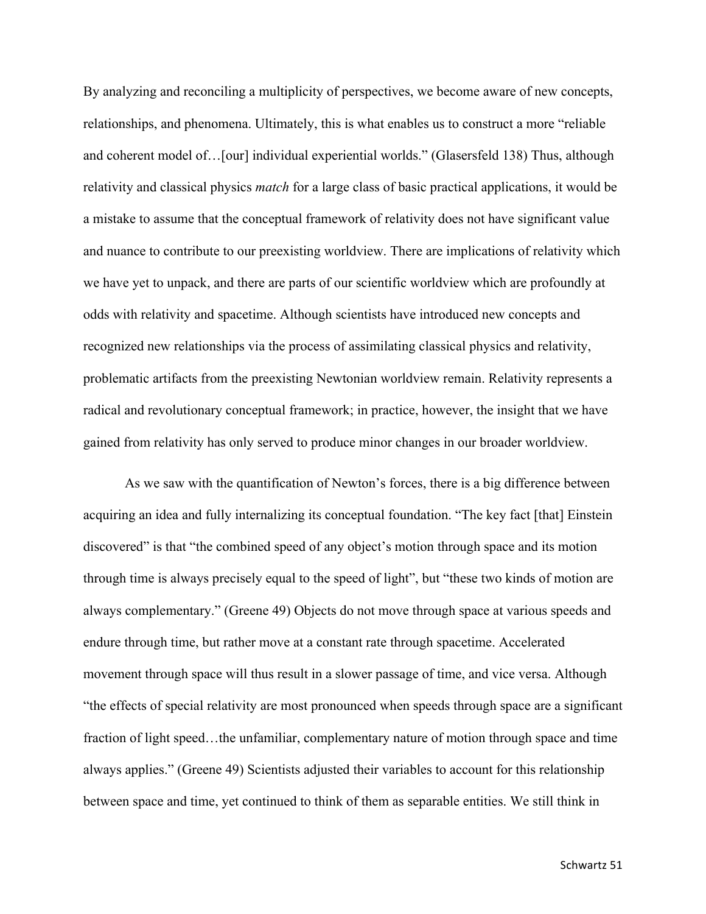By analyzing and reconciling a multiplicity of perspectives, we become aware of new concepts, relationships, and phenomena. Ultimately, this is what enables us to construct a more "reliable and coherent model of…[our] individual experiential worlds." (Glasersfeld 138) Thus, although relativity and classical physics *match* for a large class of basic practical applications, it would be a mistake to assume that the conceptual framework of relativity does not have significant value and nuance to contribute to our preexisting worldview. There are implications of relativity which we have yet to unpack, and there are parts of our scientific worldview which are profoundly at odds with relativity and spacetime. Although scientists have introduced new concepts and recognized new relationships via the process of assimilating classical physics and relativity, problematic artifacts from the preexisting Newtonian worldview remain. Relativity represents a radical and revolutionary conceptual framework; in practice, however, the insight that we have gained from relativity has only served to produce minor changes in our broader worldview.

As we saw with the quantification of Newton's forces, there is a big difference between acquiring an idea and fully internalizing its conceptual foundation. "The key fact [that] Einstein discovered" is that "the combined speed of any object's motion through space and its motion through time is always precisely equal to the speed of light", but "these two kinds of motion are always complementary." (Greene 49) Objects do not move through space at various speeds and endure through time, but rather move at a constant rate through spacetime. Accelerated movement through space will thus result in a slower passage of time, and vice versa. Although "the effects of special relativity are most pronounced when speeds through space are a significant fraction of light speed…the unfamiliar, complementary nature of motion through space and time always applies." (Greene 49) Scientists adjusted their variables to account for this relationship between space and time, yet continued to think of them as separable entities. We still think in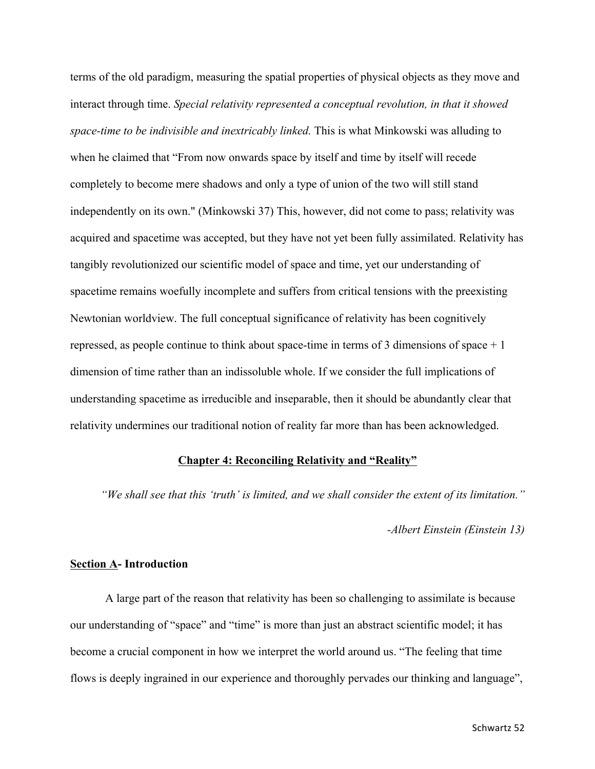terms of the old paradigm, measuring the spatial properties of physical objects as they move and interact through time. *Special relativity represented a conceptual revolution, in that it showed space-time to be indivisible and inextricably linked.* This is what Minkowski was alluding to when he claimed that "From now onwards space by itself and time by itself will recede completely to become mere shadows and only a type of union of the two will still stand independently on its own." (Minkowski 37) This, however, did not come to pass; relativity was acquired and spacetime was accepted, but they have not yet been fully assimilated. Relativity has tangibly revolutionized our scientific model of space and time, yet our understanding of spacetime remains woefully incomplete and suffers from critical tensions with the preexisting Newtonian worldview. The full conceptual significance of relativity has been cognitively repressed, as people continue to think about space-time in terms of 3 dimensions of space + 1 dimension of time rather than an indissoluble whole. If we consider the full implications of understanding spacetime as irreducible and inseparable, then it should be abundantly clear that relativity undermines our traditional notion of reality far more than has been acknowledged.

## Chapter 4: Reconciling Relativity and "Reality"

*"We shall see that this 'truth' is limited, and we shall consider the extent of its limitation."*

*-Albert Einstein (Einstein 13)*

### Section A- Introduction

A large part of the reason that relativity has been so challenging to assimilate is because our understanding of "space" and "time" is more than just an abstract scientific model; it has become a crucial component in how we interpret the world around us. "The feeling that time flows is deeply ingrained in our experience and thoroughly pervades our thinking and language",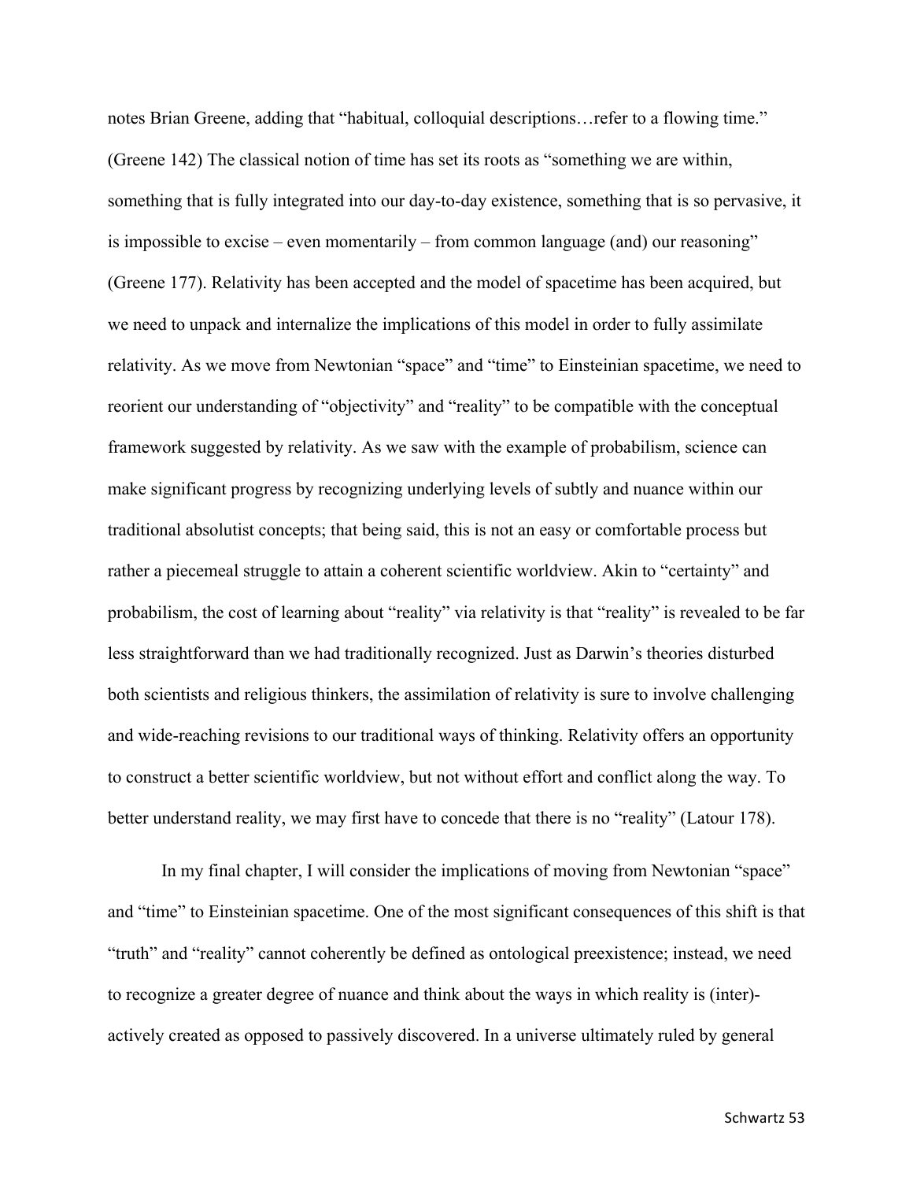notes Brian Greene, adding that "habitual, colloquial descriptions…refer to a flowing time." (Greene 142) The classical notion of time has set its roots as "something we are within, something that is fully integrated into our day-to-day existence, something that is so pervasive, it is impossible to excise – even momentarily – from common language (and) our reasoning" (Greene 177). Relativity has been accepted and the model of spacetime has been acquired, but we need to unpack and internalize the implications of this model in order to fully assimilate relativity. As we move from Newtonian "space" and "time" to Einsteinian spacetime, we need to reorient our understanding of "objectivity" and "reality" to be compatible with the conceptual framework suggested by relativity. As we saw with the example of probabilism, science can make significant progress by recognizing underlying levels of subtly and nuance within our traditional absolutist concepts; that being said, this is not an easy or comfortable process but rather a piecemeal struggle to attain a coherent scientific worldview. Akin to "certainty" and probabilism, the cost of learning about "reality" via relativity is that "reality" is revealed to be far less straightforward than we had traditionally recognized. Just as Darwin's theories disturbed both scientists and religious thinkers, the assimilation of relativity is sure to involve challenging and wide-reaching revisions to our traditional ways of thinking. Relativity offers an opportunity to construct a better scientific worldview, but not without effort and conflict along the way. To better understand reality, we may first have to concede that there is no "reality" (Latour 178).

In my final chapter, I will consider the implications of moving from Newtonian "space" and "time" to Einsteinian spacetime. One of the most significant consequences of this shift is that "truth" and "reality" cannot coherently be defined as ontological preexistence; instead, we need to recognize a greater degree of nuance and think about the ways in which reality is (inter)-actively created as opposed to passively discovered. In a universe ultimately ruled by general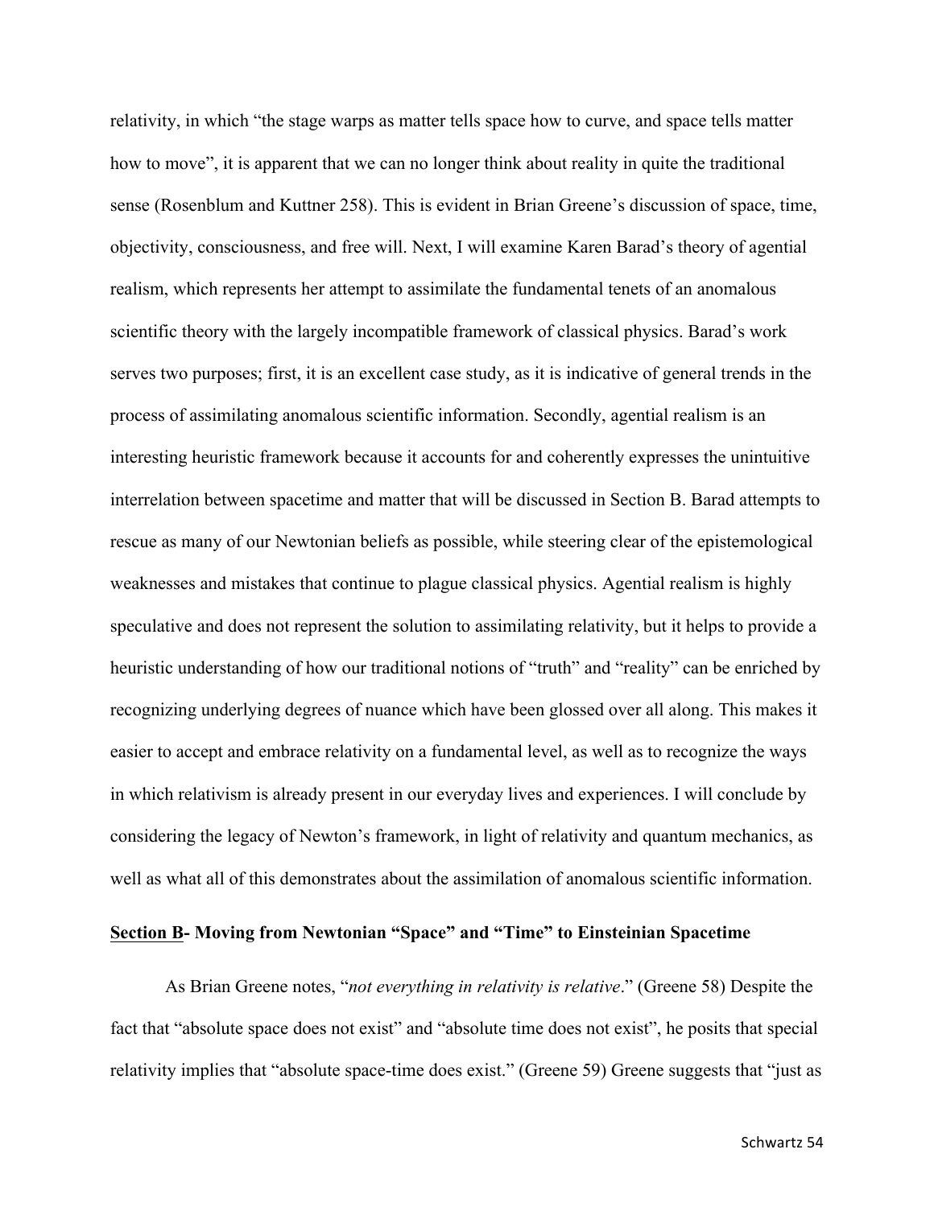relativity, in which "the stage warps as matter tells space how to curve, and space tells matter how to move", it is apparent that we can no longer think about reality in quite the traditional sense (Rosenblum and Kuttner 258). This is evident in Brian Greene's discussion of space, time, objectivity, consciousness, and free will. Next, I will examine Karen Barad's theory of agential realism, which represents her attempt to assimilate the fundamental tenets of an anomalous scientific theory with the largely incompatible framework of classical physics. Barad's work serves two purposes; first, it is an excellent case study, as it is indicative of general trends in the process of assimilating anomalous scientific information. Secondly, agential realism is an interesting heuristic framework because it accounts for and coherently expresses the unintuitive interrelation between spacetime and matter that will be discussed in Section B. Barad attempts to rescue as many of our Newtonian beliefs as possible, while steering clear of the epistemological weaknesses and mistakes that continue to plague classical physics. Agential realism is highly speculative and does not represent the solution to assimilating relativity, but it helps to provide a heuristic understanding of how our traditional notions of "truth" and "reality" can be enriched by recognizing underlying degrees of nuance which have been glossed over all along. This makes it easier to accept and embrace relativity on a fundamental level, as well as to recognize the ways in which relativism is already present in our everyday lives and experiences. I will conclude by considering the legacy of Newton's framework, in light of relativity and quantum mechanics, as well as what all of this demonstrates about the assimilation of anomalous scientific information.

## <u>Section B</u>- Moving from Newtonian "Space" and "Time" to Einsteinian Spacetime

As Brian Greene notes, "*not everything in relativity is relative*." (Greene 58) Despite the fact that "absolute space does not exist" and "absolute time does not exist", he posits that special relativity implies that "absolute space-time does exist." (Greene 59) Greene suggests that "just as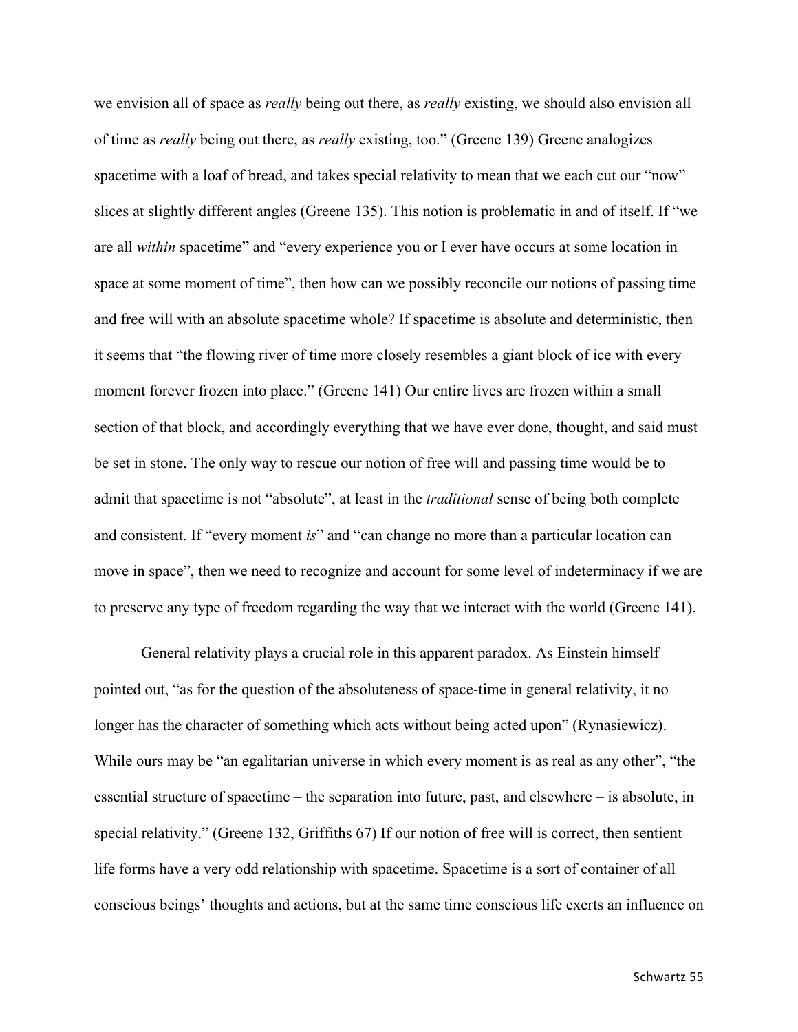we envision all of space as *really* being out there, as *really* existing, we should also envision all of time as *really* being out there, as *really* existing, too." (Greene 139) Greene analogizes spacetime with a loaf of bread, and takes special relativity to mean that we each cut our "now" slices at slightly different angles (Greene 135). This notion is problematic in and of itself. If "we are all *within* spacetime" and "every experience you or I ever have occurs at some location in space at some moment of time", then how can we possibly reconcile our notions of passing time and free will with an absolute spacetime whole? If spacetime is absolute and deterministic, then it seems that "the flowing river of time more closely resembles a giant block of ice with every moment forever frozen into place." (Greene 141) Our entire lives are frozen within a small section of that block, and accordingly everything that we have ever done, thought, and said must be set in stone. The only way to rescue our notion of free will and passing time would be to admit that spacetime is not "absolute", at least in the *traditional* sense of being both complete and consistent. If "every moment *is*" and "can change no more than a particular location can move in space", then we need to recognize and account for some level of indeterminacy if we are to preserve any type of freedom regarding the way that we interact with the world (Greene 141).

General relativity plays a crucial role in this apparent paradox. As Einstein himself pointed out, "as for the question of the absoluteness of space-time in general relativity, it no longer has the character of something which acts without being acted upon" (Rynasiewicz). While ours may be "an egalitarian universe in which every moment is as real as any other", "the essential structure of spacetime – the separation into future, past, and elsewhere – is absolute, in special relativity." (Greene 132, Griffiths 67) If our notion of free will is correct, then sentient life forms have a very odd relationship with spacetime. Spacetime is a sort of container of all conscious beings' thoughts and actions, but at the same time conscious life exerts an influence on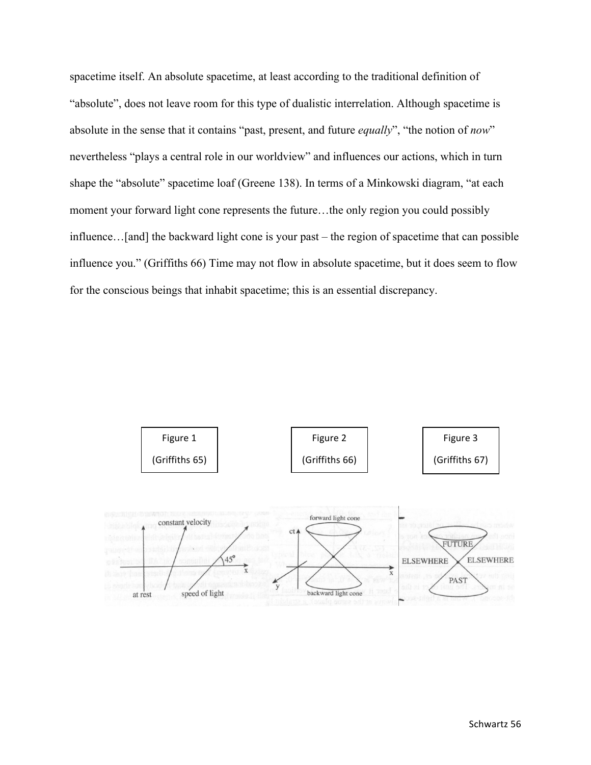spacetime itself. An absolute spacetime, at least according to the traditional definition of "absolute", does not leave room for this type of dualistic interrelation. Although spacetime is absolute in the sense that it contains "past, present, and future *equally*", "the notion of *now*" nevertheless "plays a central role in our worldview" and influences our actions, which in turn shape the "absolute" spacetime loaf (Greene 138). In terms of a Minkowski diagram, "at each moment your forward light cone represents the future…the only region you could possibly influence…[and] the backward light cone is your past – the region of spacetime that can possible influence you." (Griffiths 66) Time may not flow in absolute spacetime, but it does seem to flow for the conscious beings that inhabit spacetime; this is an essential discrepancy.

Figure 1 (Griffiths 65)

Figure 2 (Griffiths 66)

Figure 3 (Griffiths 67)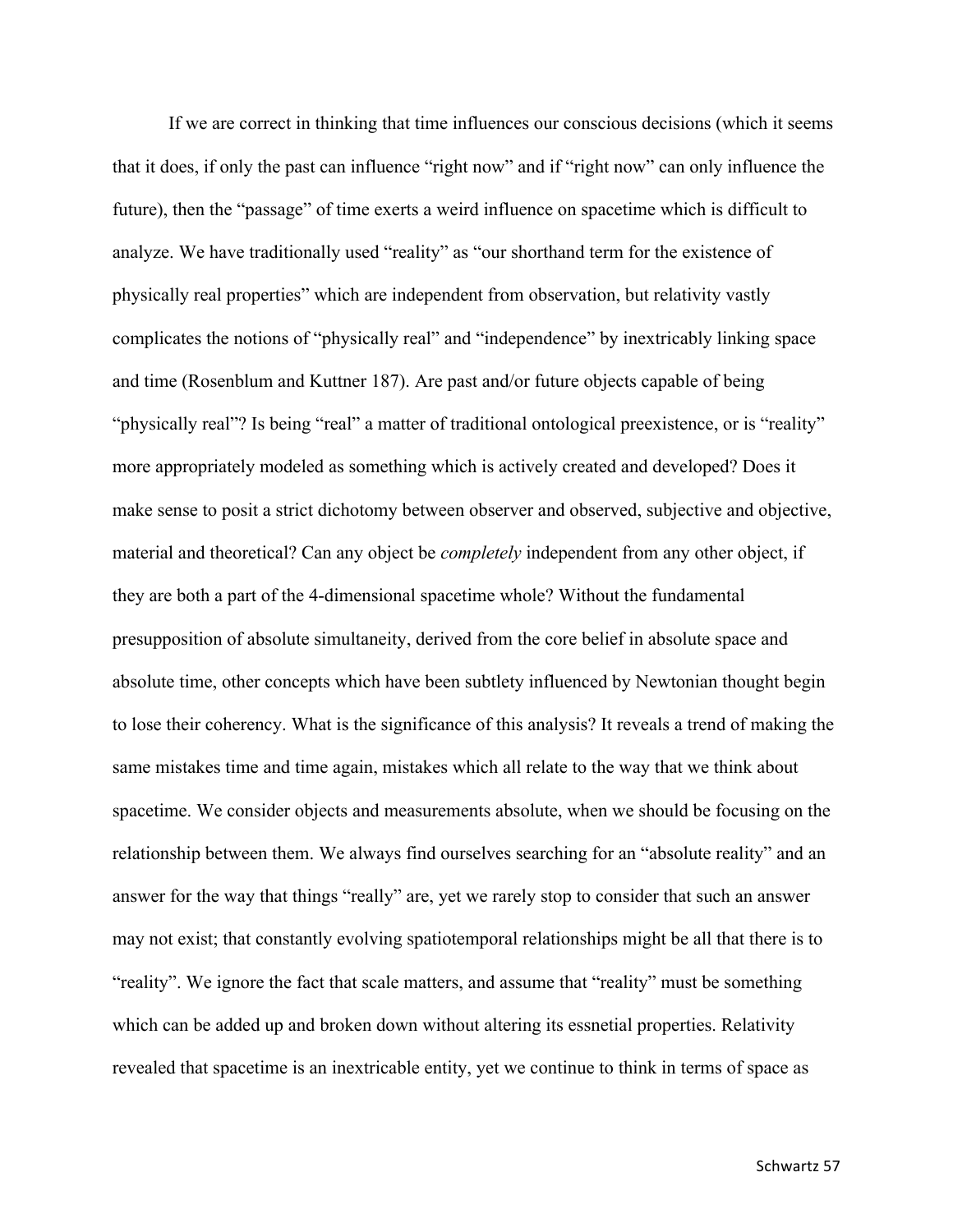If we are correct in thinking that time influences our conscious decisions (which it seems that it does, if only the past can influence "right now" and if "right now" can only influence the future), then the "passage" of time exerts a weird influence on spacetime which is difficult to analyze. We have traditionally used "reality" as "our shorthand term for the existence of physically real properties" which are independent from observation, but relativity vastly complicates the notions of "physically real" and "independence" by inextricably linking space and time (Rosenblum and Kuttner 187). Are past and/or future objects capable of being "physically real"? Is being "real" a matter of traditional ontological preexistence, or is "reality" more appropriately modeled as something which is actively created and developed? Does it make sense to posit a strict dichotomy between observer and observed, subjective and objective, material and theoretical? Can any object be *completely* independent from any other object, if they are both a part of the 4-dimensional spacetime whole? Without the fundamental presupposition of absolute simultaneity, derived from the core belief in absolute space and absolute time, other concepts which have been subtlety influenced by Newtonian thought begin to lose their coherency. What is the significance of this analysis? It reveals a trend of making the same mistakes time and time again, mistakes which all relate to the way that we think about spacetime. We consider objects and measurements absolute, when we should be focusing on the relationship between them. We always find ourselves searching for an "absolute reality" and an answer for the way that things "really" are, yet we rarely stop to consider that such an answer may not exist; that constantly evolving spatiotemporal relationships might be all that there is to "reality". We ignore the fact that scale matters, and assume that "reality" must be something which can be added up and broken down without altering its essnetial properties. Relativity revealed that spacetime is an inextricable entity, yet we continue to think in terms of space as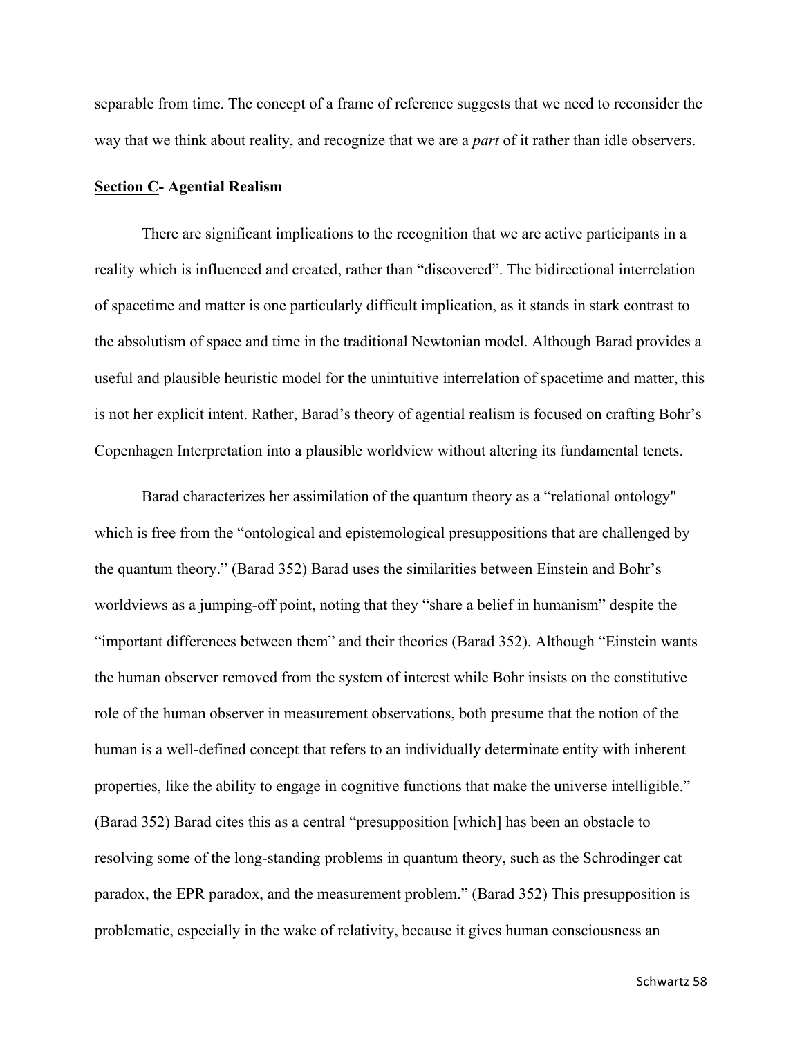separable from time. The concept of a frame of reference suggests that we need to reconsider the way that we think about reality, and recognize that we are a *part* of it rather than idle observers.

**Section C- Agential Realism**

There are significant implications to the recognition that we are active participants in a reality which is influenced and created, rather than "discovered". The bidirectional interrelation of spacetime and matter is one particularly difficult implication, as it stands in stark contrast to the absolutism of space and time in the traditional Newtonian model. Although Barad provides a useful and plausible heuristic model for the unintuitive interrelation of spacetime and matter, this is not her explicit intent. Rather, Barad's theory of agential realism is focused on crafting Bohr's Copenhagen Interpretation into a plausible worldview without altering its fundamental tenets.

Barad characterizes her assimilation of the quantum theory as a "relational ontology" which is free from the "ontological and epistemological presuppositions that are challenged by the quantum theory." (Barad 352) Barad uses the similarities between Einstein and Bohr's worldviews as a jumping-off point, noting that they "share a belief in humanism" despite the "important differences between them" and their theories (Barad 352). Although "Einstein wants the human observer removed from the system of interest while Bohr insists on the constitutive role of the human observer in measurement observations, both presume that the notion of the human is a well-defined concept that refers to an individually determinate entity with inherent properties, like the ability to engage in cognitive functions that make the universe intelligible." (Barad 352) Barad cites this as a central "presupposition [which] has been an obstacle to resolving some of the long-standing problems in quantum theory, such as the Schrodinger cat paradox, the EPR paradox, and the measurement problem." (Barad 352) This presupposition is problematic, especially in the wake of relativity, because it gives human consciousness an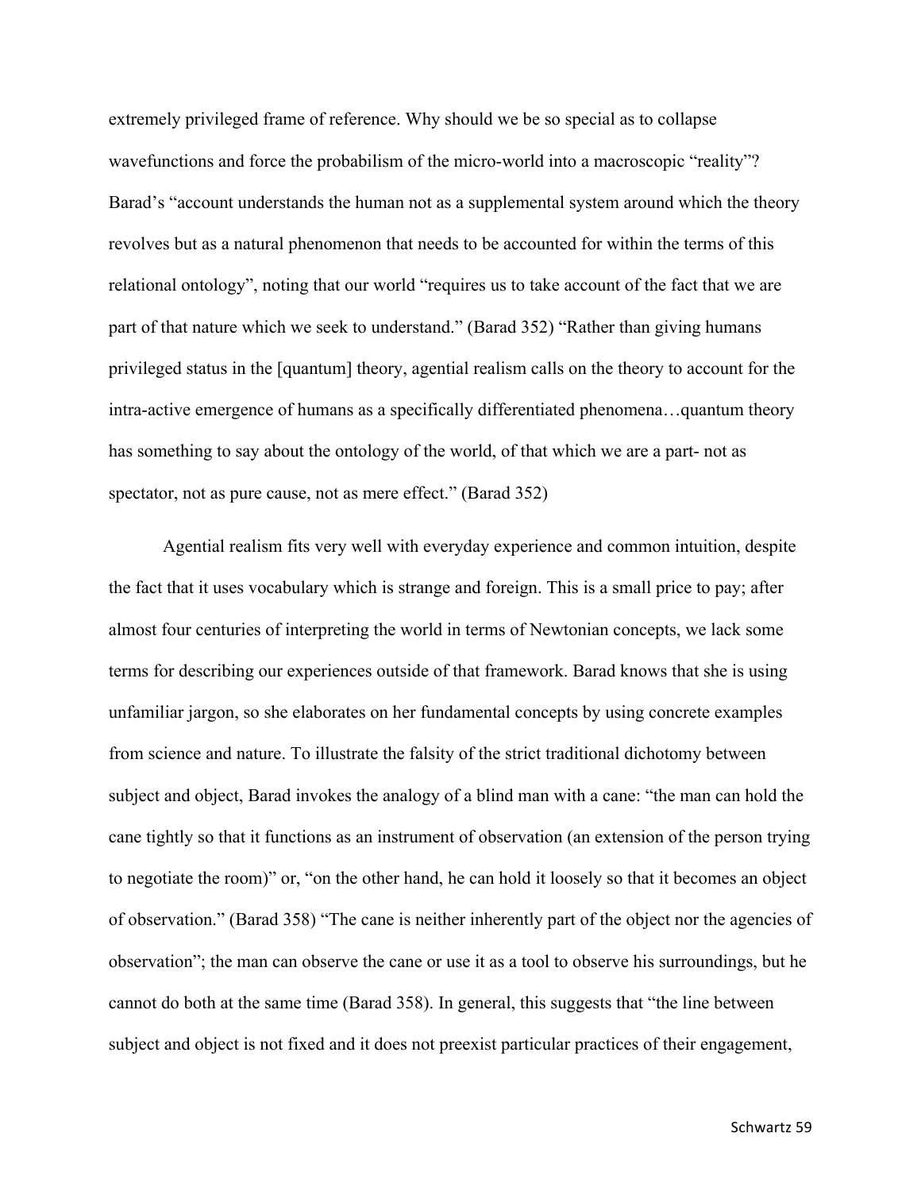extremely privileged frame of reference. Why should we be so special as to collapse wavefunctions and force the probabilism of the micro-world into a macroscopic “reality”? Barad’s “account understands the human not as a supplemental system around which the theory revolves but as a natural phenomenon that needs to be accounted for within the terms of this relational ontology”, noting that our world “requires us to take account of the fact that we are part of that nature which we seek to understand.” (Barad 352) “Rather than giving humans privileged status in the [quantum] theory, agential realism calls on the theory to account for the intra-active emergence of humans as a specifically differentiated phenomena…quantum theory has something to say about the ontology of the world, of that which we are a part- not as spectator, not as pure cause, not as mere effect.” (Barad 352)

Agential realism fits very well with everyday experience and common intuition, despite the fact that it uses vocabulary which is strange and foreign. This is a small price to pay; after almost four centuries of interpreting the world in terms of Newtonian concepts, we lack some terms for describing our experiences outside of that framework. Barad knows that she is using unfamiliar jargon, so she elaborates on her fundamental concepts by using concrete examples from science and nature. To illustrate the falsity of the strict traditional dichotomy between subject and object, Barad invokes the analogy of a blind man with a cane: “the man can hold the cane tightly so that it functions as an instrument of observation (an extension of the person trying to negotiate the room)” or, “on the other hand, he can hold it loosely so that it becomes an object of observation.” (Barad 358) “The cane is neither inherently part of the object nor the agencies of observation”; the man can observe the cane or use it as a tool to observe his surroundings, but he cannot do both at the same time (Barad 358). In general, this suggests that “the line between subject and object is not fixed and it does not preexist particular practices of their engagement,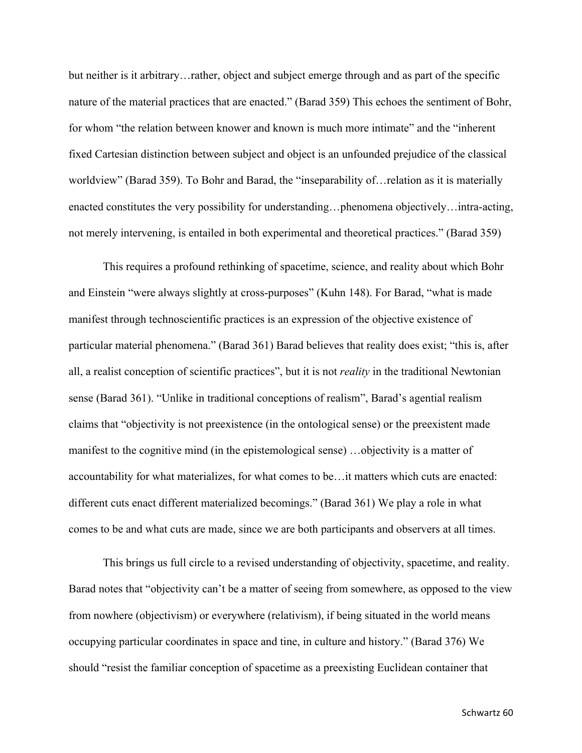but neither is it arbitrary…rather, object and subject emerge through and as part of the specific nature of the material practices that are enacted." (Barad 359) This echoes the sentiment of Bohr, for whom "the relation between knower and known is much more intimate" and the "inherent fixed Cartesian distinction between subject and object is an unfounded prejudice of the classical worldview" (Barad 359). To Bohr and Barad, the "inseparability of…relation as it is materially enacted constitutes the very possibility for understanding…phenomena objectively…intra-acting, not merely intervening, is entailed in both experimental and theoretical practices." (Barad 359)

This requires a profound rethinking of spacetime, science, and reality about which Bohr and Einstein "were always slightly at cross-purposes" (Kuhn 148). For Barad, "what is made manifest through technoscientific practices is an expression of the objective existence of particular material phenomena." (Barad 361) Barad believes that reality does exist; "this is, after all, a realist conception of scientific practices", but it is not *reality* in the traditional Newtonian sense (Barad 361). "Unlike in traditional conceptions of realism", Barad's agential realism claims that "objectivity is not preexistence (in the ontological sense) or the preexistent made manifest to the cognitive mind (in the epistemological sense) …objectivity is a matter of accountability for what materializes, for what comes to be…it matters which cuts are enacted: different cuts enact different materialized becomings." (Barad 361) We play a role in what comes to be and what cuts are made, since we are both participants and observers at all times.

This brings us full circle to a revised understanding of objectivity, spacetime, and reality. Barad notes that "objectivity can't be a matter of seeing from somewhere, as opposed to the view from nowhere (objectivism) or everywhere (relativism), if being situated in the world means occupying particular coordinates in space and tine, in culture and history." (Barad 376) We should "resist the familiar conception of spacetime as a preexisting Euclidean container that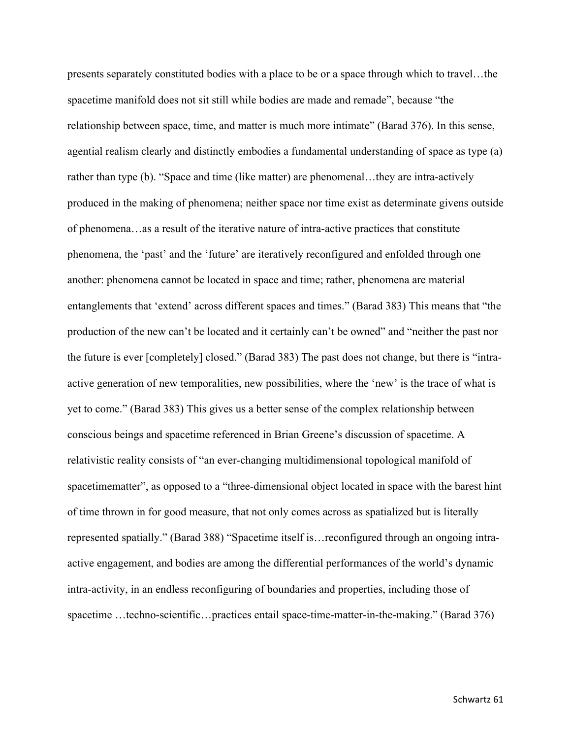presents separately constituted bodies with a place to be or a space through which to travel…the spacetime manifold does not sit still while bodies are made and remade", because "the relationship between space, time, and matter is much more intimate" (Barad 376). In this sense, agential realism clearly and distinctly embodies a fundamental understanding of space as type (a) rather than type (b). "Space and time (like matter) are phenomenal…they are intra-actively produced in the making of phenomena; neither space nor time exist as determinate givens outside of phenomena…as a result of the iterative nature of intra-active practices that constitute phenomena, the 'past' and the 'future' are iteratively reconfigured and enfolded through one another: phenomena cannot be located in space and time; rather, phenomena are material entanglements that 'extend' across different spaces and times." (Barad 383) This means that "the production of the new can't be located and it certainly can't be owned" and "neither the past nor the future is ever [completely] closed." (Barad 383) The past does not change, but there is "intra-active generation of new temporalities, new possibilities, where the 'new' is the trace of what is yet to come." (Barad 383) This gives us a better sense of the complex relationship between conscious beings and spacetime referenced in Brian Greene's discussion of spacetime. A relativistic reality consists of "an ever-changing multidimensional topological manifold of spacetimematter", as opposed to a "three-dimensional object located in space with the barest hint of time thrown in for good measure, that not only comes across as spatialized but is literally represented spatially." (Barad 388) "Spacetime itself is…reconfigured through an ongoing intra-active engagement, and bodies are among the differential performances of the world's dynamic intra-activity, in an endless reconfiguring of boundaries and properties, including those of spacetime …techno-scientific…practices entail space-time-matter-in-the-making." (Barad 376)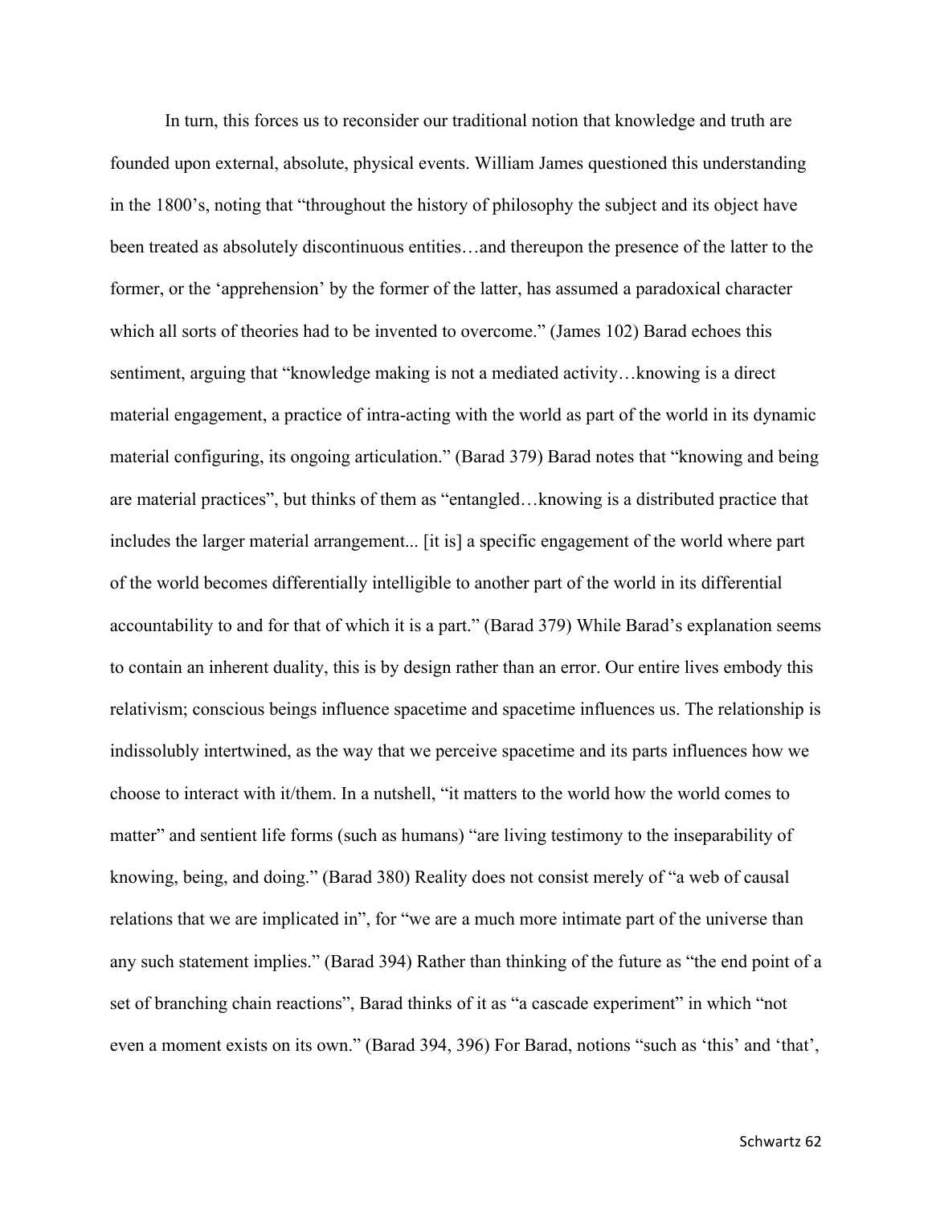In turn, this forces us to reconsider our traditional notion that knowledge and truth are founded upon external, absolute, physical events. William James questioned this understanding in the 1800's, noting that "throughout the history of philosophy the subject and its object have been treated as absolutely discontinuous entities…and thereupon the presence of the latter to the former, or the 'apprehension' by the former of the latter, has assumed a paradoxical character which all sorts of theories had to be invented to overcome." (James 102) Barad echoes this sentiment, arguing that "knowledge making is not a mediated activity…knowing is a direct material engagement, a practice of intra-acting with the world as part of the world in its dynamic material configuring, its ongoing articulation." (Barad 379) Barad notes that "knowing and being are material practices", but thinks of them as "entangled…knowing is a distributed practice that includes the larger material arrangement... [it is] a specific engagement of the world where part of the world becomes differentially intelligible to another part of the world in its differential accountability to and for that of which it is a part." (Barad 379) While Barad's explanation seems to contain an inherent duality, this is by design rather than an error. Our entire lives embody this relativism; conscious beings influence spacetime and spacetime influences us. The relationship is indissolubly intertwined, as the way that we perceive spacetime and its parts influences how we choose to interact with it/them. In a nutshell, "it matters to the world how the world comes to matter" and sentient life forms (such as humans) "are living testimony to the inseparability of knowing, being, and doing." (Barad 380) Reality does not consist merely of "a web of causal relations that we are implicated in", for "we are a much more intimate part of the universe than any such statement implies." (Barad 394) Rather than thinking of the future as "the end point of a set of branching chain reactions", Barad thinks of it as "a cascade experiment" in which "not even a moment exists on its own." (Barad 394, 396) For Barad, notions "such as 'this' and 'that',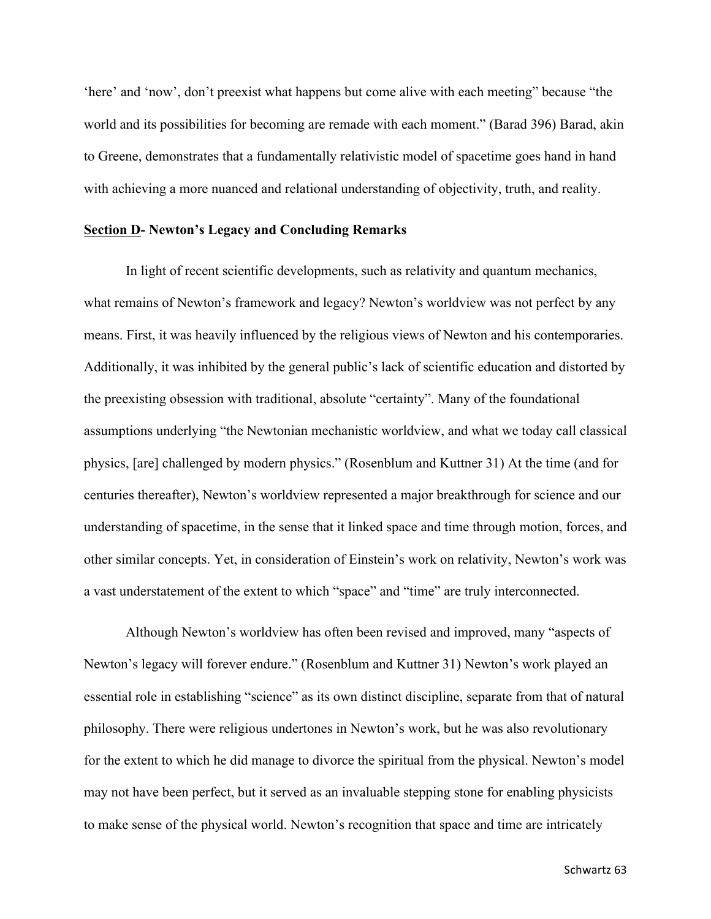'here' and 'now', don't preexist what happens but come alive with each meeting" because "the world and its possibilities for becoming are remade with each moment." (Barad 396) Barad, akin to Greene, demonstrates that a fundamentally relativistic model of spacetime goes hand in hand with achieving a more nuanced and relational understanding of objectivity, truth, and reality.

**<u>Section D</u>- Newton's Legacy and Concluding Remarks**

In light of recent scientific developments, such as relativity and quantum mechanics, what remains of Newton's framework and legacy? Newton's worldview was not perfect by any means. First, it was heavily influenced by the religious views of Newton and his contemporaries. Additionally, it was inhibited by the general public's lack of scientific education and distorted by the preexisting obsession with traditional, absolute "certainty". Many of the foundational assumptions underlying "the Newtonian mechanistic worldview, and what we today call classical physics, [are] challenged by modern physics." (Rosenblum and Kuttner 31) At the time (and for centuries thereafter), Newton's worldview represented a major breakthrough for science and our understanding of spacetime, in the sense that it linked space and time through motion, forces, and other similar concepts. Yet, in consideration of Einstein's work on relativity, Newton's work was a vast understatement of the extent to which "space" and "time" are truly interconnected.

Although Newton's worldview has often been revised and improved, many "aspects of Newton's legacy will forever endure." (Rosenblum and Kuttner 31) Newton's work played an essential role in establishing "science" as its own distinct discipline, separate from that of natural philosophy. There were religious undertones in Newton's work, but he was also revolutionary for the extent to which he did manage to divorce the spiritual from the physical. Newton's model may not have been perfect, but it served as an invaluable stepping stone for enabling physicists to make sense of the physical world. Newton's recognition that space and time are intricately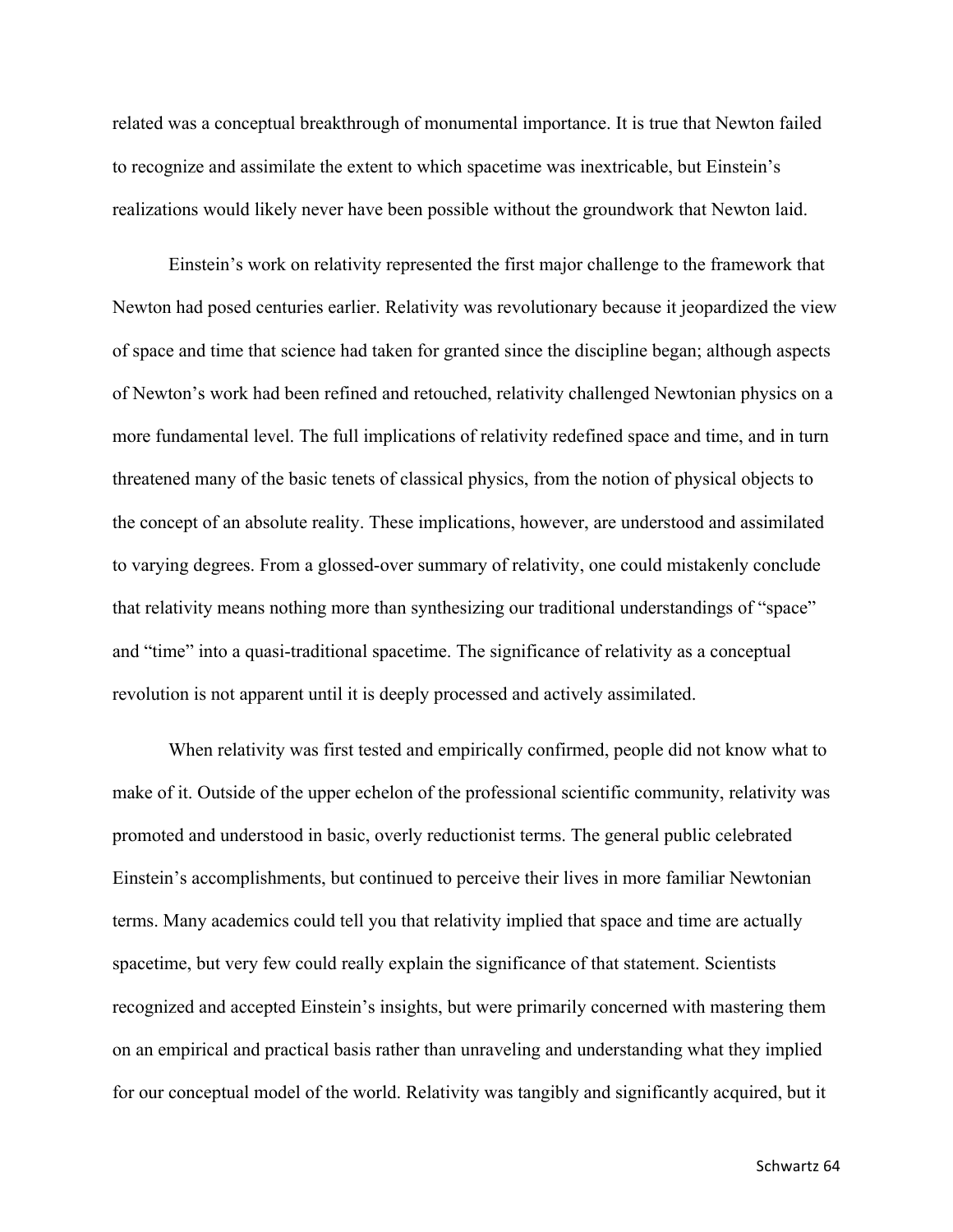related was a conceptual breakthrough of monumental importance. It is true that Newton failed to recognize and assimilate the extent to which spacetime was inextricable, but Einstein's realizations would likely never have been possible without the groundwork that Newton laid.

Einstein's work on relativity represented the first major challenge to the framework that Newton had posed centuries earlier. Relativity was revolutionary because it jeopardized the view of space and time that science had taken for granted since the discipline began; although aspects of Newton's work had been refined and retouched, relativity challenged Newtonian physics on a more fundamental level. The full implications of relativity redefined space and time, and in turn threatened many of the basic tenets of classical physics, from the notion of physical objects to the concept of an absolute reality. These implications, however, are understood and assimilated to varying degrees. From a glossed-over summary of relativity, one could mistakenly conclude that relativity means nothing more than synthesizing our traditional understandings of "space" and "time" into a quasi-traditional spacetime. The significance of relativity as a conceptual revolution is not apparent until it is deeply processed and actively assimilated.

When relativity was first tested and empirically confirmed, people did not know what to make of it. Outside of the upper echelon of the professional scientific community, relativity was promoted and understood in basic, overly reductionist terms. The general public celebrated Einstein's accomplishments, but continued to perceive their lives in more familiar Newtonian terms. Many academics could tell you that relativity implied that space and time are actually spacetime, but very few could really explain the significance of that statement. Scientists recognized and accepted Einstein's insights, but were primarily concerned with mastering them on an empirical and practical basis rather than unraveling and understanding what they implied for our conceptual model of the world. Relativity was tangibly and significantly acquired, but it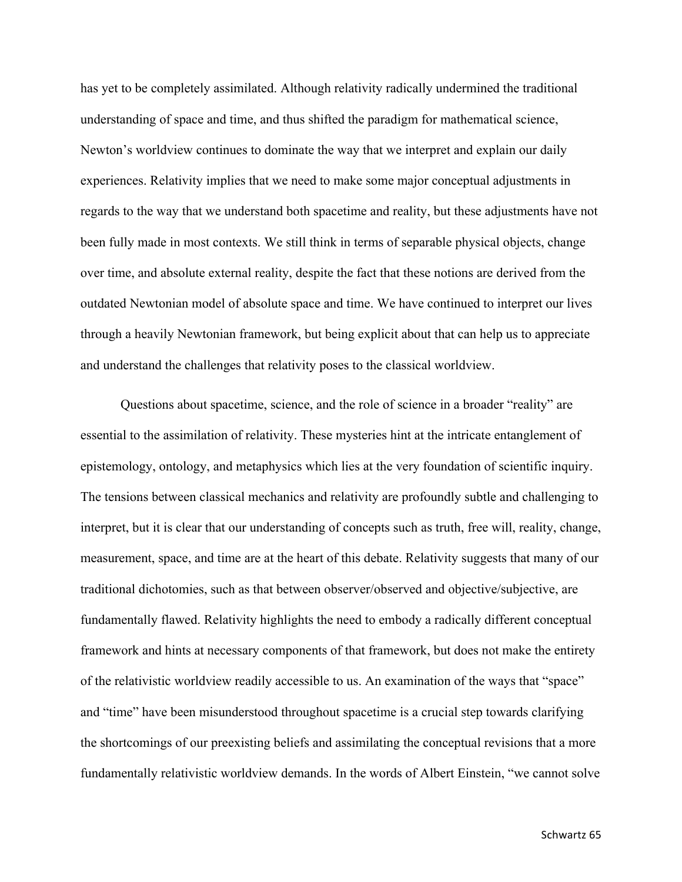has yet to be completely assimilated. Although relativity radically undermined the traditional understanding of space and time, and thus shifted the paradigm for mathematical science, Newton's worldview continues to dominate the way that we interpret and explain our daily experiences. Relativity implies that we need to make some major conceptual adjustments in regards to the way that we understand both spacetime and reality, but these adjustments have not been fully made in most contexts. We still think in terms of separable physical objects, change over time, and absolute external reality, despite the fact that these notions are derived from the outdated Newtonian model of absolute space and time. We have continued to interpret our lives through a heavily Newtonian framework, but being explicit about that can help us to appreciate and understand the challenges that relativity poses to the classical worldview.

Questions about spacetime, science, and the role of science in a broader "reality" are essential to the assimilation of relativity. These mysteries hint at the intricate entanglement of epistemology, ontology, and metaphysics which lies at the very foundation of scientific inquiry. The tensions between classical mechanics and relativity are profoundly subtle and challenging to interpret, but it is clear that our understanding of concepts such as truth, free will, reality, change, measurement, space, and time are at the heart of this debate. Relativity suggests that many of our traditional dichotomies, such as that between observer/observed and objective/subjective, are fundamentally flawed. Relativity highlights the need to embody a radically different conceptual framework and hints at necessary components of that framework, but does not make the entirety of the relativistic worldview readily accessible to us. An examination of the ways that "space" and "time" have been misunderstood throughout spacetime is a crucial step towards clarifying the shortcomings of our preexisting beliefs and assimilating the conceptual revisions that a more fundamentally relativistic worldview demands. In the words of Albert Einstein, "we cannot solve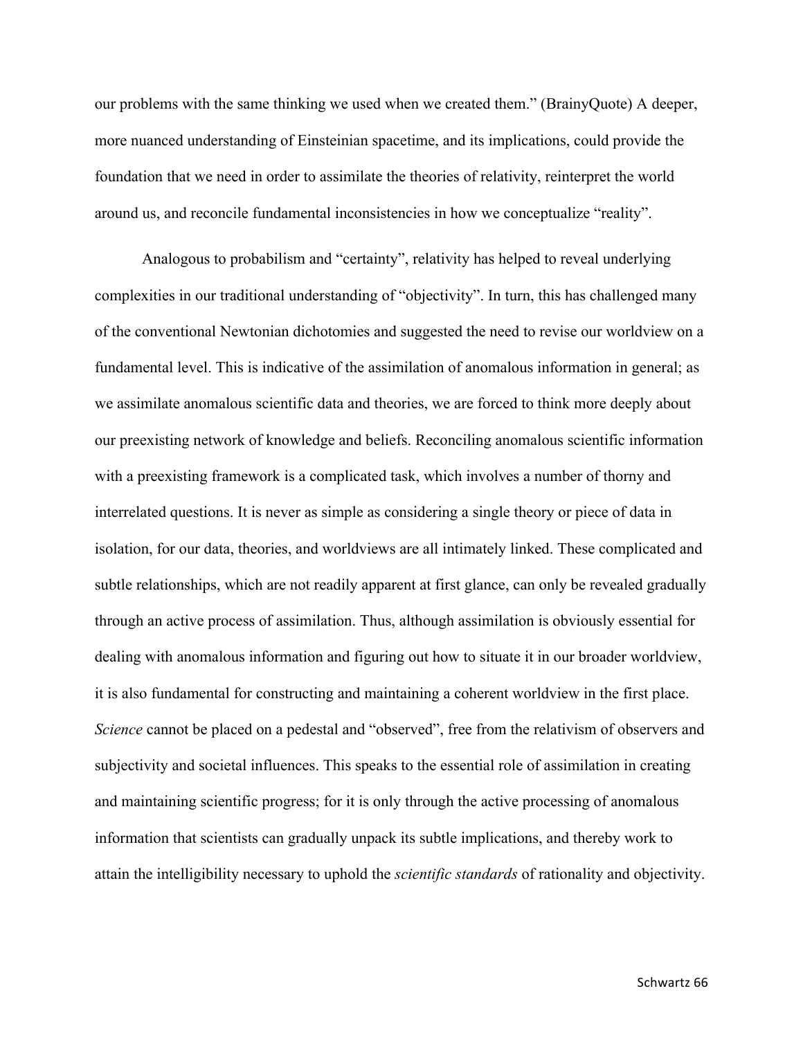our problems with the same thinking we used when we created them." (BrainyQuote) A deeper, more nuanced understanding of Einsteinian spacetime, and its implications, could provide the foundation that we need in order to assimilate the theories of relativity, reinterpret the world around us, and reconcile fundamental inconsistencies in how we conceptualize "reality".

Analogous to probabilism and "certainty", relativity has helped to reveal underlying complexities in our traditional understanding of "objectivity". In turn, this has challenged many of the conventional Newtonian dichotomies and suggested the need to revise our worldview on a fundamental level. This is indicative of the assimilation of anomalous information in general; as we assimilate anomalous scientific data and theories, we are forced to think more deeply about our preexisting network of knowledge and beliefs. Reconciling anomalous scientific information with a preexisting framework is a complicated task, which involves a number of thorny and interrelated questions. It is never as simple as considering a single theory or piece of data in isolation, for our data, theories, and worldviews are all intimately linked. These complicated and subtle relationships, which are not readily apparent at first glance, can only be revealed gradually through an active process of assimilation. Thus, although assimilation is obviously essential for dealing with anomalous information and figuring out how to situate it in our broader worldview, it is also fundamental for constructing and maintaining a coherent worldview in the first place. *Science* cannot be placed on a pedestal and "observed", free from the relativism of observers and subjectivity and societal influences. This speaks to the essential role of assimilation in creating and maintaining scientific progress; for it is only through the active processing of anomalous information that scientists can gradually unpack its subtle implications, and thereby work to attain the intelligibility necessary to uphold the *scientific standards* of rationality and objectivity.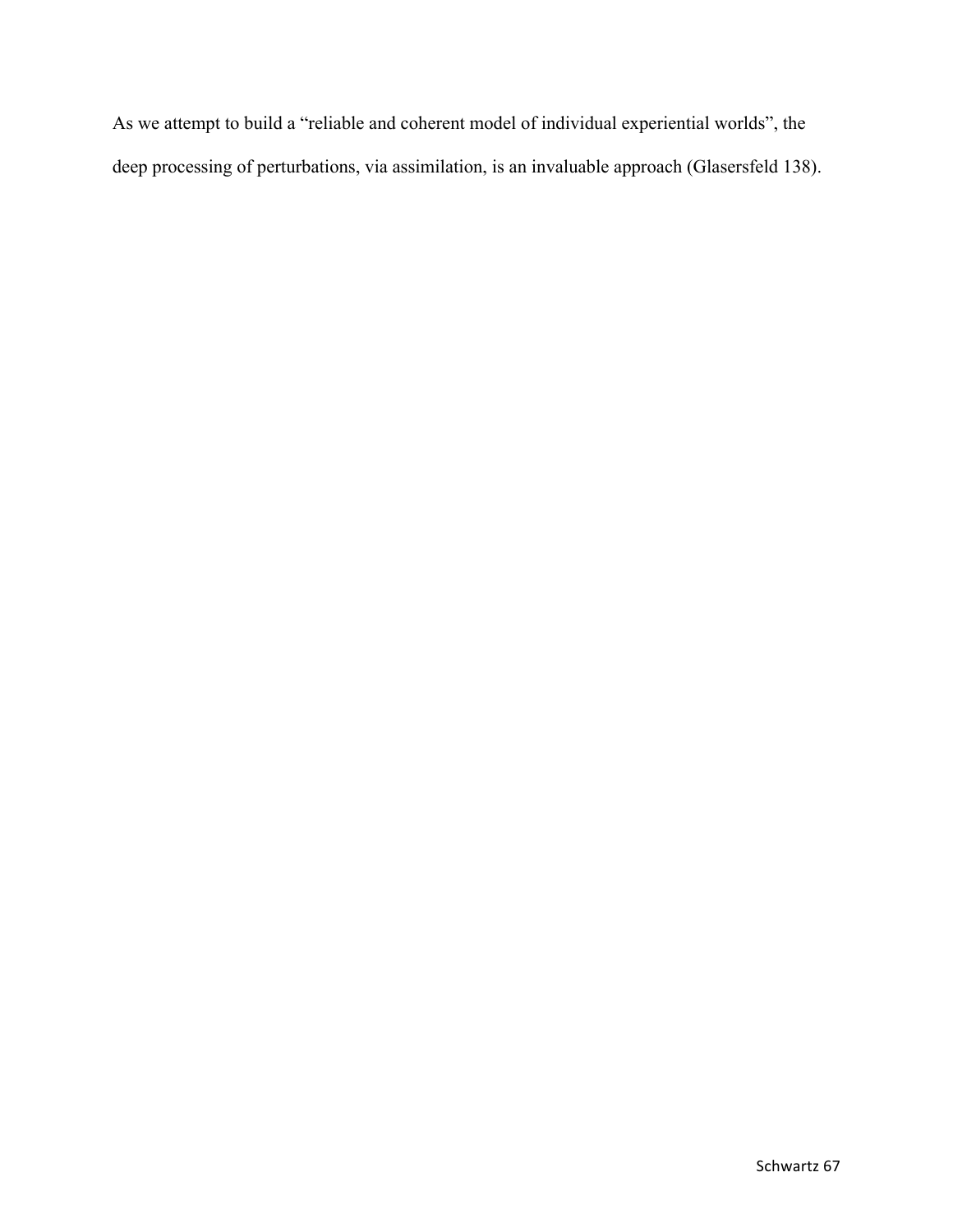As we attempt to build a "reliable and coherent model of individual experiential worlds", the deep processing of perturbations, via assimilation, is an invaluable approach (Glasersfeld 138).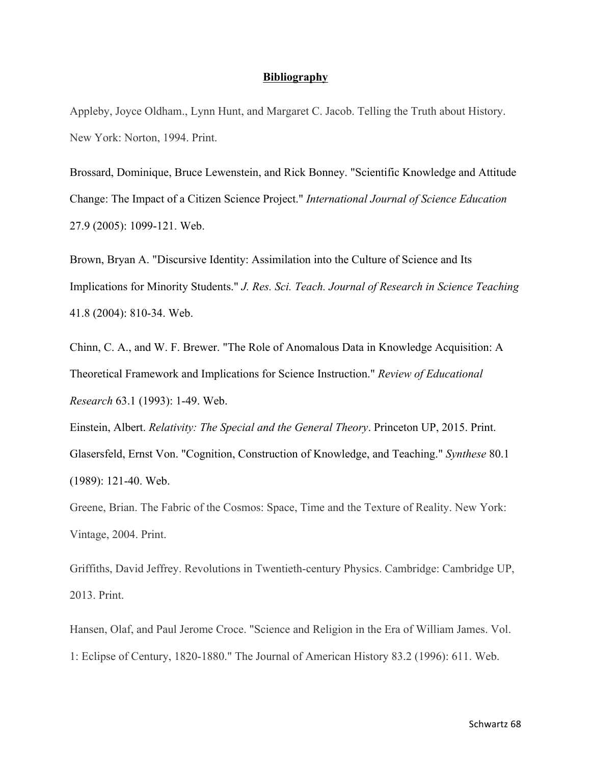**Bibliography**

Appleby, Joyce Oldham., Lynn Hunt, and Margaret C. Jacob. Telling the Truth about History. New York: Norton, 1994. Print.

Brossard, Dominique, Bruce Lewenstein, and Rick Bonney. "Scientific Knowledge and Attitude Change: The Impact of a Citizen Science Project." *International Journal of Science Education* 27.9 (2005): 1099-121. Web.

Brown, Bryan A. "Discursive Identity: Assimilation into the Culture of Science and Its Implications for Minority Students." *J. Res. Sci. Teach. Journal of Research in Science Teaching* 41.8 (2004): 810-34. Web.

Chinn, C. A., and W. F. Brewer. "The Role of Anomalous Data in Knowledge Acquisition: A Theoretical Framework and Implications for Science Instruction." *Review of Educational Research* 63.1 (1993): 1-49. Web.

Einstein, Albert. *Relativity: The Special and the General Theory*. Princeton UP, 2015. Print.

Glasersfeld, Ernst Von. "Cognition, Construction of Knowledge, and Teaching." *Synthese* 80.1 (1989): 121-40. Web.

Greene, Brian. The Fabric of the Cosmos: Space, Time and the Texture of Reality. New York: Vintage, 2004. Print.

Griffiths, David Jeffrey. Revolutions in Twentieth-century Physics. Cambridge: Cambridge UP, 2013. Print.

Hansen, Olaf, and Paul Jerome Croce. "Science and Religion in the Era of William James. Vol. 1: Eclipse of Century, 1820-1880." The Journal of American History 83.2 (1996): 611. Web.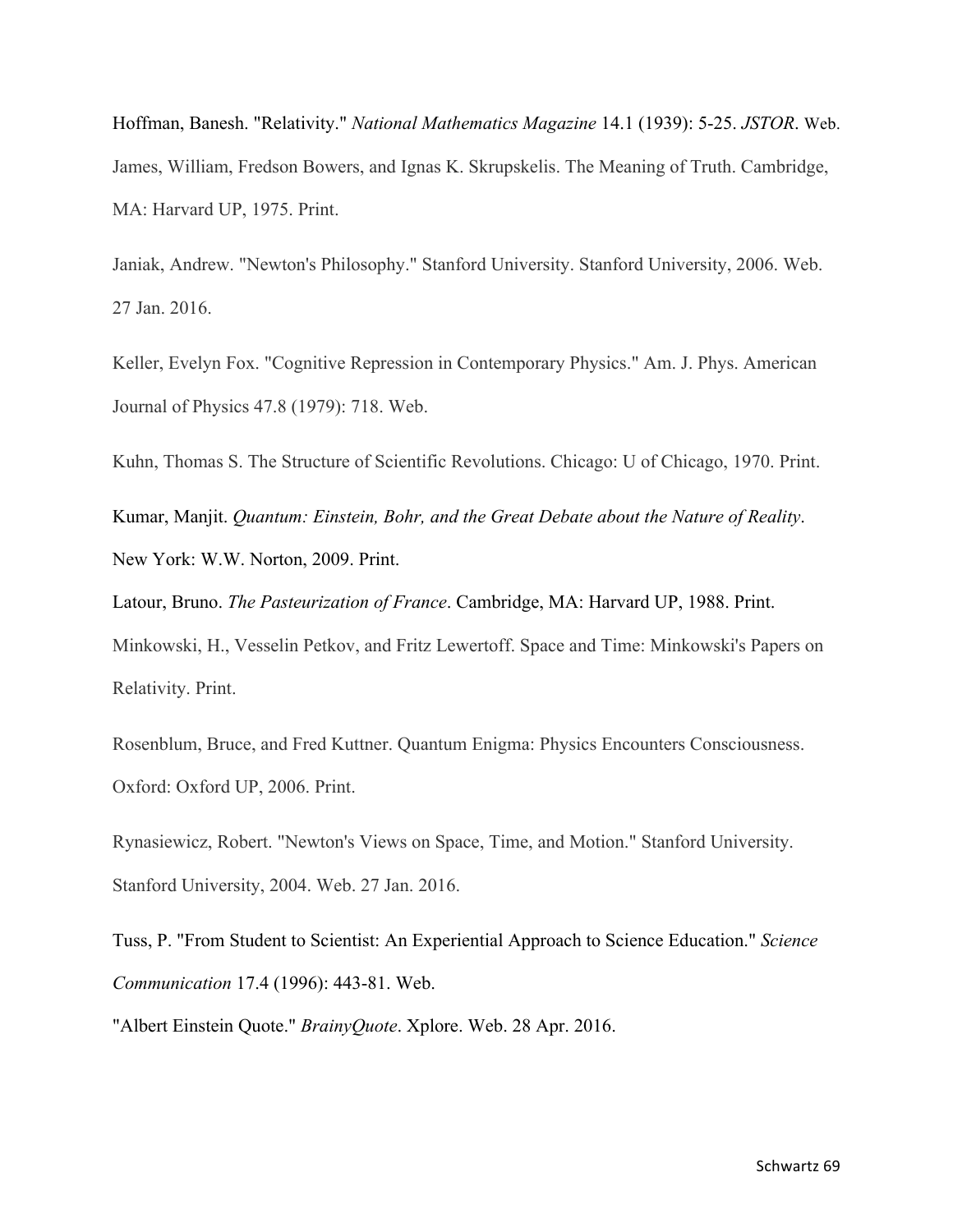Hoffman, Banesh. "Relativity." *National Mathematics Magazine* 14.1 (1939): 5-25. *JSTOR*. Web.

James, William, Fredson Bowers, and Ignas K. Skrupskelis. The Meaning of Truth. Cambridge, MA: Harvard UP, 1975. Print.

Janiak, Andrew. "Newton's Philosophy." Stanford University. Stanford University, 2006. Web. 27 Jan. 2016.

Keller, Evelyn Fox. "Cognitive Repression in Contemporary Physics." Am. J. Phys. American Journal of Physics 47.8 (1979): 718. Web.

Kuhn, Thomas S. The Structure of Scientific Revolutions. Chicago: U of Chicago, 1970. Print.

Kumar, Manjit. *Quantum: Einstein, Bohr, and the Great Debate about the Nature of Reality*. New York: W.W. Norton, 2009. Print.

Latour, Bruno. *The Pasteurization of France*. Cambridge, MA: Harvard UP, 1988. Print.

Minkowski, H., Vesselin Petkov, and Fritz Lewertoff. Space and Time: Minkowski's Papers on Relativity. Print.

Rosenblum, Bruce, and Fred Kuttner. Quantum Enigma: Physics Encounters Consciousness. Oxford: Oxford UP, 2006. Print.

Rynasiewicz, Robert. "Newton's Views on Space, Time, and Motion." Stanford University. Stanford University, 2004. Web. 27 Jan. 2016.

Tuss, P. "From Student to Scientist: An Experiential Approach to Science Education." *Science Communication* 17.4 (1996): 443-81. Web.

"Albert Einstein Quote." *BrainyQuote*. Xplore. Web. 28 Apr. 2016.